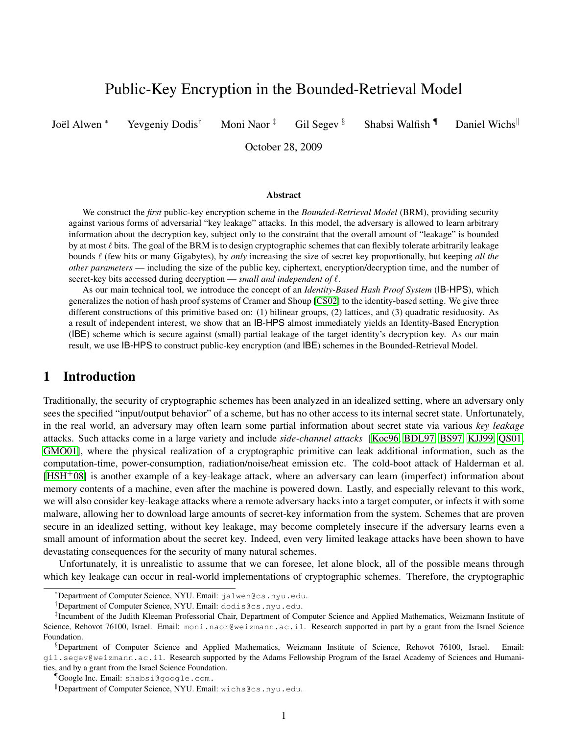# Public-Key Encryption in the Bounded-Retrieval Model

Joël Alwen [*] Yevgeniy Dodis [†] Moni Naor [‡] Gil Segev [§] Shabsi Walfish [¶] Daniel Wichs [‖]

October 28, 2009

### Abstract

We construct the *first* public-key encryption scheme in the *Bounded-Retrieval Model* (BRM), providing security against various forms of adversarial "key leakage" attacks. In this model, the adversary is allowed to learn arbitrary information about the decryption key, subject only to the constraint that the overall amount of "leakage" is bounded by at most $\ell$ bits. The goal of the BRM is to design cryptographic schemes that can flexibly tolerate arbitrarily leakage bounds $\ell$ (few bits or many Gigabytes), by *only* increasing the size of secret key proportionally, but keeping *all the other parameters* — including the size of the public key, ciphertext, encryption/decryption time, and the number of secret-key bits accessed during decryption — *small and independent of* $\ell$.

As our main technical tool, we introduce the concept of an *Identity-Based Hash Proof System* (IB-HPS), which generalizes the notion of hash proof systems of Cramer and Shoup [CS02] to the identity-based setting. We give three different constructions of this primitive based on: (1) bilinear groups, (2) lattices, and (3) quadratic residuosity. As a result of independent interest, we show that an IB-HPS almost immediately yields an Identity-Based Encryption (IBE) scheme which is secure against (small) partial leakage of the target identity's decryption key. As our main result, we use IB-HPS to construct public-key encryption (and IBE) schemes in the Bounded-Retrieval Model.

## 1 Introduction

Traditionally, the security of cryptographic schemes has been analyzed in an idealized setting, where an adversary only sees the specified "input/output behavior" of a scheme, but has no other access to its internal secret state. Unfortunately, in the real world, an adversary may often learn some partial information about secret state via various *key leakage* attacks. Such attacks come in a large variety and include *side-channel attacks* [Koc96, BDL97, BS97, KJJ99, QS01, GMO01], where the physical realization of a cryptographic primitive can leak additional information, such as the computation-time, power-consumption, radiation/noise/heat emission etc. The cold-boot attack of Halderman et al. [HSH+08] is another example of a key-leakage attack, where an adversary can learn (imperfect) information about memory contents of a machine, even after the machine is powered down. Lastly, and especially relevant to this work, we will also consider key-leakage attacks where a remote adversary hacks into a target computer, or infects it with some malware, allowing her to download large amounts of secret-key information from the system. Schemes that are proven secure in an idealized setting, without key leakage, may become completely insecure if the adversary learns even a small amount of information about the secret key. Indeed, even very limited leakage attacks have been shown to have devastating consequences for the security of many natural schemes.

Unfortunately, it is unrealistic to assume that we can foresee, let alone block, all of the possible means through which key leakage can occur in real-world implementations of cryptographic schemes. Therefore, the cryptographic

---

[*] Department of Computer Science, NYU. Email: jalwen@cs.nyu.edu.

[†] Department of Computer Science, NYU. Email: dodis@cs.nyu.edu.

[‡] Incumbent of the Judith Kleeman Professorial Chair, Department of Computer Science and Applied Mathematics, Weizmann Institute of Science, Rehovot 76100, Israel. Email: moni.naor@weizmann.ac.il. Research supported in part by a grant from the Israel Science Foundation.

[§] Department of Computer Science and Applied Mathematics, Weizmann Institute of Science, Rehovot 76100, Israel. Email: gil.segev@weizmann.ac.il. Research supported by the Adams Fellowship Program of the Israel Academy of Sciences and Humanities, and by a grant from the Israel Science Foundation.

[¶] Google Inc. Email: shabsi@google.com.

[‖] Department of Computer Science, NYU. Email: wichs@cs.nyu.edu.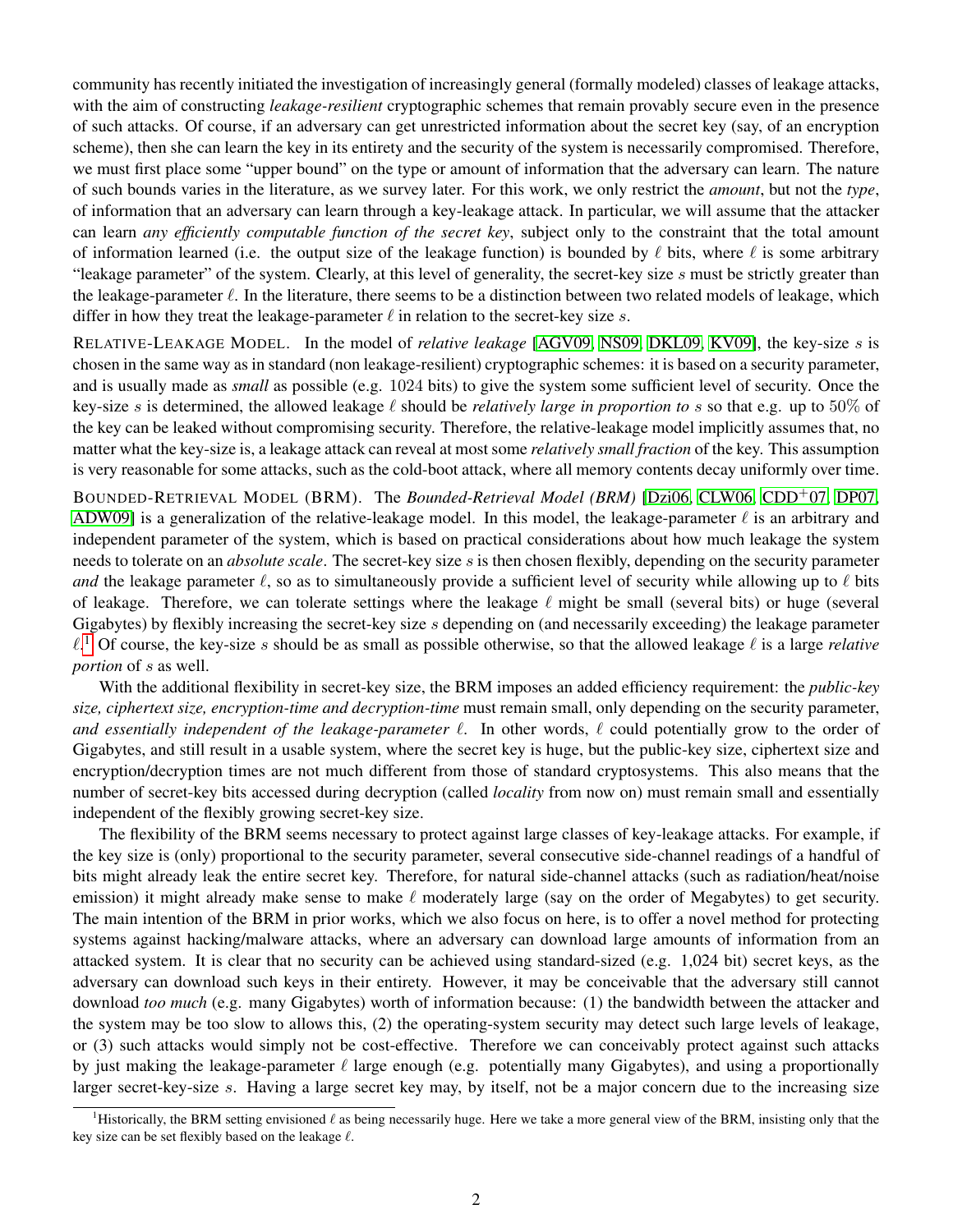community has recently initiated the investigation of increasingly general (formally modeled) classes of leakage attacks, with the aim of constructing *leakage-resilient* cryptographic schemes that remain provably secure even in the presence of such attacks. Of course, if an adversary can get unrestricted information about the secret key (say, of an encryption scheme), then she can learn the key in its entirety and the security of the system is necessarily compromised. Therefore, we must first place some "upper bound" on the type or amount of information that the adversary can learn. The nature of such bounds varies in the literature, as we survey later. For this work, we only restrict the *amount*, but not the *type*, of information that an adversary can learn through a key-leakage attack. In particular, we will assume that the attacker can learn *any efficiently computable function of the secret key*, subject only to the constraint that the total amount of information learned (i.e. the output size of the leakage function) is bounded by $\ell$ bits, where $\ell$ is some arbitrary "leakage parameter" of the system. Clearly, at this level of generality, the secret-key size $s$ must be strictly greater than the leakage-parameter $\ell$. In the literature, there seems to be a distinction between two related models of leakage, which differ in how they treat the leakage-parameter $\ell$ in relation to the secret-key size $s$.

RELATIVE-LEAKAGE MODEL. In the model of *relative leakage* [AGV09, NS09, DKL09, KV09], the key-size $s$ is chosen in the same way as in standard (non leakage-resilient) cryptographic schemes: it is based on a security parameter, and is usually made as *small* as possible (e.g. 1024 bits) to give the system some sufficient level of security. Once the key-size $s$ is determined, the allowed leakage $\ell$ should be *relatively large in proportion to* $s$ so that e.g. up to 50% of the key can be leaked without compromising security. Therefore, the relative-leakage model implicitly assumes that, no matter what the key-size is, a leakage attack can reveal at most some *relatively small fraction* of the key. This assumption is very reasonable for some attacks, such as the cold-boot attack, where all memory contents decay uniformly over time.

BOUNDED-RETRIEVAL MODEL (BRM). The *Bounded-Retrieval Model (BRM)* [Dzi06, CLW06, CDD+07, DP07, ADW09] is a generalization of the relative-leakage model. In this model, the leakage-parameter $\ell$ is an arbitrary and independent parameter of the system, which is based on practical considerations about how much leakage the system needs to tolerate on an *absolute scale*. The secret-key size $s$ is then chosen flexibly, depending on the security parameter *and* the leakage parameter $\ell$, so as to simultaneously provide a sufficient level of security while allowing up to $\ell$ bits of leakage. Therefore, we can tolerate settings where the leakage $\ell$ might be small (several bits) or huge (several Gigabytes) by flexibly increasing the secret-key size $s$ depending on (and necessarily exceeding) the leakage parameter $\ell$.[1] Of course, the key-size $s$ should be as small as possible otherwise, so that the allowed leakage $\ell$ is a large *relative portion* of $s$ as well.

With the additional flexibility in secret-key size, the BRM imposes an added efficiency requirement: the *public-key size, ciphertext size, encryption-time and decryption-time* must remain small, only depending on the security parameter, *and essentially independent of the leakage-parameter* $\ell$. In other words, $\ell$ could potentially grow to the order of Gigabytes, and still result in a usable system, where the secret key is huge, but the public-key size, ciphertext size and encryption/decryption times are not much different from those of standard cryptosystems. This also means that the number of secret-key bits accessed during decryption (called *locality* from now on) must remain small and essentially independent of the flexibly growing secret-key size.

The flexibility of the BRM seems necessary to protect against large classes of key-leakage attacks. For example, if the key size is (only) proportional to the security parameter, several consecutive side-channel readings of a handful of bits might already leak the entire secret key. Therefore, for natural side-channel attacks (such as radiation/heat/noise emission) it might already make sense to make $\ell$ moderately large (say on the order of Megabytes) to get security. The main intention of the BRM in prior works, which we also focus on here, is to offer a novel method for protecting systems against hacking/malware attacks, where an adversary can download large amounts of information from an attacked system. It is clear that no security can be achieved using standard-sized (e.g. 1,024 bit) secret keys, as the adversary can download such keys in their entirety. However, it may be conceivable that the adversary still cannot download *too much* (e.g. many Gigabytes) worth of information because: (1) the bandwidth between the attacker and the system may be too slow to allows this, (2) the operating-system security may detect such large levels of leakage, or (3) such attacks would simply not be cost-effective. Therefore we can conceivably protect against such attacks by just making the leakage-parameter $\ell$ large enough (e.g. potentially many Gigabytes), and using a proportionally larger secret-key-size $s$. Having a large secret key may, by itself, not be a major concern due to the increasing size

[1] Historically, the BRM setting envisioned $\ell$ as being necessarily huge. Here we take a more general view of the BRM, insisting only that the key size can be set flexibly based on the leakage $\ell$.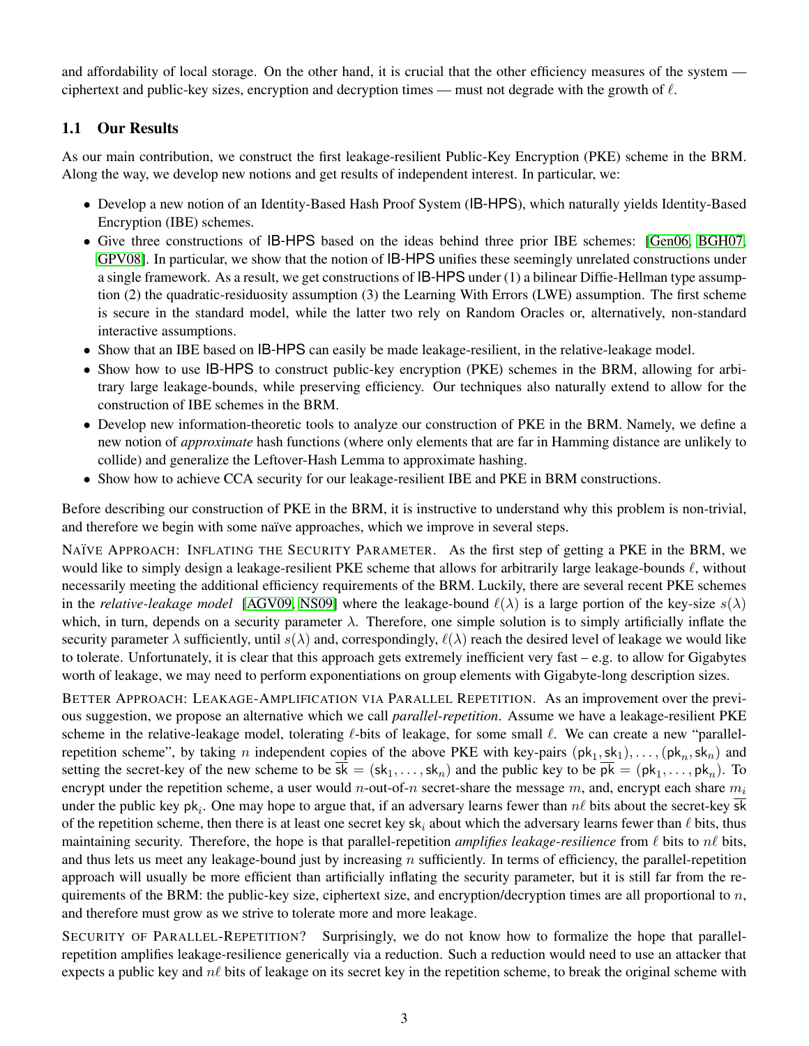and affordability of local storage. On the other hand, it is crucial that the other efficiency measures of the system — ciphertext and public-key sizes, encryption and decryption times — must not degrade with the growth of $\ell$.

## 1.1 Our Results

As our main contribution, we construct the first leakage-resilient Public-Key Encryption (PKE) scheme in the BRM. Along the way, we develop new notions and get results of independent interest. In particular, we:

- Develop a new notion of an Identity-Based Hash Proof System (IB-HPS), which naturally yields Identity-Based Encryption (IBE) schemes.
- Give three constructions of IB-HPS based on the ideas behind three prior IBE schemes: [Gen06, BGH07, GPV08]. In particular, we show that the notion of IB-HPS unifies these seemingly unrelated constructions under a single framework. As a result, we get constructions of IB-HPS under (1) a bilinear Diffie-Hellman type assumption (2) the quadratic-residuosity assumption (3) the Learning With Errors (LWE) assumption. The first scheme is secure in the standard model, while the latter two rely on Random Oracles or, alternatively, non-standard interactive assumptions.
- Show that an IBE based on IB-HPS can easily be made leakage-resilient, in the relative-leakage model.
- Show how to use IB-HPS to construct public-key encryption (PKE) schemes in the BRM, allowing for arbitrary large leakage-bounds, while preserving efficiency. Our techniques also naturally extend to allow for the construction of IBE schemes in the BRM.
- Develop new information-theoretic tools to analyze our construction of PKE in the BRM. Namely, we define a new notion of *approximate* hash functions (where only elements that are far in Hamming distance are unlikely to collide) and generalize the Leftover-Hash Lemma to approximate hashing.
- Show how to achieve CCA security for our leakage-resilient IBE and PKE in BRM constructions.

Before describing our construction of PKE in the BRM, it is instructive to understand why this problem is non-trivial, and therefore we begin with some naïve approaches, which we improve in several steps.

NAÏVE APPROACH: INFLATING THE SECURITY PARAMETER. As the first step of getting a PKE in the BRM, we would like to simply design a leakage-resilient PKE scheme that allows for arbitrarily large leakage-bounds $\ell$, without necessarily meeting the additional efficiency requirements of the BRM. Luckily, there are several recent PKE schemes in the *relative-leakage model* [AGV09, NS09] where the leakage-bound $\ell(\lambda)$ is a large portion of the key-size $s(\lambda)$ which, in turn, depends on a security parameter $\lambda$. Therefore, one simple solution is to simply artificially inflate the security parameter $\lambda$ sufficiently, until $s(\lambda)$ and, correspondingly, $\ell(\lambda)$ reach the desired level of leakage we would like to tolerate. Unfortunately, it is clear that this approach gets extremely inefficient very fast – e.g. to allow for Gigabytes worth of leakage, we may need to perform exponentiations on group elements with Gigabyte-long description sizes.

BETTER APPROACH: LEAKAGE-AMPLIFICATION VIA PARALLEL REPETITION. As an improvement over the previous suggestion, we propose an alternative which we call *parallel-repetition*. Assume we have a leakage-resilient PKE scheme in the relative-leakage model, tolerating $\ell$-bits of leakage, for some small $\ell$. We can create a new "parallel-repetition scheme", by taking $n$ independent copies of the above PKE with key-pairs $(\mathsf{pk}_1, \mathsf{sk}_1), \ldots, (\mathsf{pk}_n, \mathsf{sk}_n)$ and setting the secret-key of the new scheme to be $\overline{\mathsf{sk}} = (\mathsf{sk}_1, \ldots, \mathsf{sk}_n)$ and the public key to be $\overline{\mathsf{pk}} = (\mathsf{pk}_1, \ldots, \mathsf{pk}_n)$. To encrypt under the repetition scheme, a user would $n$-out-of-$n$ secret-share the message $m$, and, encrypt each share $m_i$ under the public key $\mathsf{pk}_i$. One may hope to argue that, if an adversary learns fewer than $n\ell$ bits about the secret-key $\overline{\mathsf{sk}}$ of the repetition scheme, then there is at least one secret key $\mathsf{sk}_i$ about which the adversary learns fewer than $\ell$ bits, thus maintaining security. Therefore, the hope is that parallel-repetition *amplifies leakage-resilience* from $\ell$ bits to $n\ell$ bits, and thus lets us meet any leakage-bound just by increasing $n$ sufficiently. In terms of efficiency, the parallel-repetition approach will usually be more efficient than artificially inflating the security parameter, but it is still far from the requirements of the BRM: the public-key size, ciphertext size, and encryption/decryption times are all proportional to $n$, and therefore must grow as we strive to tolerate more and more leakage.

SECURITY OF PARALLEL-REPETITION? Surprisingly, we do not know how to formalize the hope that parallel-repetition amplifies leakage-resilience generically via a reduction. Such a reduction would need to use an attacker that expects a public key and $n\ell$ bits of leakage on its secret key in the repetition scheme, to break the original scheme with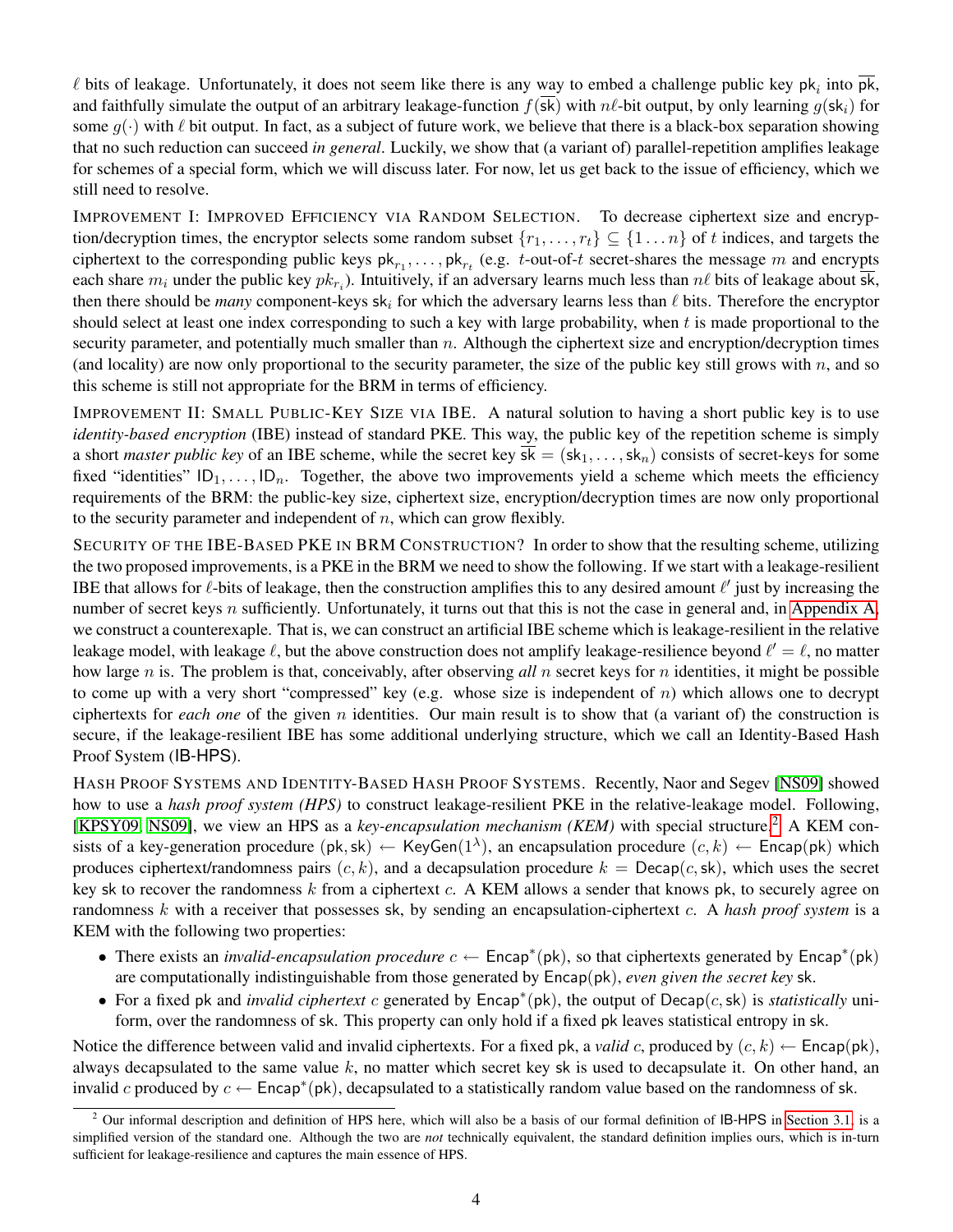$\ell$ bits of leakage. Unfortunately, it does not seem like there is any way to embed a challenge public key $\mathsf{pk}_i$ into $\overline{\mathsf{pk}}$, and faithfully simulate the output of an arbitrary leakage-function $f(\overline{\mathsf{sk}})$ with $n\ell$-bit output, by only learning $g(\mathsf{sk}_i)$ for some $g(\cdot)$ with $\ell$ bit output. In fact, as a subject of future work, we believe that there is a black-box separation showing that no such reduction can succeed *in general*. Luckily, we show that (a variant of) parallel-repetition amplifies leakage for schemes of a special form, which we will discuss later. For now, let us get back to the issue of efficiency, which we still need to resolve.

IMPROVEMENT I: IMPROVED EFFICIENCY VIA RANDOM SELECTION. To decrease ciphertext size and encryption/decryption times, the encryptor selects some random subset $\{r_1, \ldots, r_t\} \subseteq \{1 \ldots n\}$ of $t$ indices, and targets the ciphertext to the corresponding public keys $\mathsf{pk}_{r_1}, \ldots, \mathsf{pk}_{r_t}$ (e.g. $t$-out-of-$t$ secret-shares the message $m$ and encrypts each share $m_i$ under the public key $pk_{r_i}$). Intuitively, if an adversary learns much less than $n\ell$ bits of leakage about $\overline{\mathsf{sk}}$, then there should be *many* component-keys $\mathsf{sk}_i$ for which the adversary learns less than $\ell$ bits. Therefore the encryptor should select at least one index corresponding to such a key with large probability, when $t$ is made proportional to the security parameter, and potentially much smaller than $n$. Although the ciphertext size and encryption/decryption times (and locality) are now only proportional to the security parameter, the size of the public key still grows with $n$, and so this scheme is still not appropriate for the BRM in terms of efficiency.

IMPROVEMENT II: SMALL PUBLIC-KEY SIZE VIA IBE. A natural solution to having a short public key is to use *identity-based encryption* (IBE) instead of standard PKE. This way, the public key of the repetition scheme is simply a short *master public key* of an IBE scheme, while the secret key $\overline{\mathsf{sk}} = (\mathsf{sk}_1, \ldots, \mathsf{sk}_n)$ consists of secret-keys for some fixed "identities" $\mathsf{ID}_1, \ldots, \mathsf{ID}_n$. Together, the above two improvements yield a scheme which meets the efficiency requirements of the BRM: the public-key size, ciphertext size, encryption/decryption times are now only proportional to the security parameter and independent of $n$, which can grow flexibly.

SECURITY OF THE IBE-BASED PKE IN BRM CONSTRUCTION? In order to show that the resulting scheme, utilizing the two proposed improvements, is a PKE in the BRM we need to show the following. If we start with a leakage-resilient IBE that allows for $\ell$-bits of leakage, then the construction amplifies this to any desired amount $\ell'$ just by increasing the number of secret keys $n$ sufficiently. Unfortunately, it turns out that this is not the case in general and, in Appendix A, we construct a counterexaple. That is, we can construct an artificial IBE scheme which is leakage-resilient in the relative leakage model, with leakage $\ell$, but the above construction does not amplify leakage-resilience beyond $\ell' = \ell$, no matter how large $n$ is. The problem is that, conceivably, after observing *all* $n$ secret keys for $n$ identities, it might be possible to come up with a very short "compressed" key (e.g. whose size is independent of $n$) which allows one to decrypt ciphertexts for *each one* of the given $n$ identities. Our main result is to show that (a variant of) the construction is secure, if the leakage-resilient IBE has some additional underlying structure, which we call an Identity-Based Hash Proof System (IB-HPS).

HASH PROOF SYSTEMS AND IDENTITY-BASED HASH PROOF SYSTEMS. Recently, Naor and Segev [NS09] showed how to use a *hash proof system (HPS)* to construct leakage-resilient PKE in the relative-leakage model. Following, [KPSY09, NS09], we view an HPS as a *key-encapsulation mechanism (KEM)* with special structure.[2] A KEM consists of a key-generation procedure $(\mathsf{pk}, \mathsf{sk}) \leftarrow \mathsf{KeyGen}(1^\lambda)$, an encapsulation procedure $(c, k) \leftarrow \mathsf{Encap}(\mathsf{pk})$ which produces ciphertext/randomness pairs $(c, k)$, and a decapsulation procedure $k = \mathsf{Decap}(c, \mathsf{sk})$, which uses the secret key $\mathsf{sk}$ to recover the randomness $k$ from a ciphertext $c$. A KEM allows a sender that knows $\mathsf{pk}$, to securely agree on randomness $k$ with a receiver that possesses $\mathsf{sk}$, by sending an encapsulation-ciphertext $c$. A *hash proof system* is a KEM with the following two properties:

- There exists an *invalid-encapsulation procedure* $c \leftarrow \mathsf{Encap}^*(\mathsf{pk})$, so that ciphertexts generated by $\mathsf{Encap}^*(\mathsf{pk})$ are computationally indistinguishable from those generated by $\mathsf{Encap}(\mathsf{pk})$, *even given the secret key* $\mathsf{sk}$.
- For a fixed $\mathsf{pk}$ and *invalid ciphertext* $c$ generated by $\mathsf{Encap}^*(\mathsf{pk})$, the output of $\mathsf{Decap}(c, \mathsf{sk})$ is *statistically* uniform, over the randomness of $\mathsf{sk}$. This property can only hold if a fixed $\mathsf{pk}$ leaves statistical entropy in $\mathsf{sk}$.

Notice the difference between valid and invalid ciphertexts. For a fixed $\mathsf{pk}$, a *valid* $c$, produced by $(c, k) \leftarrow \mathsf{Encap}(\mathsf{pk})$, always decapsulated to the same value $k$, no matter which secret key $\mathsf{sk}$ is used to decapsulate it. On other hand, an invalid $c$ produced by $c \leftarrow \mathsf{Encap}^*(\mathsf{pk})$, decapsulated to a statistically random value based on the randomness of $\mathsf{sk}$.

[2] Our informal description and definition of HPS here, which will also be a basis of our formal definition of IB-HPS in Section 3.1, is a simplified version of the standard one. Although the two are *not* technically equivalent, the standard definition implies ours, which is in-turn sufficient for leakage-resilience and captures the main essence of HPS.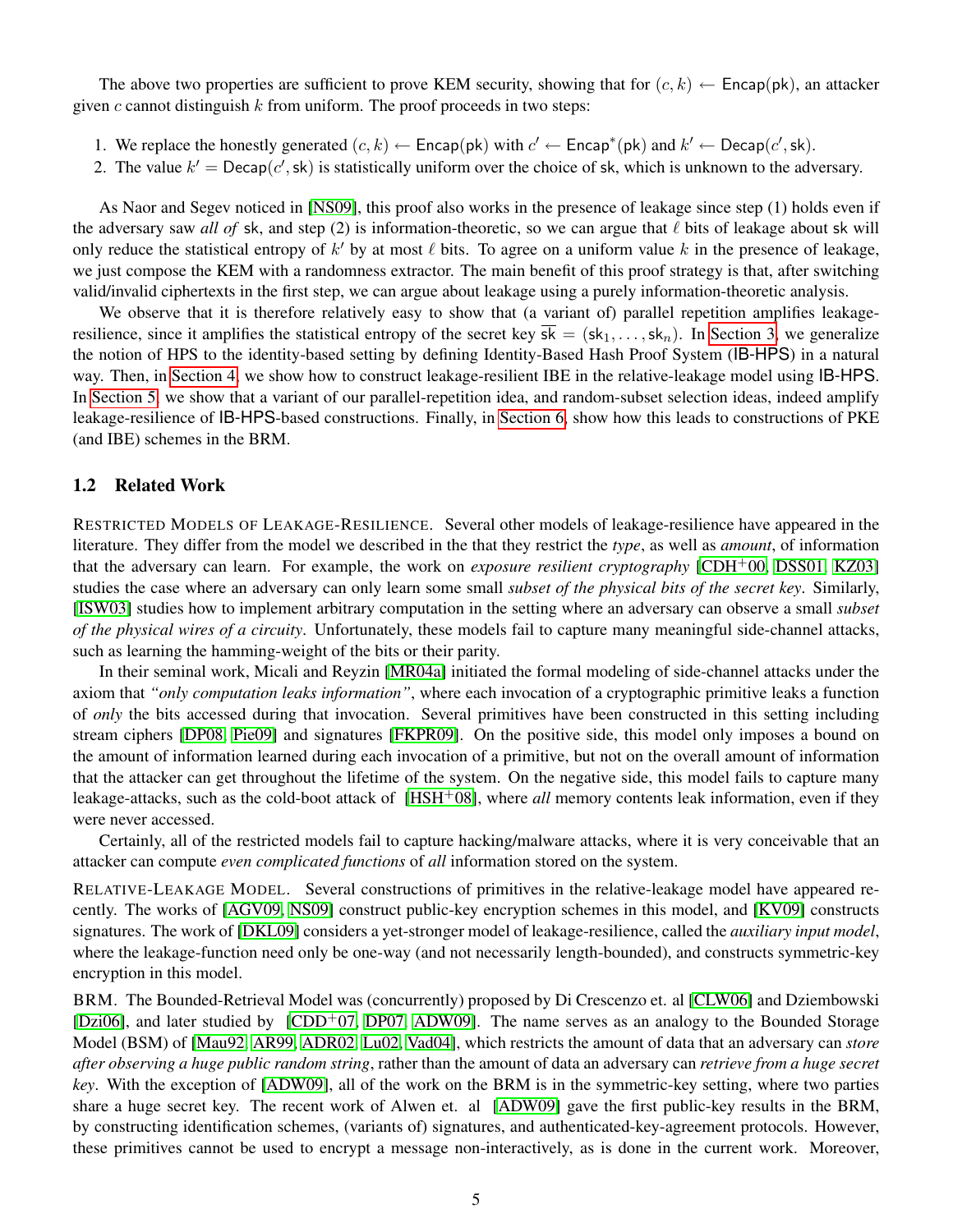The above two properties are sufficient to prove KEM security, showing that for $(c, k) \leftarrow \mathsf{Encap}(\mathsf{pk})$, an attacker given $c$ cannot distinguish $k$ from uniform. The proof proceeds in two steps:

1. We replace the honestly generated $(c, k) \leftarrow \mathsf{Encap}(\mathsf{pk})$ with $c' \leftarrow \mathsf{Encap}^*(\mathsf{pk})$ and $k' \leftarrow \mathsf{Decap}(c', \mathsf{sk})$.
2. The value $k' = \mathsf{Decap}(c', \mathsf{sk})$ is statistically uniform over the choice of $\mathsf{sk}$, which is unknown to the adversary.

As Naor and Segev noticed in [NS09], this proof also works in the presence of leakage since step (1) holds even if the adversary saw *all of* $\mathsf{sk}$, and step (2) is information-theoretic, so we can argue that $\ell$ bits of leakage about $\mathsf{sk}$ will only reduce the statistical entropy of $k'$ by at most $\ell$ bits. To agree on a uniform value $k$ in the presence of leakage, we just compose the KEM with a randomness extractor. The main benefit of this proof strategy is that, after switching valid/invalid ciphertexts in the first step, we can argue about leakage using a purely information-theoretic analysis.

We observe that it is therefore relatively easy to show that (a variant of) parallel repetition amplifies leakage-resilience, since it amplifies the statistical entropy of the secret key $\overline{\mathsf{sk}} = (\mathsf{sk}_1, \ldots, \mathsf{sk}_n)$. In Section 3, we generalize the notion of HPS to the identity-based setting by defining Identity-Based Hash Proof System (IB-HPS) in a natural way. Then, in Section 4, we show how to construct leakage-resilient IBE in the relative-leakage model using IB-HPS. In Section 5, we show that a variant of our parallel-repetition idea, and random-subset selection ideas, indeed amplify leakage-resilience of IB-HPS-based constructions. Finally, in Section 6, show how this leads to constructions of PKE (and IBE) schemes in the BRM.

## 1.2 Related Work

RESTRICTED MODELS OF LEAKAGE-RESILIENCE. Several other models of leakage-resilience have appeared in the literature. They differ from the model we described in the that they restrict the *type*, as well as *amount*, of information that the adversary can learn. For example, the work on *exposure resilient cryptography* [CDH+00, DSS01, KZ03] studies the case where an adversary can only learn some small *subset of the physical bits of the secret key*. Similarly, [ISW03] studies how to implement arbitrary computation in the setting where an adversary can observe a small *subset of the physical wires of a circuity*. Unfortunately, these models fail to capture many meaningful side-channel attacks, such as learning the hamming-weight of the bits or their parity.

In their seminal work, Micali and Reyzin [MR04a] initiated the formal modeling of side-channel attacks under the axiom that *"only computation leaks information"*, where each invocation of a cryptographic primitive leaks a function of *only* the bits accessed during that invocation. Several primitives have been constructed in this setting including stream ciphers [DP08, Pie09] and signatures [FKPR09]. On the positive side, this model only imposes a bound on the amount of information learned during each invocation of a primitive, but not on the overall amount of information that the attacker can get throughout the lifetime of the system. On the negative side, this model fails to capture many leakage-attacks, such as the cold-boot attack of [HSH+08], where *all* memory contents leak information, even if they were never accessed.

Certainly, all of the restricted models fail to capture hacking/malware attacks, where it is very conceivable that an attacker can compute *even complicated functions* of *all* information stored on the system.

RELATIVE-LEAKAGE MODEL. Several constructions of primitives in the relative-leakage model have appeared recently. The works of [AGV09, NS09] construct public-key encryption schemes in this model, and [KV09] constructs signatures. The work of [DKL09] considers a yet-stronger model of leakage-resilience, called the *auxiliary input model*, where the leakage-function need only be one-way (and not necessarily length-bounded), and constructs symmetric-key encryption in this model.

BRM. The Bounded-Retrieval Model was (concurrently) proposed by Di Crescenzo et. al [CLW06] and Dziembowski [Dzi06], and later studied by [CDD+07, DP07, ADW09]. The name serves as an analogy to the Bounded Storage Model (BSM) of [Mau92, AR99, ADR02, Lu02, Vad04], which restricts the amount of data that an adversary can *store after observing a huge public random string*, rather than the amount of data that an adversary can *retrieve from a huge secret key*. With the exception of [ADW09], all of the work on the BRM is in the symmetric-key setting, where two parties share a huge secret key. The recent work of Alwen et. al [ADW09] gave the first public-key results in the BRM, by constructing identification schemes, (variants of) signatures, and authenticated-key-agreement protocols. However, these primitives cannot be used to encrypt a message non-interactively, as is done in the current work. Moreover,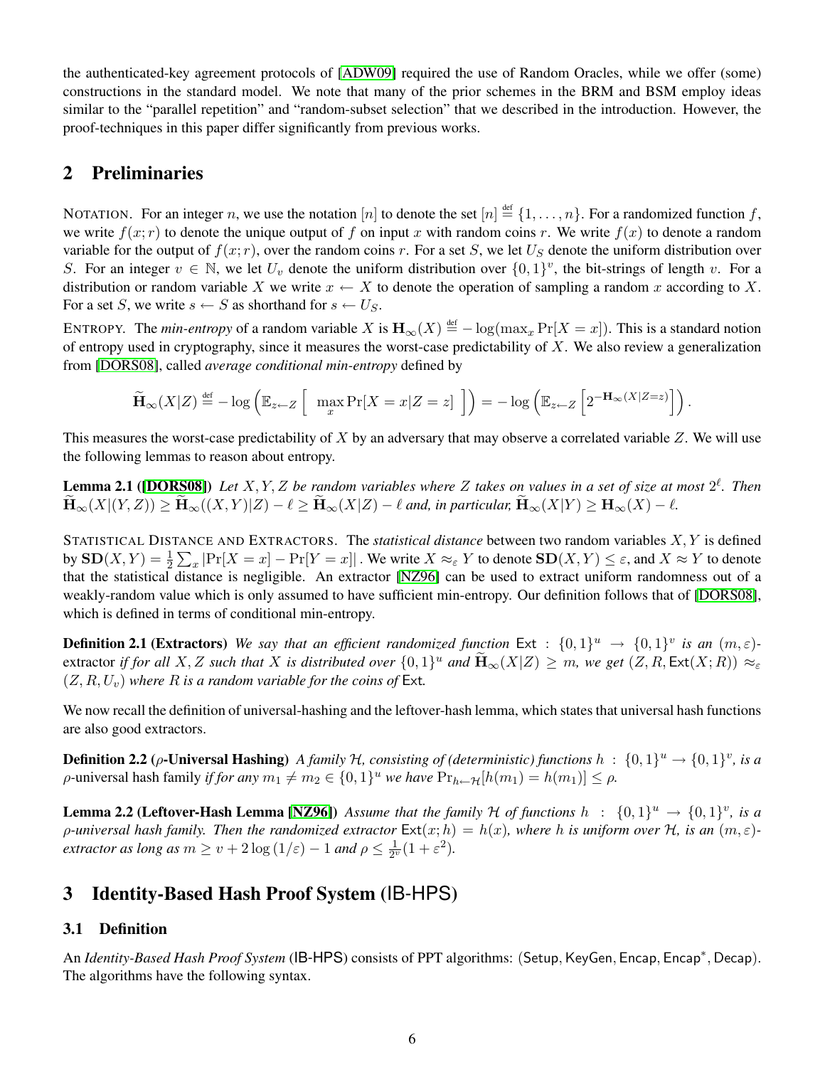the authenticated-key agreement protocols of [ADW09] required the use of Random Oracles, while we offer (some) constructions in the standard model. We note that many of the prior schemes in the BRM and BSM employ ideas similar to the "parallel repetition" and "random-subset selection" that we described in the introduction. However, the proof-techniques in this paper differ significantly from previous works.

## 2 Preliminaries

NOTATION. For an integer $n$, we use the notation $[n]$ to denote the set $[n] \stackrel{\text{def}}{=} \{1, \ldots, n\}$. For a randomized function $f$, we write $f(x; r)$ to denote the unique output of $f$ on input $x$ with random coins $r$. We write $f(x)$ to denote a random variable for the output of $f(x; r)$, over the random coins $r$. For a set $S$, we let $U_S$ denote the uniform distribution over $S$. For an integer $v \in \mathbb{N}$, we let $U_v$ denote the uniform distribution over $\{0,1\}^v$, the bit-strings of length $v$. For a distribution or random variable $X$ we write $x \leftarrow X$ to denote the operation of sampling a random $x$ according to $X$. For a set $S$, we write $s \leftarrow S$ as shorthand for $s \leftarrow U_S$.

ENTROPY. The *min-entropy* of a random variable $X$ is $\mathbf{H}_\infty(X) \stackrel{\text{def}}{=} -\log(\max_x \Pr[X = x])$. This is a standard notion of entropy used in cryptography, since it measures the worst-case predictability of $X$. We also review a generalization from [DORS08], called *average conditional min-entropy* defined by

$$\widetilde{\mathbf{H}}_\infty(X|Z) \stackrel{\text{def}}{=} -\log\left(\mathbb{E}_{z\leftarrow Z}\left[\ \max_x \Pr[X = x|Z = z]\ \right]\right) = -\log\left(\mathbb{E}_{z\leftarrow Z}\left[2^{-\mathbf{H}_\infty(X|Z=z)}\right]\right).$$

This measures the worst-case predictability of $X$ by an adversary that may observe a correlated variable $Z$. We will use the following lemmas to reason about entropy.

**Lemma 2.1 ([DORS08])** *Let $X, Y, Z$ be random variables where $Z$ takes on values in a set of size at most $2^\ell$. Then $\widetilde{\mathbf{H}}_\infty(X|(Y, Z)) \geq \widetilde{\mathbf{H}}_\infty((X, Y)|Z) - \ell \geq \widetilde{\mathbf{H}}_\infty(X|Z) - \ell$ and, in particular, $\widetilde{\mathbf{H}}_\infty(X|Y) \geq \mathbf{H}_\infty(X) - \ell$.*

STATISTICAL DISTANCE AND EXTRACTORS. The *statistical distance* between two random variables $X, Y$ is defined by $\mathbf{SD}(X, Y) = \frac{1}{2}\sum_x |\Pr[X = x] - \Pr[Y = x]|$ . We write $X \approx_\varepsilon Y$ to denote $\mathbf{SD}(X, Y) \leq \varepsilon$, and $X \approx Y$ to denote that the statistical distance is negligible. An extractor [NZ96] can be used to extract uniform randomness out of a weakly-random value which is only assumed to have sufficient min-entropy. Our definition follows that of [DORS08], which is defined in terms of conditional min-entropy.

**Definition 2.1 (Extractors)** *We say that an efficient randomized function $\mathsf{Ext} : \{0,1\}^u \to \{0,1\}^v$ is an $(m, \varepsilon)$-extractor if for all $X, Z$ such that $X$ is distributed over $\{0,1\}^u$ and $\widetilde{\mathbf{H}}_\infty(X|Z) \geq m$, we get $(Z, R, \mathsf{Ext}(X; R)) \approx_\varepsilon (Z, R, U_v)$ where $R$ is a random variable for the coins of $\mathsf{Ext}$.*

We now recall the definition of universal-hashing and the leftover-hash lemma, which states that universal hash functions are also good extractors.

**Definition 2.2 ($\rho$-Universal Hashing)** *A family $\mathcal{H}$, consisting of (deterministic) functions $h : \{0,1\}^u \to \{0,1\}^v$, is a $\rho$-universal hash family if for any $m_1 \neq m_2 \in \{0,1\}^u$ we have $\Pr_{h\leftarrow\mathcal{H}}[h(m_1) = h(m_1)] \leq \rho$.*

**Lemma 2.2 (Leftover-Hash Lemma [NZ96])** *Assume that the family $\mathcal{H}$ of functions $h : \{0,1\}^u \to \{0,1\}^v$, is a $\rho$-universal hash family. Then the randomized extractor $\mathsf{Ext}(x; h) = h(x)$, where $h$ is uniform over $\mathcal{H}$, is an $(m, \varepsilon)$-extractor as long as $m \geq v + 2\log(1/\varepsilon) - 1$ and $\rho \leq \frac{1}{2^v}(1 + \varepsilon^2)$.*

## 3 Identity-Based Hash Proof System (IB-HPS)

### 3.1 Definition

An *Identity-Based Hash Proof System* (IB-HPS) consists of PPT algorithms: (Setup, KeyGen, Encap, Encap$^*$, Decap). The algorithms have the following syntax.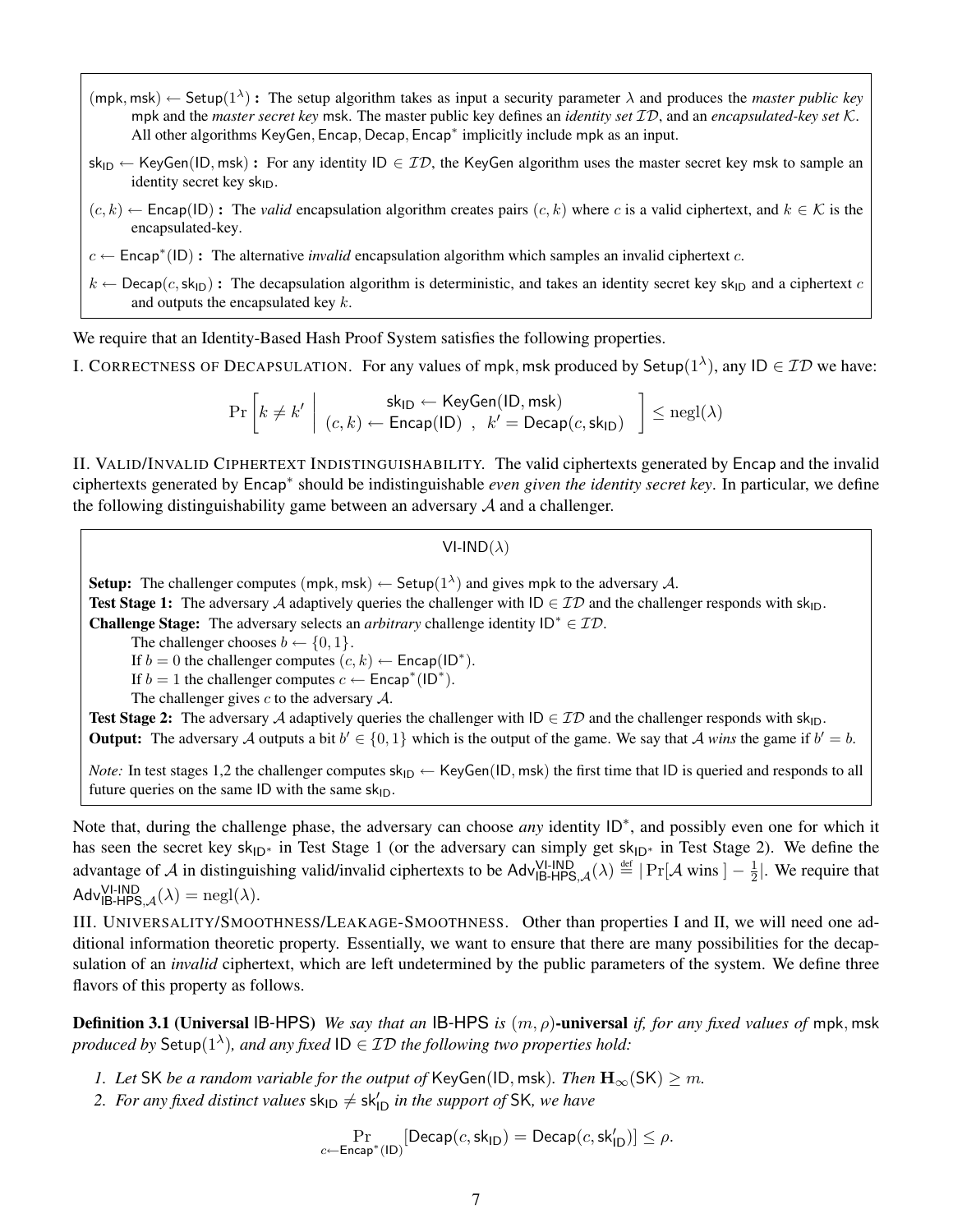$(\mathsf{mpk}, \mathsf{msk}) \leftarrow \mathsf{Setup}(1^\lambda)$ **:** The setup algorithm takes as input a security parameter $\lambda$ and produces the *master public key* $\mathsf{mpk}$ and the *master secret key* $\mathsf{msk}$. The master public key defines an *identity set* $\mathcal{ID}$, and an *encapsulated-key set* $\mathcal{K}$. All other algorithms $\mathsf{KeyGen}, \mathsf{Encap}, \mathsf{Decap}, \mathsf{Encap}^*$ implicitly include $\mathsf{mpk}$ as an input.

$\mathsf{sk_{ID}} \leftarrow \mathsf{KeyGen}(\mathsf{ID}, \mathsf{msk})$ **:** For any identity $\mathsf{ID} \in \mathcal{ID}$, the $\mathsf{KeyGen}$ algorithm uses the master secret key $\mathsf{msk}$ to sample an identity secret key $\mathsf{sk_{ID}}$.

$(c, k) \leftarrow \mathsf{Encap}(\mathsf{ID})$ **:** The *valid* encapsulation algorithm creates pairs $(c, k)$ where $c$ is a valid ciphertext, and $k \in \mathcal{K}$ is the encapsulated-key.

$c \leftarrow \mathsf{Encap}^*(\mathsf{ID})$ **:** The alternative *invalid* encapsulation algorithm which samples an invalid ciphertext $c$.

$k \leftarrow \mathsf{Decap}(c, \mathsf{sk_{ID}})$ **:** The decapsulation algorithm is deterministic, and takes an identity secret key $\mathsf{sk_{ID}}$ and a ciphertext $c$ and outputs the encapsulated key $k$.

We require that an Identity-Based Hash Proof System satisfies the following properties.

I. Correctness of Decapsulation. For any values of $\mathsf{mpk}, \mathsf{msk}$ produced by $\mathsf{Setup}(1^\lambda)$, any $\mathsf{ID} \in \mathcal{ID}$ we have:

$$\Pr\left[k \neq k' \;\middle|\; \begin{array}{c} \mathsf{sk_{ID}} \leftarrow \mathsf{KeyGen}(\mathsf{ID}, \mathsf{msk}) \\ (c, k) \leftarrow \mathsf{Encap}(\mathsf{ID}) \;\;,\;\; k' = \mathsf{Decap}(c, \mathsf{sk_{ID}}) \end{array}\right] \leq \mathrm{negl}(\lambda)$$

II. Valid/Invalid Ciphertext Indistinguishability. The valid ciphertexts generated by $\mathsf{Encap}$ and the invalid ciphertexts generated by $\mathsf{Encap}^*$ should be indistinguishable *even given the identity secret key*. In particular, we define the following distinguishability game between an adversary $\mathcal{A}$ and a challenger.

$\mathsf{VI\text{-}IND}(\lambda)$

**Setup:** The challenger computes $(\mathsf{mpk}, \mathsf{msk}) \leftarrow \mathsf{Setup}(1^\lambda)$ and gives $\mathsf{mpk}$ to the adversary $\mathcal{A}$.
**Test Stage 1:** The adversary $\mathcal{A}$ adaptively queries the challenger with $\mathsf{ID} \in \mathcal{ID}$ and the challenger responds with $\mathsf{sk_{ID}}$.
**Challenge Stage:** The adversary selects an *arbitrary* challenge identity $\mathsf{ID}^* \in \mathcal{ID}$.
The challenger chooses $b \leftarrow \{0, 1\}$.
If $b = 0$ the challenger computes $(c, k) \leftarrow \mathsf{Encap}(\mathsf{ID}^*)$.
If $b = 1$ the challenger computes $c \leftarrow \mathsf{Encap}^*(\mathsf{ID}^*)$.
The challenger gives $c$ to the adversary $\mathcal{A}$.
**Test Stage 2:** The adversary $\mathcal{A}$ adaptively queries the challenger with $\mathsf{ID} \in \mathcal{ID}$ and the challenger responds with $\mathsf{sk_{ID}}$.
**Output:** The adversary $\mathcal{A}$ outputs a bit $b' \in \{0, 1\}$ which is the output of the game. We say that $\mathcal{A}$ *wins* the game if $b' = b$.

*Note:* In test stages 1,2 the challenger computes $\mathsf{sk_{ID}} \leftarrow \mathsf{KeyGen}(\mathsf{ID}, \mathsf{msk})$ the first time that $\mathsf{ID}$ is queried and responds to all future queries on the same $\mathsf{ID}$ with the same $\mathsf{sk_{ID}}$.

Note that, during the challenge phase, the adversary can choose *any* identity $\mathsf{ID}^*$, and possibly even one for which it has seen the secret key $\mathsf{sk_{ID^*}}$ in Test Stage 1 (or the adversary can simply get $\mathsf{sk_{ID^*}}$ in Test Stage 2). We define the advantage of $\mathcal{A}$ in distinguishing valid/invalid ciphertexts to be $\mathsf{Adv}^{\mathsf{VI\text{-}IND}}_{\mathsf{IB\text{-}HPS},\mathcal{A}}(\lambda) \stackrel{\text{def}}{=} |\Pr[\mathcal{A} \text{ wins }] - \frac{1}{2}|$. We require that $\mathsf{Adv}^{\mathsf{VI\text{-}IND}}_{\mathsf{IB\text{-}HPS},\mathcal{A}}(\lambda) = \mathrm{negl}(\lambda)$.

III. Universality/Smoothness/Leakage-Smoothness. Other than properties I and II, we will need one additional information theoretic property. Essentially, we want to ensure that there are many possibilities for the decapsulation of an *invalid* ciphertext, which are left undetermined by the public parameters of the system. We define three flavors of this property as follows.

**Definition 3.1 (Universal IB-HPS)** *We say that an* IB-HPS *is* $(m, \rho)$**-universal** *if, for any fixed values of* $\mathsf{mpk}, \mathsf{msk}$ *produced by* $\mathsf{Setup}(1^\lambda)$*, and any fixed* $\mathsf{ID} \in \mathcal{ID}$ *the following two properties hold:*

1. *Let* $\mathsf{SK}$ *be a random variable for the output of* $\mathsf{KeyGen}(\mathsf{ID}, \mathsf{msk})$*. Then* $\mathbf{H}_\infty(\mathsf{SK}) \geq m$*.*
2. *For any fixed distinct values* $\mathsf{sk_{ID}} \neq \mathsf{sk}'_{\mathsf{ID}}$ *in the support of* $\mathsf{SK}$*, we have*

$$\Pr_{c \leftarrow \mathsf{Encap}^*(\mathsf{ID})}[\mathsf{Decap}(c, \mathsf{sk_{ID}}) = \mathsf{Decap}(c, \mathsf{sk}'_{\mathsf{ID}})] \leq \rho.$$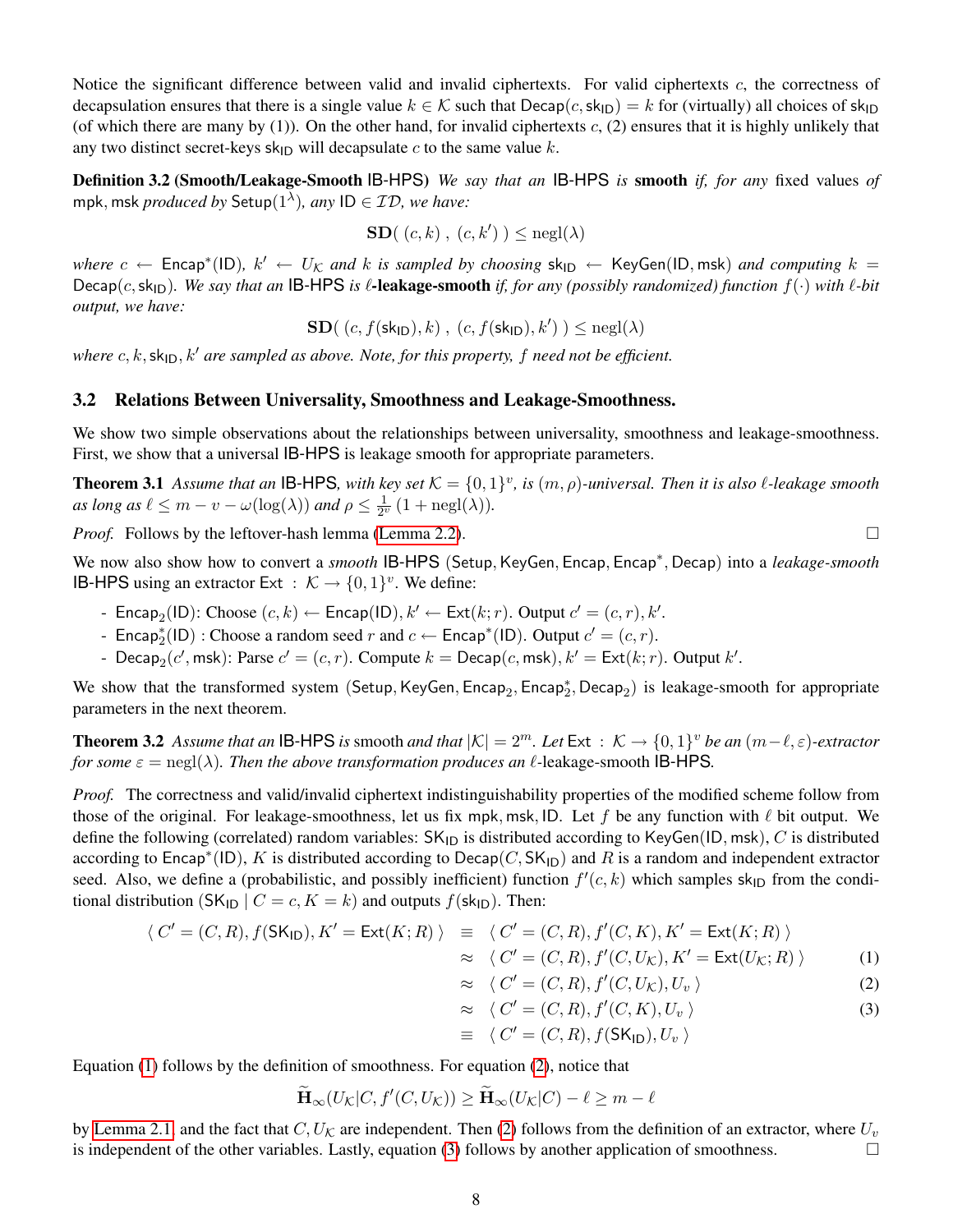Notice the significant difference between valid and invalid ciphertexts. For valid ciphertexts $c$, the correctness of decapsulation ensures that there is a single value $k \in \mathcal{K}$ such that $\mathsf{Decap}(c, \mathsf{sk_{ID}}) = k$ for (virtually) all choices of $\mathsf{sk_{ID}}$ (of which there are many by (1)). On the other hand, for invalid ciphertexts $c$, (2) ensures that it is highly unlikely that any two distinct secret-keys $\mathsf{sk_{ID}}$ will decapsulate $c$ to the same value $k$.

**Definition 3.2 (Smooth/Leakage-Smooth IB-HPS)** *We say that an* IB-HPS *is* **smooth** *if, for any fixed values of* $\mathsf{mpk}, \mathsf{msk}$ *produced by* $\mathsf{Setup}(1^\lambda)$*, any* $\mathsf{ID} \in \mathcal{ID}$*, we have:*

$$\mathbf{SD}(\ (c,k)\ ,\ (c,k')\ ) \le \mathrm{negl}(\lambda)$$

*where* $c \leftarrow \mathsf{Encap}^*(\mathsf{ID})$*,* $k' \leftarrow U_{\mathcal{K}}$ *and* $k$ *is sampled by choosing* $\mathsf{sk_{ID}} \leftarrow \mathsf{KeyGen}(\mathsf{ID}, \mathsf{msk})$ *and computing* $k = \mathsf{Decap}(c, \mathsf{sk_{ID}})$*. We say that an* IB-HPS *is* $\ell$**-leakage-smooth** *if, for any (possibly randomized) function* $f(\cdot)$ *with* $\ell$*-bit output, we have:*

$$\mathbf{SD}(\ (c, f(\mathsf{sk_{ID}}), k)\ ,\ (c, f(\mathsf{sk_{ID}}), k')\ ) \le \mathrm{negl}(\lambda)$$

*where* $c, k, \mathsf{sk_{ID}}, k'$ *are sampled as above. Note, for this property,* $f$ *need not be efficient.*

## 3.2 Relations Between Universality, Smoothness and Leakage-Smoothness.

We show two simple observations about the relationships between universality, smoothness and leakage-smoothness. First, we show that a universal IB-HPS is leakage smooth for appropriate parameters.

**Theorem 3.1** *Assume that an* IB-HPS*, with key set* $\mathcal{K} = \{0,1\}^v$*, is* $(m, \rho)$*-universal. Then it is also* $\ell$*-leakage smooth as long as* $\ell \le m - v - \omega(\log(\lambda))$ *and* $\rho \le \frac{1}{2^v}(1 + \mathrm{negl}(\lambda))$*.*

*Proof.* Follows by the leftover-hash lemma (Lemma 2.2). □

We now also show how to convert a *smooth* IB-HPS $(\mathsf{Setup}, \mathsf{KeyGen}, \mathsf{Encap}, \mathsf{Encap}^*, \mathsf{Decap})$ into a *leakage-smooth* IB-HPS using an extractor $\mathsf{Ext} : \mathcal{K} \to \{0,1\}^v$. We define:

- $\mathsf{Encap}_2(\mathsf{ID})$: Choose $(c,k) \leftarrow \mathsf{Encap}(\mathsf{ID}), k' \leftarrow \mathsf{Ext}(k; r)$. Output $c' = (c, r), k'$.
- $\mathsf{Encap}^*_2(\mathsf{ID})$ : Choose a random seed $r$ and $c \leftarrow \mathsf{Encap}^*(\mathsf{ID})$. Output $c' = (c, r)$.
- $\mathsf{Decap}_2(c', \mathsf{msk})$: Parse $c' = (c, r)$. Compute $k = \mathsf{Decap}(c, \mathsf{msk}), k' = \mathsf{Ext}(k; r)$. Output $k'$.

We show that the transformed system $(\mathsf{Setup}, \mathsf{KeyGen}, \mathsf{Encap}_2, \mathsf{Encap}^*_2, \mathsf{Decap}_2)$ is leakage-smooth for appropriate parameters in the next theorem.

**Theorem 3.2** *Assume that an* IB-HPS *is* smooth *and that* $|\mathcal{K}| = 2^m$*. Let* $\mathsf{Ext} : \mathcal{K} \to \{0,1\}^v$ *be an* $(m-\ell, \varepsilon)$*-extractor for some* $\varepsilon = \mathrm{negl}(\lambda)$*. Then the above transformation produces an* $\ell$*-*leakage-smooth IB-HPS*.*

*Proof.* The correctness and valid/invalid ciphertext indistinguishability properties of the modified scheme follow from those of the original. For leakage-smoothness, let us fix $\mathsf{mpk}, \mathsf{msk}, \mathsf{ID}$. Let $f$ be any function with $\ell$ bit output. We define the following (correlated) random variables: $\mathsf{SK_{ID}}$ is distributed according to $\mathsf{KeyGen}(\mathsf{ID}, \mathsf{msk})$, $C$ is distributed according to $\mathsf{Encap}^*(\mathsf{ID})$, $K$ is distributed according to $\mathsf{Decap}(C, \mathsf{SK_{ID}})$ and $R$ is a random and independent extractor seed. Also, we define a (probabilistic, and possibly inefficient) function $f'(c,k)$ which samples $\mathsf{sk_{ID}}$ from the conditional distribution $(\mathsf{SK_{ID}} \mid C = c, K = k)$ and outputs $f(\mathsf{sk_{ID}})$. Then:

$$\begin{aligned}
\langle\, C' = (C,R), f(\mathsf{SK_{ID}}), K' = \mathsf{Ext}(K;R)\,\rangle \ &\equiv\ \langle\, C' = (C,R), f'(C,K), K' = \mathsf{Ext}(K;R)\,\rangle \\
&\approx\ \langle\, C' = (C,R), f'(C,U_{\mathcal{K}}), K' = \mathsf{Ext}(U_{\mathcal{K}};R)\,\rangle \qquad (1)\\
&\approx\ \langle\, C' = (C,R), f'(C,U_{\mathcal{K}}), U_v\,\rangle \qquad (2)\\
&\approx\ \langle\, C' = (C,R), f'(C,K), U_v\,\rangle \qquad (3)\\
&\equiv\ \langle\, C' = (C,R), f(\mathsf{SK_{ID}}), U_v\,\rangle
\end{aligned}$$

Equation (1) follows by the definition of smoothness. For equation (2), notice that

$$\widetilde{\mathbf{H}}_\infty(U_{\mathcal{K}} | C, f'(C, U_{\mathcal{K}})) \ge \widetilde{\mathbf{H}}_\infty(U_{\mathcal{K}} | C) - \ell \ge m - \ell$$

by Lemma 2.1 and the fact that $C, U_{\mathcal{K}}$ are independent. Then (2) follows from the definition of an extractor, where $U_v$ is independent of the other variables. Lastly, equation (3) follows by another application of smoothness. □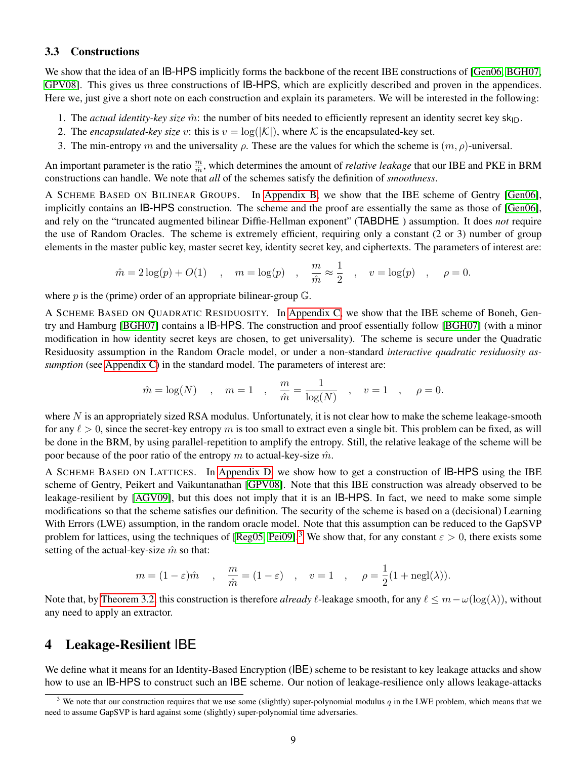### 3.3 Constructions

We show that the idea of an IB-HPS implicitly forms the backbone of the recent IBE constructions of [Gen06, BGH07, GPV08]. This gives us three constructions of IB-HPS, which are explicitly described and proven in the appendices. Here we, just give a short note on each construction and explain its parameters. We will be interested in the following:

1. The *actual identity-key size* $\hat{m}$: the number of bits needed to efficiently represent an identity secret key $\mathsf{sk}_{\mathsf{ID}}$.
2. The *encapsulated-key size* $v$: this is $v = \log(|\mathcal{K}|)$, where $\mathcal{K}$ is the encapsulated-key set.
3. The min-entropy $m$ and the universality $\rho$. These are the values for which the scheme is $(m, \rho)$-universal.

An important parameter is the ratio $\frac{m}{\hat{m}}$, which determines the amount of *relative leakage* that our IBE and PKE in BRM constructions can handle. We note that *all* of the schemes satisfy the definition of *smoothness*.

A Scheme Based on Bilinear Groups. In Appendix B, we show that the IBE scheme of Gentry [Gen06], implicitly contains an IB-HPS construction. The scheme and the proof are essentially the same as those of [Gen06], and rely on the "truncated augmented bilinear Diffie-Hellman exponent" (TABDHE ) assumption. It does *not* require the use of Random Oracles. The scheme is extremely efficient, requiring only a constant (2 or 3) number of group elements in the master public key, master secret key, identity secret key, and ciphertexts. The parameters of interest are:

$$\hat{m} = 2\log(p) + O(1) \quad , \quad m = \log(p) \quad , \quad \frac{m}{\hat{m}} \approx \frac{1}{2} \quad , \quad v = \log(p) \quad , \quad \rho = 0.$$

where $p$ is the (prime) order of an appropriate bilinear-group $\mathbb{G}$.

A Scheme Based on Quadratic Residuosity. In Appendix C, we show that the IBE scheme of Boneh, Gentry and Hamburg [BGH07] contains a IB-HPS. The construction and proof essentially follow [BGH07] (with a minor modification in how identity secret keys are chosen, to get universality). The scheme is secure under the Quadratic Residuosity assumption in the Random Oracle model, or under a non-standard *interactive quadratic residuosity assumption* (see Appendix C) in the standard model. The parameters of interest are:

$$\hat{m} = \log(N) \quad , \quad m = 1 \quad , \quad \frac{m}{\hat{m}} = \frac{1}{\log(N)} \quad , \quad v = 1 \quad , \quad \rho = 0.$$

where $N$ is an appropriately sized RSA modulus. Unfortunately, it is not clear how to make the scheme leakage-smooth for any $\ell > 0$, since the secret-key entropy $m$ is too small to extract even a single bit. This problem can be fixed, as will be done in the BRM, by using parallel-repetition to amplify the entropy. Still, the relative leakage of the scheme will be poor because of the poor ratio of the entropy $m$ to actual-key-size $\hat{m}$.

A Scheme Based on Lattices. In Appendix D, we show how to get a construction of IB-HPS using the IBE scheme of Gentry, Peikert and Vaikuntanathan [GPV08]. Note that this IBE construction was already observed to be leakage-resilient by [AGV09], but this does not imply that it is an IB-HPS. In fact, we need to make some simple modifications so that the scheme satisfies our definition. The security of the scheme is based on a (decisional) Learning With Errors (LWE) assumption, in the random oracle model. Note that this assumption can be reduced to the GapSVP problem for lattices, using the techniques of [Reg05, Pei09].[3] We show that, for any constant $\varepsilon > 0$, there exists some setting of the actual-key-size $\hat{m}$ so that:

$$m = (1-\varepsilon)\hat{m} \quad , \quad \frac{m}{\hat{m}} = (1-\varepsilon) \quad , \quad v = 1 \quad , \quad \rho = \frac{1}{2}(1 + \mathrm{negl}(\lambda)).$$

Note that, by Theorem 3.2, this construction is therefore *already* $\ell$-leakage smooth, for any $\ell \leq m - \omega(\log(\lambda))$, without any need to apply an extractor.

## 4 Leakage-Resilient IBE

We define what it means for an Identity-Based Encryption (IBE) scheme to be resistant to key leakage attacks and show how to use an IB-HPS to construct such an IBE scheme. Our notion of leakage-resilience only allows leakage-attacks

[3] We note that our construction requires that we use some (slightly) super-polynomial modulus $q$ in the LWE problem, which means that we need to assume GapSVP is hard against some (slightly) super-polynomial time adversaries.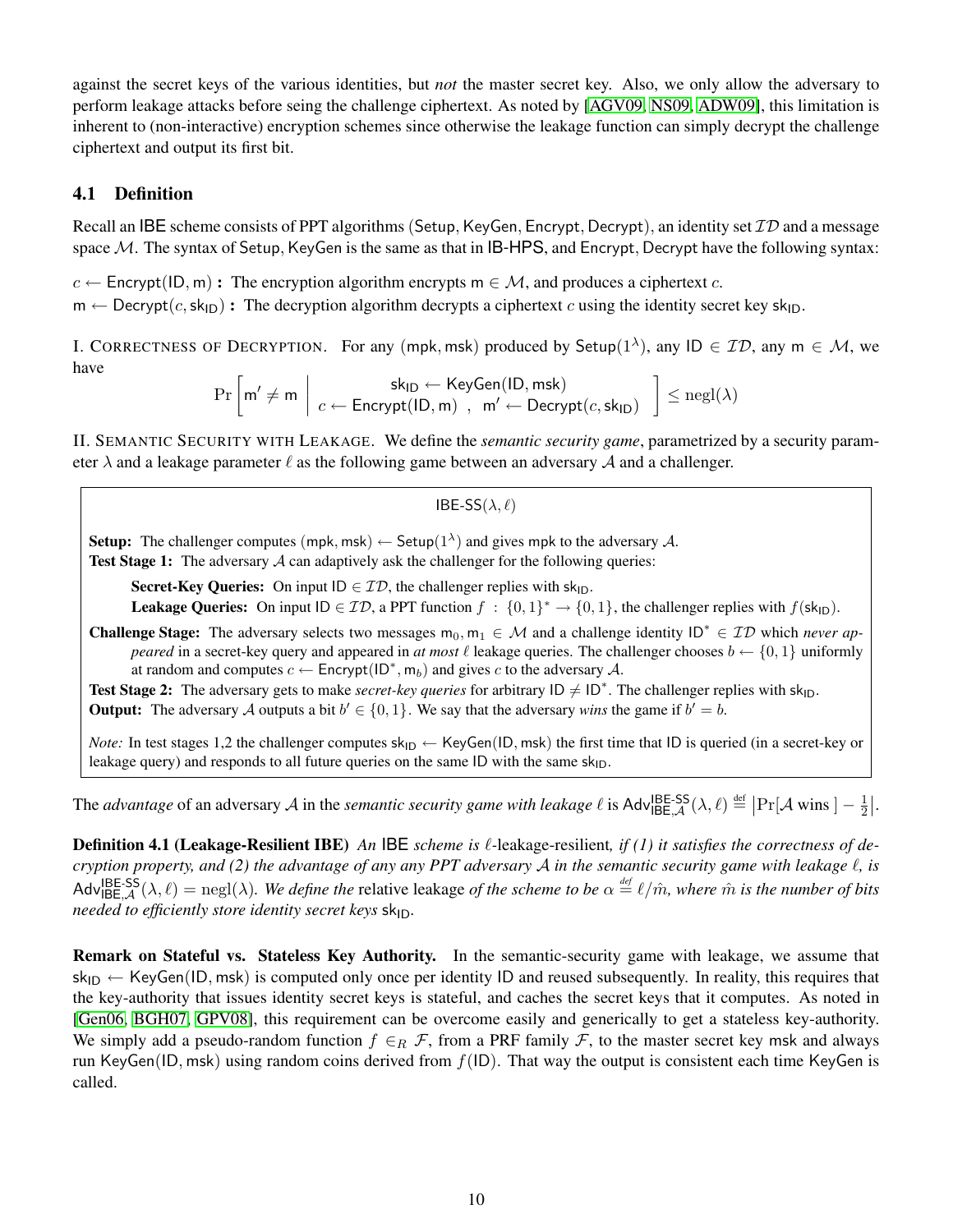against the secret keys of the various identities, but *not* the master secret key. Also, we only allow the adversary to perform leakage attacks before seing the challenge ciphertext. As noted by [AGV09, NS09, ADW09], this limitation is inherent to (non-interactive) encryption schemes since otherwise the leakage function can simply decrypt the challenge ciphertext and output its first bit.

## 4.1 Definition

Recall an IBE scheme consists of PPT algorithms (Setup, KeyGen, Encrypt, Decrypt), an identity set $\mathcal{ID}$ and a message space $\mathcal{M}$. The syntax of Setup, KeyGen is the same as that in IB-HPS, and Encrypt, Decrypt have the following syntax:

$c \leftarrow \mathsf{Encrypt}(\mathsf{ID}, \mathsf{m})$ **:** The encryption algorithm encrypts $\mathsf{m} \in \mathcal{M}$, and produces a ciphertext $c$.
$\mathsf{m} \leftarrow \mathsf{Decrypt}(c, \mathsf{sk}_{\mathsf{ID}})$ **:** The decryption algorithm decrypts a ciphertext $c$ using the identity secret key $\mathsf{sk}_{\mathsf{ID}}$.

I. CORRECTNESS OF DECRYPTION. For any $(\mathsf{mpk}, \mathsf{msk})$ produced by $\mathsf{Setup}(1^\lambda)$, any $\mathsf{ID} \in \mathcal{ID}$, any $\mathsf{m} \in \mathcal{M}$, we have

$$\Pr\left[\mathsf{m}' \neq \mathsf{m} \;\middle|\; \begin{array}{c} \mathsf{sk}_{\mathsf{ID}} \leftarrow \mathsf{KeyGen}(\mathsf{ID}, \mathsf{msk}) \\ c \leftarrow \mathsf{Encrypt}(\mathsf{ID}, \mathsf{m}) \;\;,\;\; \mathsf{m}' \leftarrow \mathsf{Decrypt}(c, \mathsf{sk}_{\mathsf{ID}}) \end{array}\right] \leq \mathrm{negl}(\lambda)$$

II. SEMANTIC SECURITY WITH LEAKAGE. We define the *semantic security game*, parametrized by a security parameter $\lambda$ and a leakage parameter $\ell$ as the following game between an adversary $\mathcal{A}$ and a challenger.

---

$\mathsf{IBE\text{-}SS}(\lambda, \ell)$

**Setup:** The challenger computes $(\mathsf{mpk}, \mathsf{msk}) \leftarrow \mathsf{Setup}(1^\lambda)$ and gives $\mathsf{mpk}$ to the adversary $\mathcal{A}$.
**Test Stage 1:** The adversary $\mathcal{A}$ can adaptively ask the challenger for the following queries:

- **Secret-Key Queries:** On input $\mathsf{ID} \in \mathcal{ID}$, the challenger replies with $\mathsf{sk}_{\mathsf{ID}}$.
- **Leakage Queries:** On input $\mathsf{ID} \in \mathcal{ID}$, a PPT function $f : \{0,1\}^* \rightarrow \{0,1\}$, the challenger replies with $f(\mathsf{sk}_{\mathsf{ID}})$.

**Challenge Stage:** The adversary selects two messages $\mathsf{m}_0, \mathsf{m}_1 \in \mathcal{M}$ and a challenge identity $\mathsf{ID}^* \in \mathcal{ID}$ which *never appeared* in a secret-key query and appeared in *at most* $\ell$ leakage queries. The challenger chooses $b \leftarrow \{0,1\}$ uniformly at random and computes $c \leftarrow \mathsf{Encrypt}(\mathsf{ID}^*, \mathsf{m}_b)$ and gives $c$ to the adversary $\mathcal{A}$.
**Test Stage 2:** The adversary gets to make *secret-key queries* for arbitrary $\mathsf{ID} \neq \mathsf{ID}^*$. The challenger replies with $\mathsf{sk}_{\mathsf{ID}}$.
**Output:** The adversary $\mathcal{A}$ outputs a bit $b' \in \{0,1\}$. We say that the adversary *wins* the game if $b' = b$.

*Note:* In test stages 1,2 the challenger computes $\mathsf{sk}_{\mathsf{ID}} \leftarrow \mathsf{KeyGen}(\mathsf{ID}, \mathsf{msk})$ the first time that ID is queried (in a secret-key or leakage query) and responds to all future queries on the same ID with the same $\mathsf{sk}_{\mathsf{ID}}$.

---

The *advantage* of an adversary $\mathcal{A}$ in the *semantic security game with leakage* $\ell$ is $\mathsf{Adv}^{\mathsf{IBE\text{-}SS}}_{\mathsf{IBE},\mathcal{A}}(\lambda, \ell) \stackrel{\text{def}}{=} \left|\Pr[\mathcal{A} \text{ wins }] - \frac{1}{2}\right|$.

**Definition 4.1 (Leakage-Resilient IBE)** *An* IBE *scheme is* $\ell$-leakage-resilient*, if (1) it satisfies the correctness of decryption property, and (2) the advantage of any any PPT adversary* $\mathcal{A}$ *in the semantic security game with leakage* $\ell$*, is* $\mathsf{Adv}^{\mathsf{IBE\text{-}SS}}_{\mathsf{IBE},\mathcal{A}}(\lambda, \ell) = \mathrm{negl}(\lambda)$. *We define the* relative leakage *of the scheme to be* $\alpha \stackrel{\text{def}}{=} \ell/\hat{m}$*, where* $\hat{m}$ *is the number of bits needed to efficiently store identity secret keys* $\mathsf{sk}_{\mathsf{ID}}$.

**Remark on Stateful vs. Stateless Key Authority.** In the semantic-security game with leakage, we assume that $\mathsf{sk}_{\mathsf{ID}} \leftarrow \mathsf{KeyGen}(\mathsf{ID}, \mathsf{msk})$ is computed only once per identity ID and reused subsequently. In reality, this requires that the key-authority that issues identity secret keys is stateful, and caches the secret keys that it computes. As noted in [Gen06, BGH07, GPV08], this requirement can be overcome easily and generically to get a stateless key-authority. We simply add a pseudo-random function $f \in_R \mathcal{F}$, from a PRF family $\mathcal{F}$, to the master secret key msk and always run $\mathsf{KeyGen}(\mathsf{ID}, \mathsf{msk})$ using random coins derived from $f(\mathsf{ID})$. That way the output is consistent each time KeyGen is called.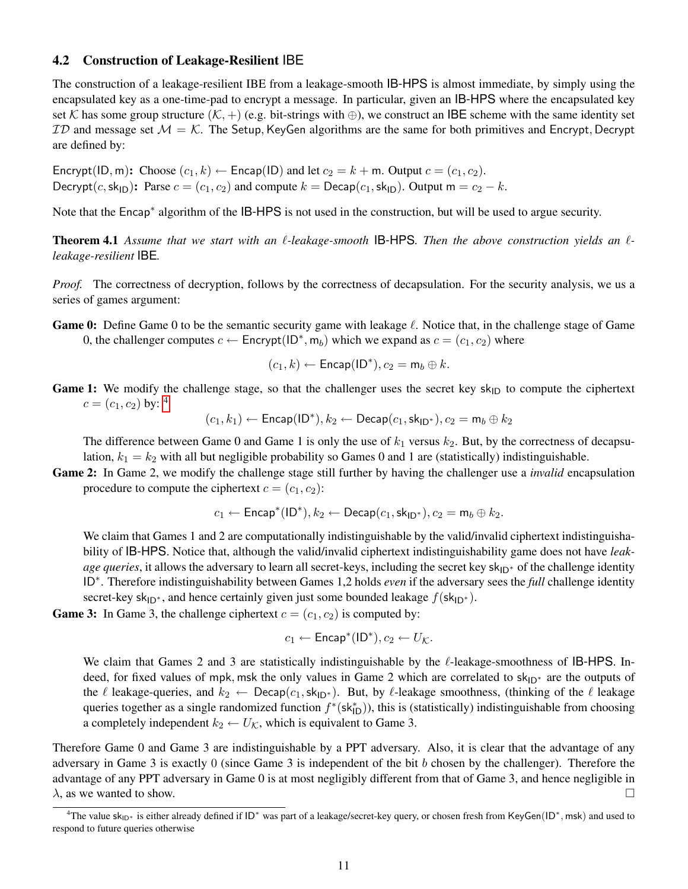### 4.2 Construction of Leakage-Resilient IBE

The construction of a leakage-resilient IBE from a leakage-smooth IB-HPS is almost immediate, by simply using the encapsulated key as a one-time-pad to encrypt a message. In particular, given an IB-HPS where the encapsulated key set $\mathcal{K}$ has some group structure $(\mathcal{K}, +)$ (e.g. bit-strings with $\oplus$), we construct an IBE scheme with the same identity set $\mathcal{ID}$ and message set $\mathcal{M} = \mathcal{K}$. The Setup, KeyGen algorithms are the same for both primitives and Encrypt, Decrypt are defined by:

$\mathsf{Encrypt}(\mathsf{ID}, \mathsf{m})$**:** Choose $(c_1, k) \leftarrow \mathsf{Encap}(\mathsf{ID})$ and let $c_2 = k + \mathsf{m}$. Output $c = (c_1, c_2)$.
$\mathsf{Decrypt}(c, \mathsf{sk}_{\mathsf{ID}})$**:** Parse $c = (c_1, c_2)$ and compute $k = \mathsf{Decap}(c_1, \mathsf{sk}_{\mathsf{ID}})$. Output $\mathsf{m} = c_2 - k$.

Note that the $\mathsf{Encap}^*$ algorithm of the IB-HPS is not used in the construction, but will be used to argue security.

**Theorem 4.1** *Assume that we start with an $\ell$-leakage-smooth* IB-HPS*. Then the above construction yields an $\ell$-leakage-resilient* IBE*.*

*Proof.* The correctness of decryption, follows by the correctness of decapsulation. For the security analysis, we us a series of games argument:

**Game 0:** Define Game 0 to be the semantic security game with leakage $\ell$. Notice that, in the challenge stage of Game 0, the challenger computes $c \leftarrow \mathsf{Encrypt}(\mathsf{ID}^*, \mathsf{m}_b)$ which we expand as $c = (c_1, c_2)$ where

$$(c_1, k) \leftarrow \mathsf{Encap}(\mathsf{ID}^*), c_2 = \mathsf{m}_b \oplus k.$$

**Game 1:** We modify the challenge stage, so that the challenger uses the secret key $\mathsf{sk}_{\mathsf{ID}}$ to compute the ciphertext $c = (c_1, c_2)$ by: [4]

$$(c_1, k_1) \leftarrow \mathsf{Encap}(\mathsf{ID}^*), k_2 \leftarrow \mathsf{Decap}(c_1, \mathsf{sk}_{\mathsf{ID}^*}), c_2 = \mathsf{m}_b \oplus k_2$$

The difference between Game 0 and Game 1 is only the use of $k_1$ versus $k_2$. But, by the correctness of decapsulation, $k_1 = k_2$ with all but negligible probability so Games 0 and 1 are (statistically) indistinguishable.

**Game 2:** In Game 2, we modify the challenge stage still further by having the challenger use a *invalid* encapsulation procedure to compute the ciphertext $c = (c_1, c_2)$:

$$c_1 \leftarrow \mathsf{Encap}^*(\mathsf{ID}^*), k_2 \leftarrow \mathsf{Decap}(c_1, \mathsf{sk}_{\mathsf{ID}^*}), c_2 = \mathsf{m}_b \oplus k_2.$$

We claim that Games 1 and 2 are computationally indistinguishable by the valid/invalid ciphertext indistinguishability of IB-HPS. Notice that, although the valid/invalid ciphertext indistinguishability game does not have *leakage queries*, it allows the adversary to learn all secret-keys, including the secret key $\mathsf{sk}_{\mathsf{ID}^*}$ of the challenge identity $\mathsf{ID}^*$. Therefore indistinguishability between Games 1,2 holds *even* if the adversary sees the *full* challenge identity secret-key $\mathsf{sk}_{\mathsf{ID}^*}$, and hence certainly given just some bounded leakage $f(\mathsf{sk}_{\mathsf{ID}^*})$.

**Game 3:** In Game 3, the challenge ciphertext $c = (c_1, c_2)$ is computed by:

$$c_1 \leftarrow \mathsf{Encap}^*(\mathsf{ID}^*), c_2 \leftarrow U_{\mathcal{K}}.$$

We claim that Games 2 and 3 are statistically indistinguishable by the $\ell$-leakage-smoothness of IB-HPS. Indeed, for fixed values of $\mathsf{mpk}, \mathsf{msk}$ the only values in Game 2 which are correlated to $\mathsf{sk}_{\mathsf{ID}^*}$ are the outputs of the $\ell$ leakage-queries, and $k_2 \leftarrow \mathsf{Decap}(c_1, \mathsf{sk}_{\mathsf{ID}^*})$. But, by $\ell$-leakage smoothness, (thinking of the $\ell$ leakage queries together as a single randomized function $f^*(\mathsf{sk}^*_{\mathsf{ID}})$), this is (statistically) indistinguishable from choosing a completely independent $k_2 \leftarrow U_{\mathcal{K}}$, which is equivalent to Game 3.

Therefore Game 0 and Game 3 are indistinguishable by a PPT adversary. Also, it is clear that the advantage of any adversary in Game 3 is exactly 0 (since Game 3 is independent of the bit $b$ chosen by the challenger). Therefore the advantage of any PPT adversary in Game 0 is at most negligibly different from that of Game 3, and hence negligible in $\lambda$, as we wanted to show. □

[4] The value $\mathsf{sk}_{\mathsf{ID}^*}$ is either already defined if $\mathsf{ID}^*$ was part of a leakage/secret-key query, or chosen fresh from $\mathsf{KeyGen}(\mathsf{ID}^*, \mathsf{msk})$ and used to respond to future queries otherwise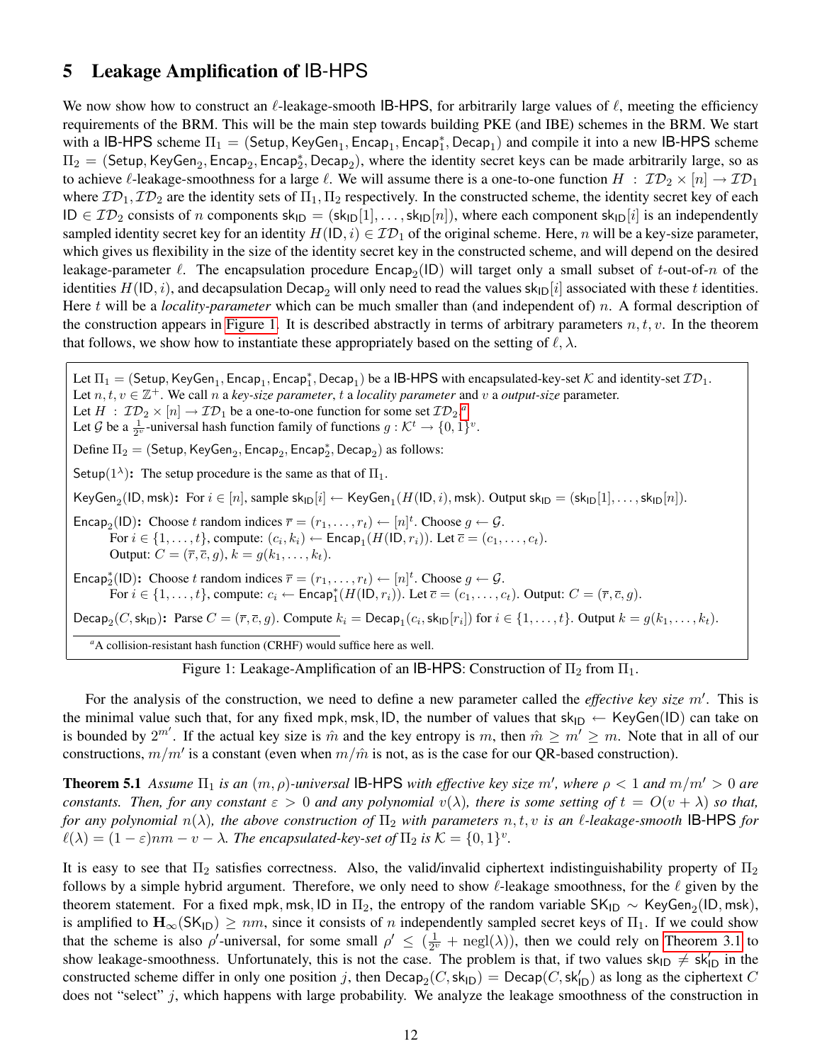# 5 Leakage Amplification of IB-HPS

We now show how to construct an $\ell$-leakage-smooth IB-HPS, for arbitrarily large values of $\ell$, meeting the efficiency requirements of the BRM. This will be the main step towards building PKE (and IBE) schemes in the BRM. We start with a IB-HPS scheme $\Pi_1 = (\mathsf{Setup}, \mathsf{KeyGen}_1, \mathsf{Encap}_1, \mathsf{Encap}_1^*, \mathsf{Decap}_1)$ and compile it into a new IB-HPS scheme $\Pi_2 = (\mathsf{Setup}, \mathsf{KeyGen}_2, \mathsf{Encap}_2, \mathsf{Encap}_2^*, \mathsf{Decap}_2)$, where the identity secret keys can be made arbitrarily large, so as to achieve $\ell$-leakage-smoothness for a large $\ell$. We will assume there is a one-to-one function $H : \mathcal{ID}_2 \times [n] \to \mathcal{ID}_1$ where $\mathcal{ID}_1, \mathcal{ID}_2$ are the identity sets of $\Pi_1, \Pi_2$ respectively. In the constructed scheme, the identity secret key of each $\mathsf{ID} \in \mathcal{ID}_2$ consists of $n$ components $\mathsf{sk}_{\mathsf{ID}} = (\mathsf{sk}_{\mathsf{ID}}[1], \ldots, \mathsf{sk}_{\mathsf{ID}}[n])$, where each component $\mathsf{sk}_{\mathsf{ID}}[i]$ is an independently sampled identity secret key for an identity $H(\mathsf{ID}, i) \in \mathcal{ID}_1$ of the original scheme. Here, $n$ will be a key-size parameter, which gives us flexibility in the size of the identity secret key in the constructed scheme, and will depend on the desired leakage-parameter $\ell$. The encapsulation procedure $\mathsf{Encap}_2(\mathsf{ID})$ will target only a small subset of $t$-out-of-$n$ of the identities $H(\mathsf{ID}, i)$, and decapsulation $\mathsf{Decap}_2$ will only need to read the values $\mathsf{sk}_{\mathsf{ID}}[i]$ associated with these $t$ identities. Here $t$ will be a *locality-parameter* which can be much smaller than (and independent of) $n$. A formal description of the construction appears in Figure 1. It is described abstractly in terms of arbitrary parameters $n, t, v$. In the theorem that follows, we show how to instantiate these appropriately based on the setting of $\ell, \lambda$.

> Let $\Pi_1 = (\mathsf{Setup}, \mathsf{KeyGen}_1, \mathsf{Encap}_1, \mathsf{Encap}_1^*, \mathsf{Decap}_1)$ be a IB-HPS with encapsulated-key-set $\mathcal{K}$ and identity-set $\mathcal{ID}_1$.
> Let $n, t, v \in \mathbb{Z}^+$. We call $n$ a *key-size parameter*, $t$ a *locality parameter* and $v$ a *output-size* parameter.
> Let $H : \mathcal{ID}_2 \times [n] \to \mathcal{ID}_1$ be a one-to-one function for some set $\mathcal{ID}_2$.[a]
> Let $\mathcal{G}$ be a $\frac{1}{2^v}$-universal hash function family of functions $g : \mathcal{K}^t \to \{0,1\}^v$.
>
> Define $\Pi_2 = (\mathsf{Setup}, \mathsf{KeyGen}_2, \mathsf{Encap}_2, \mathsf{Encap}_2^*, \mathsf{Decap}_2)$ as follows:
>
> $\mathsf{Setup}(1^\lambda)$**:** The setup procedure is the same as that of $\Pi_1$.
>
> $\mathsf{KeyGen}_2(\mathsf{ID}, \mathsf{msk})$**:** For $i \in [n]$, sample $\mathsf{sk}_{\mathsf{ID}}[i] \leftarrow \mathsf{KeyGen}_1(H(\mathsf{ID}, i), \mathsf{msk})$. Output $\mathsf{sk}_{\mathsf{ID}} = (\mathsf{sk}_{\mathsf{ID}}[1], \ldots, \mathsf{sk}_{\mathsf{ID}}[n])$.
>
> $\mathsf{Encap}_2(\mathsf{ID})$**:** Choose $t$ random indices $\overline{r} = (r_1, \ldots, r_t) \leftarrow [n]^t$. Choose $g \leftarrow \mathcal{G}$.
> For $i \in \{1, \ldots, t\}$, compute: $(c_i, k_i) \leftarrow \mathsf{Encap}_1(H(\mathsf{ID}, r_i))$. Let $\overline{c} = (c_1, \ldots, c_t)$.
> Output: $C = (\overline{r}, \overline{c}, g)$, $k = g(k_1, \ldots, k_t)$.
>
> $\mathsf{Encap}_2^*(\mathsf{ID})$**:** Choose $t$ random indices $\overline{r} = (r_1, \ldots, r_t) \leftarrow [n]^t$. Choose $g \leftarrow \mathcal{G}$.
> For $i \in \{1, \ldots, t\}$, compute: $c_i \leftarrow \mathsf{Encap}_1^*(H(\mathsf{ID}, r_i))$. Let $\overline{c} = (c_1, \ldots, c_t)$. Output: $C = (\overline{r}, \overline{c}, g)$.
>
> $\mathsf{Decap}_2(C, \mathsf{sk}_{\mathsf{ID}})$**:** Parse $C = (\overline{r}, \overline{c}, g)$. Compute $k_i = \mathsf{Decap}_1(c_i, \mathsf{sk}_{\mathsf{ID}}[r_i])$ for $i \in \{1, \ldots, t\}$. Output $k = g(k_1, \ldots, k_t)$.
>
> [a] A collision-resistant hash function (CRHF) would suffice here as well.

Figure 1: Leakage-Amplification of an IB-HPS: Construction of $\Pi_2$ from $\Pi_1$.

For the analysis of the construction, we need to define a new parameter called the *effective key size* $m'$. This is the minimal value such that, for any fixed $\mathsf{mpk}, \mathsf{msk}, \mathsf{ID}$, the number of values that $\mathsf{sk}_{\mathsf{ID}} \leftarrow \mathsf{KeyGen}(\mathsf{ID})$ can take on is bounded by $2^{m'}$. If the actual key size is $\hat{m}$ and the key entropy is $m$, then $\hat{m} \geq m' \geq m$. Note that in all of our constructions, $m/m'$ is a constant (even when $m/\hat{m}$ is not, as is the case for our QR-based construction).

**Theorem 5.1** *Assume $\Pi_1$ is an $(m, \rho)$-universal IB-HPS with effective key size $m'$, where $\rho < 1$ and $m/m' > 0$ are constants. Then, for any constant $\varepsilon > 0$ and any polynomial $v(\lambda)$, there is some setting of $t = O(v + \lambda)$ so that, for any polynomial $n(\lambda)$, the above construction of $\Pi_2$ with parameters $n, t, v$ is an $\ell$-leakage-smooth IB-HPS for $\ell(\lambda) = (1 - \varepsilon)nm - v - \lambda$. The encapsulated-key-set of $\Pi_2$ is $\mathcal{K} = \{0,1\}^v$.*

It is easy to see that $\Pi_2$ satisfies correctness. Also, the valid/invalid ciphertext indistinguishability property of $\Pi_2$ follows by a simple hybrid argument. Therefore, we only need to show $\ell$-leakage smoothness, for the $\ell$ given by the theorem statement. For a fixed $\mathsf{mpk}, \mathsf{msk}, \mathsf{ID}$ in $\Pi_2$, the entropy of the random variable $\mathsf{SK}_{\mathsf{ID}} \sim \mathsf{KeyGen}_2(\mathsf{ID}, \mathsf{msk})$, is amplified to $\mathbf{H}_\infty(\mathsf{SK}_{\mathsf{ID}}) \geq nm$, since it consists of $n$ independently sampled secret keys of $\Pi_1$. If we could show that the scheme is also $\rho'$-universal, for some small $\rho' \leq (\frac{1}{2^v} + \mathrm{negl}(\lambda))$, then we could rely on Theorem 3.1 to show leakage-smoothness. Unfortunately, this is not the case. The problem is that, if two values $\mathsf{sk}_{\mathsf{ID}} \neq \mathsf{sk}'_{\mathsf{ID}}$ in the constructed scheme differ in only one position $j$, then $\mathsf{Decap}_2(C, \mathsf{sk}_{\mathsf{ID}}) = \mathsf{Decap}(C, \mathsf{sk}'_{\mathsf{ID}})$ as long as the ciphertext $C$ does not "select" $j$, which happens with large probability. We analyze the leakage smoothness of the construction in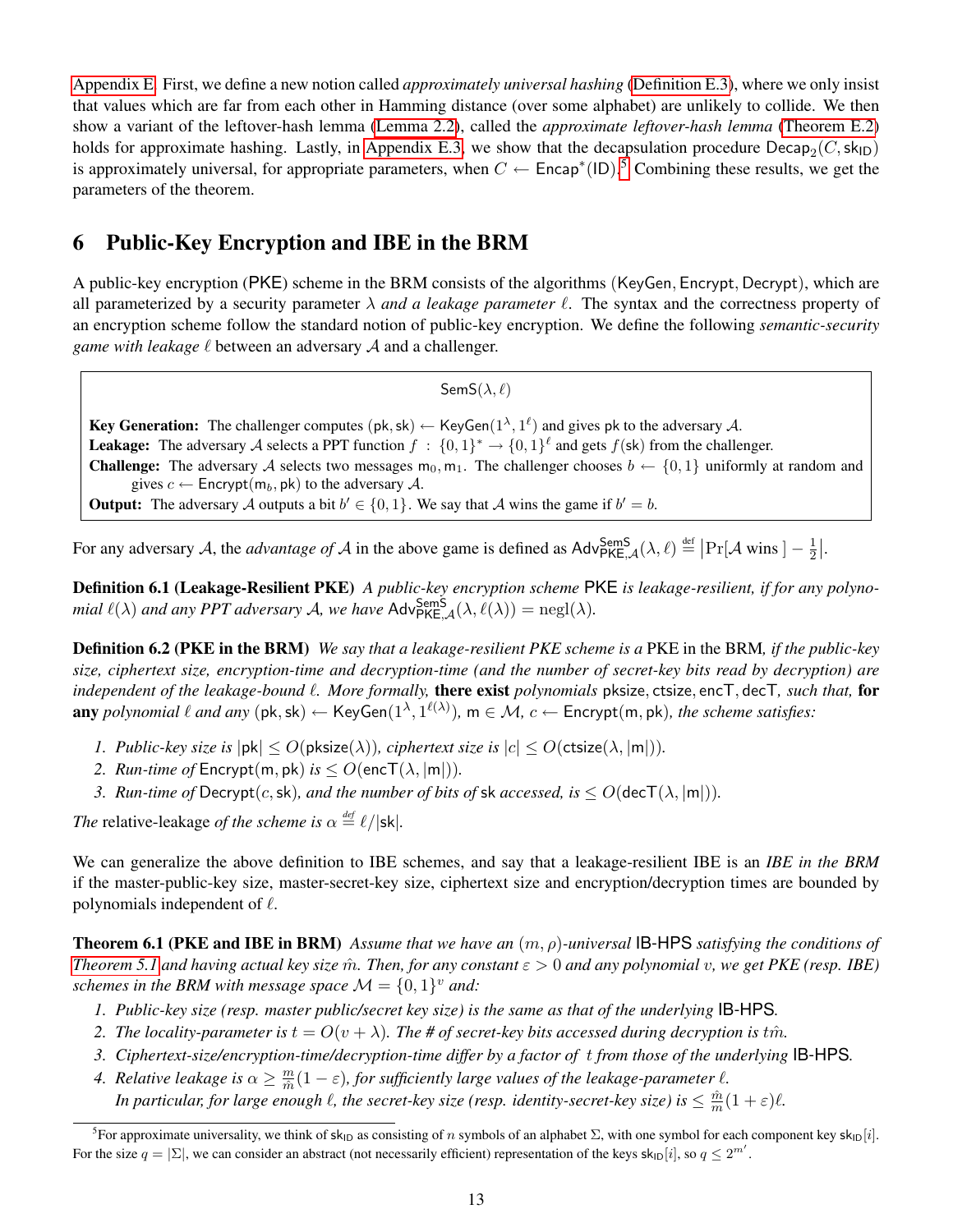Appendix E. First, we define a new notion called *approximately universal hashing* (Definition E.3), where we only insist that values which are far from each other in Hamming distance (over some alphabet) are unlikely to collide. We then show a variant of the leftover-hash lemma (Lemma 2.2), called the *approximate leftover-hash lemma* (Theorem E.2) holds for approximate hashing. Lastly, in Appendix E.3, we show that the decapsulation procedure $\mathsf{Decap}_2(C, \mathsf{sk}_{\mathsf{ID}})$ is approximately universal, for appropriate parameters, when $C \leftarrow \mathsf{Encap}^*(\mathsf{ID})$.[5] Combining these results, we get the parameters of the theorem.

## 6 Public-Key Encryption and IBE in the BRM

A public-key encryption (PKE) scheme in the BRM consists of the algorithms (KeyGen, Encrypt, Decrypt), which are all parameterized by a security parameter $\lambda$ *and a leakage parameter* $\ell$. The syntax and the correctness property of an encryption scheme follow the standard notion of public-key encryption. We define the following *semantic-security game with leakage* $\ell$ between an adversary $\mathcal{A}$ and a challenger.

> $\mathsf{SemS}(\lambda, \ell)$
>
> **Key Generation:** The challenger computes $(\mathsf{pk}, \mathsf{sk}) \leftarrow \mathsf{KeyGen}(1^\lambda, 1^\ell)$ and gives pk to the adversary $\mathcal{A}$.
> **Leakage:** The adversary $\mathcal{A}$ selects a PPT function $f : \{0,1\}^* \to \{0,1\}^\ell$ and gets $f(\mathsf{sk})$ from the challenger.
> **Challenge:** The adversary $\mathcal{A}$ selects two messages $\mathsf{m}_0, \mathsf{m}_1$. The challenger chooses $b \leftarrow \{0,1\}$ uniformly at random and gives $c \leftarrow \mathsf{Encrypt}(\mathsf{m}_b, \mathsf{pk})$ to the adversary $\mathcal{A}$.
> **Output:** The adversary $\mathcal{A}$ outputs a bit $b' \in \{0,1\}$. We say that $\mathcal{A}$ wins the game if $b' = b$.

For any adversary $\mathcal{A}$, the *advantage of* $\mathcal{A}$ in the above game is defined as $\mathsf{Adv}^{\mathsf{SemS}}_{\mathsf{PKE},\mathcal{A}}(\lambda, \ell) \stackrel{\text{def}}{=} \left|\Pr[\mathcal{A} \text{ wins }] - \frac{1}{2}\right|$.

**Definition 6.1 (Leakage-Resilient PKE)** *A public-key encryption scheme* PKE *is leakage-resilient, if for any polynomial* $\ell(\lambda)$ *and any PPT adversary* $\mathcal{A}$*, we have* $\mathsf{Adv}^{\mathsf{SemS}}_{\mathsf{PKE},\mathcal{A}}(\lambda, \ell(\lambda)) = \mathrm{negl}(\lambda)$.

**Definition 6.2 (PKE in the BRM)** *We say that a leakage-resilient PKE scheme is a* PKE in the BRM*, if the public-key size, ciphertext size, encryption-time and decryption-time (and the number of secret-key bits read by decryption) are independent of the leakage-bound* $\ell$*. More formally,* **there exist** *polynomials* pksize, ctsize, encT, decT*, such that,* **for any** *polynomial* $\ell$ *and any* $(\mathsf{pk}, \mathsf{sk}) \leftarrow \mathsf{KeyGen}(1^\lambda, 1^{\ell(\lambda)})$*,* $\mathsf{m} \in \mathcal{M}$*,* $c \leftarrow \mathsf{Encrypt}(\mathsf{m}, \mathsf{pk})$*, the scheme satisfies:*

1. *Public-key size is* $|\mathsf{pk}| \le O(\mathsf{pksize}(\lambda))$*, ciphertext size is* $|c| \le O(\mathsf{ctsize}(\lambda, |\mathsf{m}|))$.
2. *Run-time of* $\mathsf{Encrypt}(\mathsf{m}, \mathsf{pk})$ *is* $\le O(\mathsf{encT}(\lambda, |\mathsf{m}|))$.
3. *Run-time of* $\mathsf{Decrypt}(c, \mathsf{sk})$*, and the number of bits of* sk *accessed, is* $\le O(\mathsf{decT}(\lambda, |\mathsf{m}|))$.

*The* relative-leakage *of the scheme is* $\alpha \stackrel{\text{def}}{=} \ell/|\mathsf{sk}|$.

We can generalize the above definition to IBE schemes, and say that a leakage-resilient IBE is an *IBE in the BRM* if the master-public-key size, master-secret-key size, ciphertext size and encryption/decryption times are bounded by polynomials independent of $\ell$.

**Theorem 6.1 (PKE and IBE in BRM)** *Assume that we have an* $(m, \rho)$*-universal* IB-HPS *satisfying the conditions of Theorem 5.1 and having actual key size* $\hat{m}$*. Then, for any constant* $\varepsilon > 0$ *and any polynomial* $v$*, we get PKE (resp. IBE) schemes in the BRM with message space* $\mathcal{M} = \{0,1\}^v$ *and:*

1. *Public-key size (resp. master public/secret key size) is the same as that of the underlying* IB-HPS.
2. *The locality-parameter is* $t = O(v + \lambda)$*. The # of secret-key bits accessed during decryption is* $t\hat{m}$.
3. *Ciphertext-size/encryption-time/decryption-time differ by a factor of* $t$ *from those of the underlying* IB-HPS.
4. *Relative leakage is* $\alpha \ge \frac{m}{\hat{m}}(1 - \varepsilon)$*, for sufficiently large values of the leakage-parameter* $\ell$.
   *In particular, for large enough* $\ell$*, the secret-key size (resp. identity-secret-key size) is* $\le \frac{\hat{m}}{m}(1 + \varepsilon)\ell$.

---

[5] For approximate universality, we think of $\mathsf{sk}_{\mathsf{ID}}$ as consisting of $n$ symbols of an alphabet $\Sigma$, with one symbol for each component key $\mathsf{sk}_{\mathsf{ID}}[i]$. For the size $q = |\Sigma|$, we can consider an abstract (not necessarily efficient) representation of the keys $\mathsf{sk}_{\mathsf{ID}}[i]$, so $q \le 2^{m'}$.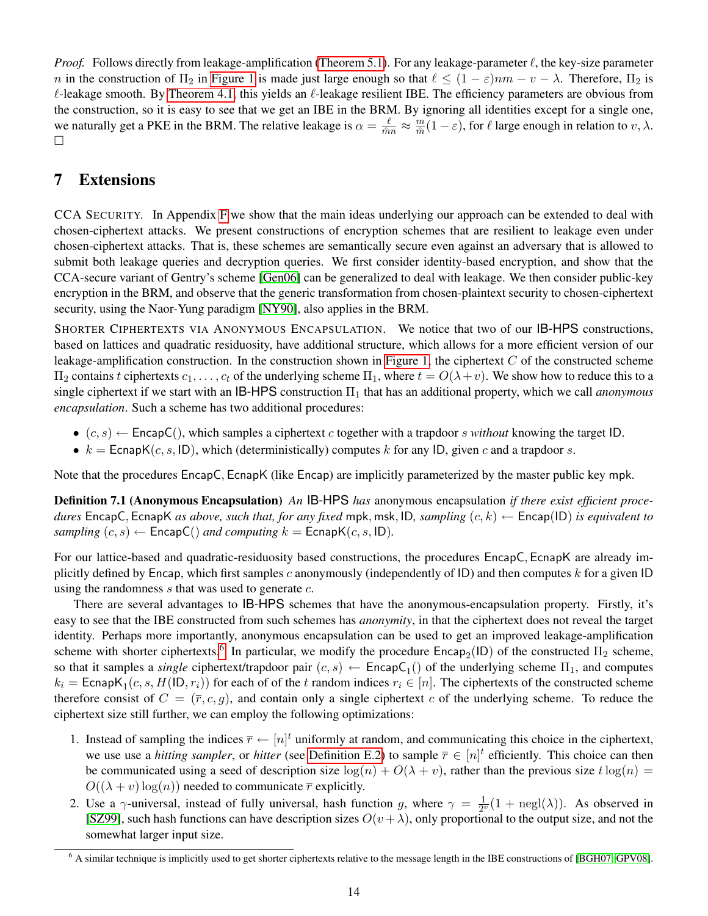*Proof.* Follows directly from leakage-amplification (Theorem 5.1). For any leakage-parameter $\ell$, the key-size parameter $n$ in the construction of $\Pi_2$ in Figure 1 is made just large enough so that $\ell \leq (1-\varepsilon)nm - v - \lambda$. Therefore, $\Pi_2$ is $\ell$-leakage smooth. By Theorem 4.1, this yields an $\ell$-leakage resilient IBE. The efficiency parameters are obvious from the construction, so it is easy to see that we get an IBE in the BRM. By ignoring all identities except for a single one, we naturally get a PKE in the BRM. The relative leakage is $\alpha = \frac{\ell}{\hat{m}n} \approx \frac{m}{\hat{m}}(1-\varepsilon)$, for $\ell$ large enough in relation to $v, \lambda$. □

# 7 Extensions

CCA SECURITY. In Appendix F we show that the main ideas underlying our approach can be extended to deal with chosen-ciphertext attacks. We present constructions of encryption schemes that are resilient to leakage even under chosen-ciphertext attacks. That is, these schemes are semantically secure even against an adversary that is allowed to submit both leakage queries and decryption queries. We first consider identity-based encryption, and show that the CCA-secure variant of Gentry's scheme [Gen06] can be generalized to deal with leakage. We then consider public-key encryption in the BRM, and observe that the generic transformation from chosen-plaintext security to chosen-ciphertext security, using the Naor-Yung paradigm [NY90], also applies in the BRM.

SHORTER CIPHERTEXTS VIA ANONYMOUS ENCAPSULATION. We notice that two of our IB-HPS constructions, based on lattices and quadratic residuosity, have additional structure, which allows for a more efficient version of our leakage-amplification construction. In the construction shown in Figure 1, the ciphertext $C$ of the constructed scheme $\Pi_2$ contains $t$ ciphertexts $c_1, \ldots, c_t$ of the underlying scheme $\Pi_1$, where $t = O(\lambda + v)$. We show how to reduce this to a single ciphertext if we start with an IB-HPS construction $\Pi_1$ that has an additional property, which we call *anonymous encapsulation*. Such a scheme has two additional procedures:

- $(c, s) \leftarrow \mathsf{EncapC}()$, which samples a ciphertext $c$ together with a trapdoor $s$ *without* knowing the target ID.
- $k = \mathsf{EcnapK}(c, s, \mathsf{ID})$, which (deterministically) computes $k$ for any ID, given $c$ and a trapdoor $s$.

Note that the procedures EncapC, EcnapK (like Encap) are implicitly parameterized by the master public key mpk.

**Definition 7.1 (Anonymous Encapsulation)** *An* IB-HPS *has* anonymous encapsulation *if there exist efficient procedures* EncapC, EcnapK *as above, such that, for any fixed* mpk, msk, ID*, sampling* $(c, k) \leftarrow \mathsf{Encap}(\mathsf{ID})$ *is equivalent to sampling* $(c, s) \leftarrow \mathsf{EncapC}()$ *and computing* $k = \mathsf{EcnapK}(c, s, \mathsf{ID})$.

For our lattice-based and quadratic-residuosity based constructions, the procedures EncapC, EcnapK are already implicitly defined by Encap, which first samples $c$ anonymously (independently of ID) and then computes $k$ for a given ID using the randomness $s$ that was used to generate $c$.

There are several advantages to IB-HPS schemes that have the anonymous-encapsulation property. Firstly, it's easy to see that the IBE constructed from such schemes has *anonymity*, in that the ciphertext does not reveal the target identity. Perhaps more importantly, anonymous encapsulation can be used to get an improved leakage-amplification scheme with shorter ciphertexts.[6] In particular, we modify the procedure $\mathsf{Encap}_2(\mathsf{ID})$ of the constructed $\Pi_2$ scheme, so that it samples a *single* ciphertext/trapdoor pair $(c, s) \leftarrow \mathsf{EncapC}_1()$ of the underlying scheme $\Pi_1$, and computes $k_i = \mathsf{EcnapK}_1(c, s, H(\mathsf{ID}, r_i))$ for each of of the $t$ random indices $r_i \in [n]$. The ciphertexts of the constructed scheme therefore consist of $C = (\overline{r}, c, g)$, and contain only a single ciphertext $c$ of the underlying scheme. To reduce the ciphertext size still further, we can employ the following optimizations:

1. Instead of sampling the indices $\overline{r} \leftarrow [n]^t$ uniformly at random, and communicating this choice in the ciphertext, we use use a *hitting sampler*, or *hitter* (see Definition E.2) to sample $\overline{r} \in [n]^t$ efficiently. This choice can then be communicated using a seed of description size $\log(n) + O(\lambda + v)$, rather than the previous size $t\log(n) = O((\lambda + v)\log(n))$ needed to communicate $\overline{r}$ explicitly.
2. Use a $\gamma$-universal, instead of fully universal, hash function $g$, where $\gamma = \frac{1}{2^v}(1 + \mathrm{negl}(\lambda))$. As observed in [SZ99], such hash functions can have description sizes $O(v + \lambda)$, only proportional to the output size, and not the somewhat larger input size.

[6] A similar technique is implicitly used to get shorter ciphertexts relative to the message length in the IBE constructions of [BGH07, GPV08].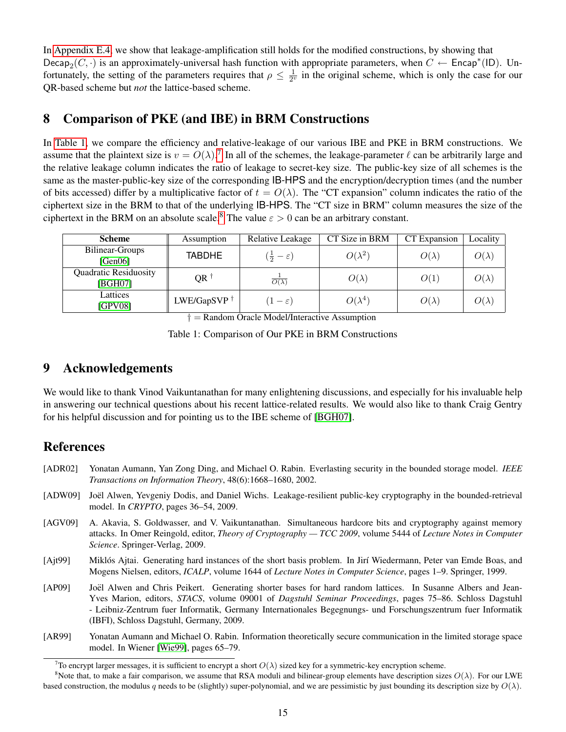In Appendix E.4, we show that leakage-amplification still holds for the modified constructions, by showing that $\mathsf{Decap}_2(C, \cdot)$ is an approximately-universal hash function with appropriate parameters, when $C \leftarrow \mathsf{Encap}^*(\mathsf{ID})$. Unfortunately, the setting of the parameters requires that $\rho \leq \frac{1}{2^v}$ in the original scheme, which is only the case for our QR-based scheme but *not* the lattice-based scheme.

## 8 Comparison of PKE (and IBE) in BRM Constructions

In Table 1, we compare the efficiency and relative-leakage of our various IBE and PKE in BRM constructions. We assume that the plaintext size is $v = O(\lambda)$.[7] In all of the schemes, the leakage-parameter $\ell$ can be arbitrarily large and the relative leakage column indicates the ratio of leakage to secret-key size. The public-key size of all schemes is the same as the master-public-key size of the corresponding IB-HPS and the encryption/decryption times (and the number of bits accessed) differ by a multiplicative factor of $t = O(\lambda)$. The "CT expansion" column indicates the ratio of the ciphertext size in the BRM to that of the underlying IB-HPS. The "CT size in BRM" column measures the size of the ciphertext in the BRM on an absolute scale.[8] The value $\varepsilon > 0$ can be an arbitrary constant.

| Scheme | Assumption | Relative Leakage | CT Size in BRM | CT Expansion | Locality |
|---|---|---|---|---|---|
| Bilinear-Groups [Gen06] | TABDHE | $(\frac{1}{2} - \varepsilon)$ | $O(\lambda^2)$ | $O(\lambda)$ | $O(\lambda)$ |
| Quadratic Residuosity [BGH07] | QR † | $\frac{1}{O(\lambda)}$ | $O(\lambda)$ | $O(1)$ | $O(\lambda)$ |
| Lattices [GPV08] | LWE/GapSVP † | $(1 - \varepsilon)$ | $O(\lambda^4)$ | $O(\lambda)$ | $O(\lambda)$ |

† = Random Oracle Model/Interactive Assumption

Table 1: Comparison of Our PKE in BRM Constructions

## 9 Acknowledgements

We would like to thank Vinod Vaikuntanathan for many enlightening discussions, and especially for his invaluable help in answering our technical questions about his recent lattice-related results. We would also like to thank Craig Gentry for his helpful discussion and for pointing us to the IBE scheme of [BGH07].

## References

[ADR02] Yonatan Aumann, Yan Zong Ding, and Michael O. Rabin. Everlasting security in the bounded storage model. *IEEE Transactions on Information Theory*, 48(6):1668–1680, 2002.

[ADW09] Joël Alwen, Yevgeniy Dodis, and Daniel Wichs. Leakage-resilient public-key cryptography in the bounded-retrieval model. In *CRYPTO*, pages 36–54, 2009.

[AGV09] A. Akavia, S. Goldwasser, and V. Vaikuntanathan. Simultaneous hardcore bits and cryptography against memory attacks. In Omer Reingold, editor, *Theory of Cryptography — TCC 2009*, volume 5444 of *Lecture Notes in Computer Science*. Springer-Verlag, 2009.

[Ajt99] Miklós Ajtai. Generating hard instances of the short basis problem. In Jirí Wiedermann, Peter van Emde Boas, and Mogens Nielsen, editors, *ICALP*, volume 1644 of *Lecture Notes in Computer Science*, pages 1–9. Springer, 1999.

[AP09] Joël Alwen and Chris Peikert. Generating shorter bases for hard random lattices. In Susanne Albers and Jean-Yves Marion, editors, *STACS*, volume 09001 of *Dagstuhl Seminar Proceedings*, pages 75–86. Schloss Dagstuhl - Leibniz-Zentrum fuer Informatik, Germany Internationales Begegnungs- und Forschungszentrum fuer Informatik (IBFI), Schloss Dagstuhl, Germany, 2009.

[AR99] Yonatan Aumann and Michael O. Rabin. Information theoretically secure communication in the limited storage space model. In Wiener [Wie99], pages 65–79.

[7] To encrypt larger messages, it is sufficient to encrypt a short $O(\lambda)$ sized key for a symmetric-key encryption scheme.

[8] Note that, to make a fair comparison, we assume that RSA moduli and bilinear-group elements have description sizes $O(\lambda)$. For our LWE based construction, the modulus $q$ needs to be (slightly) super-polynomial, and we are pessimistic by just bounding its description size by $O(\lambda)$.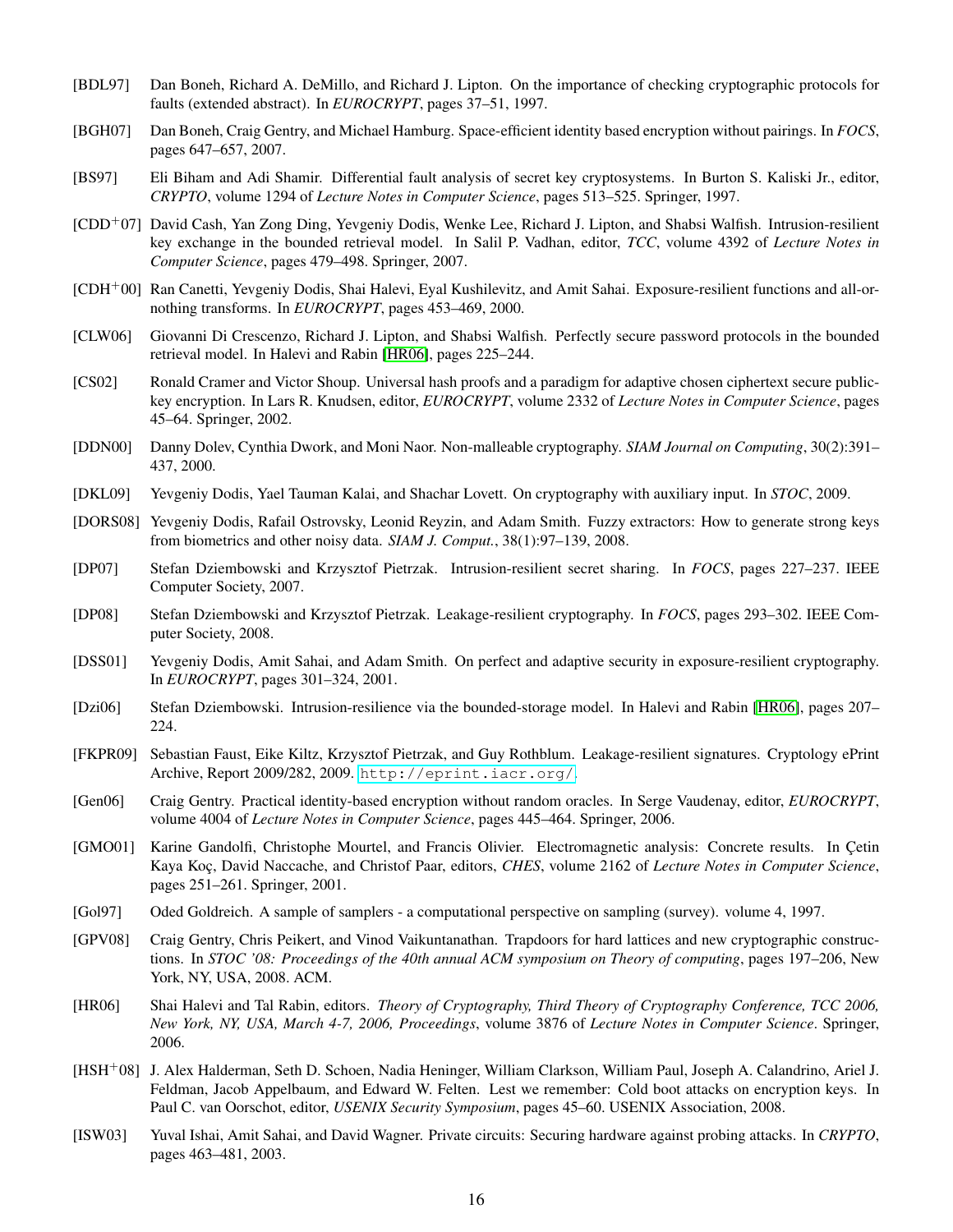[BDL97] Dan Boneh, Richard A. DeMillo, and Richard J. Lipton. On the importance of checking cryptographic protocols for faults (extended abstract). In *EUROCRYPT*, pages 37–51, 1997.

[BGH07] Dan Boneh, Craig Gentry, and Michael Hamburg. Space-efficient identity based encryption without pairings. In *FOCS*, pages 647–657, 2007.

[BS97] Eli Biham and Adi Shamir. Differential fault analysis of secret key cryptosystems. In Burton S. Kaliski Jr., editor, *CRYPTO*, volume 1294 of *Lecture Notes in Computer Science*, pages 513–525. Springer, 1997.

[CDD+07] David Cash, Yan Zong Ding, Yevgeniy Dodis, Wenke Lee, Richard J. Lipton, and Shabsi Walfish. Intrusion-resilient key exchange in the bounded retrieval model. In Salil P. Vadhan, editor, *TCC*, volume 4392 of *Lecture Notes in Computer Science*, pages 479–498. Springer, 2007.

[CDH+00] Ran Canetti, Yevgeniy Dodis, Shai Halevi, Eyal Kushilevitz, and Amit Sahai. Exposure-resilient functions and all-or-nothing transforms. In *EUROCRYPT*, pages 453–469, 2000.

[CLW06] Giovanni Di Crescenzo, Richard J. Lipton, and Shabsi Walfish. Perfectly secure password protocols in the bounded retrieval model. In Halevi and Rabin [HR06], pages 225–244.

[CS02] Ronald Cramer and Victor Shoup. Universal hash proofs and a paradigm for adaptive chosen ciphertext secure public-key encryption. In Lars R. Knudsen, editor, *EUROCRYPT*, volume 2332 of *Lecture Notes in Computer Science*, pages 45–64. Springer, 2002.

[DDN00] Danny Dolev, Cynthia Dwork, and Moni Naor. Non-malleable cryptography. *SIAM Journal on Computing*, 30(2):391–437, 2000.

[DKL09] Yevgeniy Dodis, Yael Tauman Kalai, and Shachar Lovett. On cryptography with auxiliary input. In *STOC*, 2009.

[DORS08] Yevgeniy Dodis, Rafail Ostrovsky, Leonid Reyzin, and Adam Smith. Fuzzy extractors: How to generate strong keys from biometrics and other noisy data. *SIAM J. Comput.*, 38(1):97–139, 2008.

[DP07] Stefan Dziembowski and Krzysztof Pietrzak. Intrusion-resilient secret sharing. In *FOCS*, pages 227–237. IEEE Computer Society, 2007.

[DP08] Stefan Dziembowski and Krzysztof Pietrzak. Leakage-resilient cryptography. In *FOCS*, pages 293–302. IEEE Computer Society, 2008.

[DSS01] Yevgeniy Dodis, Amit Sahai, and Adam Smith. On perfect and adaptive security in exposure-resilient cryptography. In *EUROCRYPT*, pages 301–324, 2001.

[Dzi06] Stefan Dziembowski. Intrusion-resilience via the bounded-storage model. In Halevi and Rabin [HR06], pages 207–224.

[FKPR09] Sebastian Faust, Eike Kiltz, Krzysztof Pietrzak, and Guy Rothblum. Leakage-resilient signatures. Cryptology ePrint Archive, Report 2009/282, 2009. http://eprint.iacr.org/.

[Gen06] Craig Gentry. Practical identity-based encryption without random oracles. In Serge Vaudenay, editor, *EUROCRYPT*, volume 4004 of *Lecture Notes in Computer Science*, pages 445–464. Springer, 2006.

[GMO01] Karine Gandolfi, Christophe Mourtel, and Francis Olivier. Electromagnetic analysis: Concrete results. In Çetin Kaya Koç, David Naccache, and Christof Paar, editors, *CHES*, volume 2162 of *Lecture Notes in Computer Science*, pages 251–261. Springer, 2001.

[Gol97] Oded Goldreich. A sample of samplers - a computational perspective on sampling (survey). volume 4, 1997.

[GPV08] Craig Gentry, Chris Peikert, and Vinod Vaikuntanathan. Trapdoors for hard lattices and new cryptographic constructions. In *STOC '08: Proceedings of the 40th annual ACM symposium on Theory of computing*, pages 197–206, New York, NY, USA, 2008. ACM.

[HR06] Shai Halevi and Tal Rabin, editors. *Theory of Cryptography, Third Theory of Cryptography Conference, TCC 2006, New York, NY, USA, March 4-7, 2006, Proceedings*, volume 3876 of *Lecture Notes in Computer Science*. Springer, 2006.

[HSH+08] J. Alex Halderman, Seth D. Schoen, Nadia Heninger, William Clarkson, William Paul, Joseph A. Calandrino, Ariel J. Feldman, Jacob Appelbaum, and Edward W. Felten. Lest we remember: Cold boot attacks on encryption keys. In Paul C. van Oorschot, editor, *USENIX Security Symposium*, pages 45–60. USENIX Association, 2008.

[ISW03] Yuval Ishai, Amit Sahai, and David Wagner. Private circuits: Securing hardware against probing attacks. In *CRYPTO*, pages 463–481, 2003.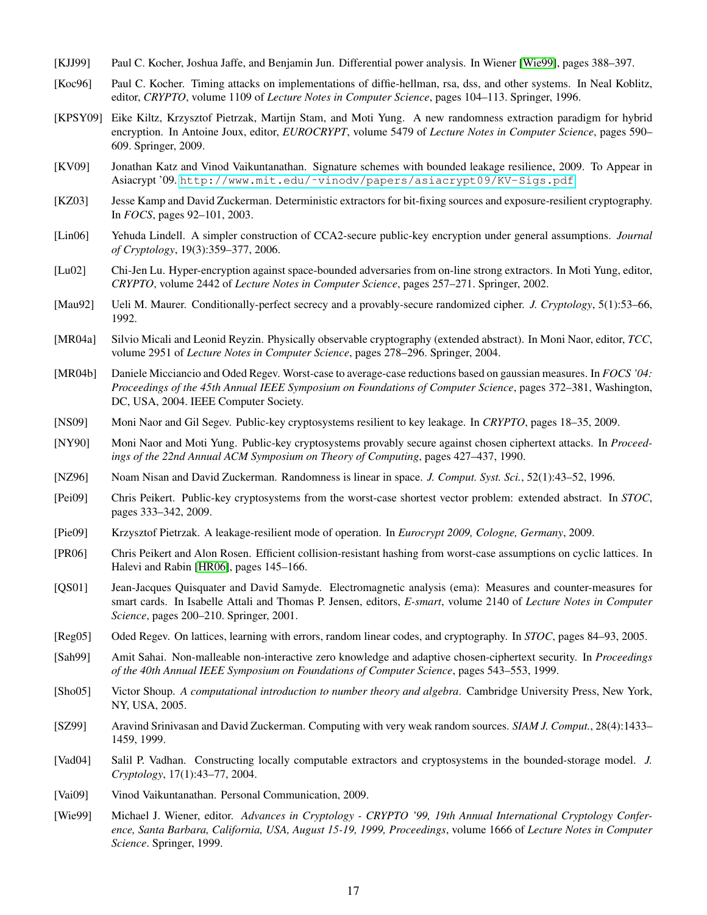[KJJ99] Paul C. Kocher, Joshua Jaffe, and Benjamin Jun. Differential power analysis. In Wiener [Wie99], pages 388–397.

[Koc96] Paul C. Kocher. Timing attacks on implementations of diffie-hellman, rsa, dss, and other systems. In Neal Koblitz, editor, *CRYPTO*, volume 1109 of *Lecture Notes in Computer Science*, pages 104–113. Springer, 1996.

[KPSY09] Eike Kiltz, Krzysztof Pietrzak, Martijn Stam, and Moti Yung. A new randomness extraction paradigm for hybrid encryption. In Antoine Joux, editor, *EUROCRYPT*, volume 5479 of *Lecture Notes in Computer Science*, pages 590–609. Springer, 2009.

[KV09] Jonathan Katz and Vinod Vaikuntanathan. Signature schemes with bounded leakage resilience, 2009. To Appear in Asiacrypt '09. http://www.mit.edu/~vinodv/papers/asiacrypt09/KV-Sigs.pdf.

[KZ03] Jesse Kamp and David Zuckerman. Deterministic extractors for bit-fixing sources and exposure-resilient cryptography. In *FOCS*, pages 92–101, 2003.

[Lin06] Yehuda Lindell. A simpler construction of CCA2-secure public-key encryption under general assumptions. *Journal of Cryptology*, 19(3):359–377, 2006.

[Lu02] Chi-Jen Lu. Hyper-encryption against space-bounded adversaries from on-line strong extractors. In Moti Yung, editor, *CRYPTO*, volume 2442 of *Lecture Notes in Computer Science*, pages 257–271. Springer, 2002.

[Mau92] Ueli M. Maurer. Conditionally-perfect secrecy and a provably-secure randomized cipher. *J. Cryptology*, 5(1):53–66, 1992.

[MR04a] Silvio Micali and Leonid Reyzin. Physically observable cryptography (extended abstract). In Moni Naor, editor, *TCC*, volume 2951 of *Lecture Notes in Computer Science*, pages 278–296. Springer, 2004.

[MR04b] Daniele Micciancio and Oded Regev. Worst-case to average-case reductions based on gaussian measures. In *FOCS '04: Proceedings of the 45th Annual IEEE Symposium on Foundations of Computer Science*, pages 372–381, Washington, DC, USA, 2004. IEEE Computer Society.

[NS09] Moni Naor and Gil Segev. Public-key cryptosystems resilient to key leakage. In *CRYPTO*, pages 18–35, 2009.

[NY90] Moni Naor and Moti Yung. Public-key cryptosystems provably secure against chosen ciphertext attacks. In *Proceedings of the 22nd Annual ACM Symposium on Theory of Computing*, pages 427–437, 1990.

[NZ96] Noam Nisan and David Zuckerman. Randomness is linear in space. *J. Comput. Syst. Sci.*, 52(1):43–52, 1996.

[Pei09] Chris Peikert. Public-key cryptosystems from the worst-case shortest vector problem: extended abstract. In *STOC*, pages 333–342, 2009.

[Pie09] Krzysztof Pietrzak. A leakage-resilient mode of operation. In *Eurocrypt 2009, Cologne, Germany*, 2009.

[PR06] Chris Peikert and Alon Rosen. Efficient collision-resistant hashing from worst-case assumptions on cyclic lattices. In Halevi and Rabin [HR06], pages 145–166.

[QS01] Jean-Jacques Quisquater and David Samyde. Electromagnetic analysis (ema): Measures and counter-measures for smart cards. In Isabelle Attali and Thomas P. Jensen, editors, *E-smart*, volume 2140 of *Lecture Notes in Computer Science*, pages 200–210. Springer, 2001.

[Reg05] Oded Regev. On lattices, learning with errors, random linear codes, and cryptography. In *STOC*, pages 84–93, 2005.

[Sah99] Amit Sahai. Non-malleable non-interactive zero knowledge and adaptive chosen-ciphertext security. In *Proceedings of the 40th Annual IEEE Symposium on Foundations of Computer Science*, pages 543–553, 1999.

[Sho05] Victor Shoup. *A computational introduction to number theory and algebra*. Cambridge University Press, New York, NY, USA, 2005.

[SZ99] Aravind Srinivasan and David Zuckerman. Computing with very weak random sources. *SIAM J. Comput.*, 28(4):1433–1459, 1999.

[Vad04] Salil P. Vadhan. Constructing locally computable extractors and cryptosystems in the bounded-storage model. *J. Cryptology*, 17(1):43–77, 2004.

[Vai09] Vinod Vaikuntanathan. Personal Communication, 2009.

[Wie99] Michael J. Wiener, editor. *Advances in Cryptology - CRYPTO '99, 19th Annual International Cryptology Conference, Santa Barbara, California, USA, August 15-19, 1999, Proceedings*, volume 1666 of *Lecture Notes in Computer Science*. Springer, 1999.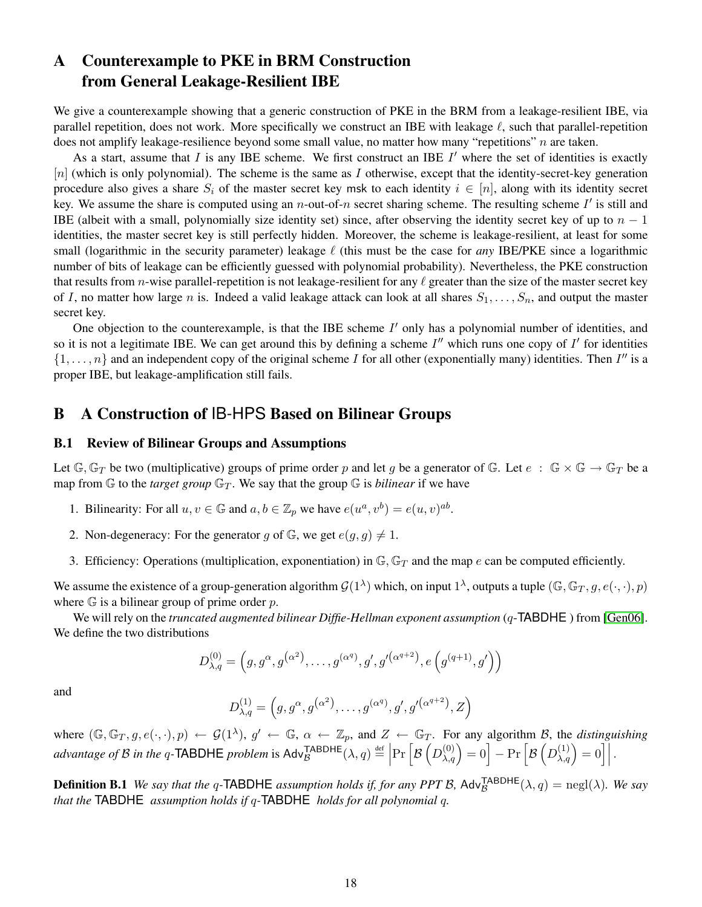# A Counterexample to PKE in BRM Construction from General Leakage-Resilient IBE

We give a counterexample showing that a generic construction of PKE in the BRM from a leakage-resilient IBE, via parallel repetition, does not work. More specifically we construct an IBE with leakage $\ell$, such that parallel-repetition does not amplify leakage-resilience beyond some small value, no matter how many "repetitions" $n$ are taken.

As a start, assume that $I$ is any IBE scheme. We first construct an IBE $I'$ where the set of identities is exactly $[n]$ (which is only polynomial). The scheme is the same as $I$ otherwise, except that the identity-secret-key generation procedure also gives a share $S_i$ of the master secret key $\mathsf{msk}$ to each identity $i \in [n]$, along with its identity secret key. We assume the share is computed using an $n$-out-of-$n$ secret sharing scheme. The resulting scheme $I'$ is still and IBE (albeit with a small, polynomially size identity set) since, after observing the identity secret key of up to $n-1$ identities, the master secret key is still perfectly hidden. Moreover, the scheme is leakage-resilient, at least for some small (logarithmic in the security parameter) leakage $\ell$ (this must be the case for *any* IBE/PKE since a logarithmic number of bits of leakage can be efficiently guessed with polynomial probability). Nevertheless, the PKE construction that results from $n$-wise parallel-repetition is not leakage-resilient for any $\ell$ greater than the size of the master secret key of $I$, no matter how large $n$ is. Indeed a valid leakage attack can look at all shares $S_1, \ldots, S_n$, and output the master secret key.

One objection to the counterexample, is that the IBE scheme $I'$ only has a polynomial number of identities, and so it is not a legitimate IBE. We can get around this by defining a scheme $I''$ which runs one copy of $I'$ for identities $\{1, \ldots, n\}$ and an independent copy of the original scheme $I$ for all other (exponentially many) identities. Then $I''$ is a proper IBE, but leakage-amplification still fails.

# B A Construction of IB-HPS Based on Bilinear Groups

## B.1 Review of Bilinear Groups and Assumptions

Let $\mathbb{G}, \mathbb{G}_T$ be two (multiplicative) groups of prime order $p$ and let $g$ be a generator of $\mathbb{G}$. Let $e : \mathbb{G} \times \mathbb{G} \to \mathbb{G}_T$ be a map from $\mathbb{G}$ to the *target group* $\mathbb{G}_T$. We say that the group $\mathbb{G}$ is *bilinear* if we have

1. Bilinearity: For all $u, v \in \mathbb{G}$ and $a, b \in \mathbb{Z}_p$ we have $e(u^a, v^b) = e(u, v)^{ab}$.
2. Non-degeneracy: For the generator $g$ of $\mathbb{G}$, we get $e(g, g) \neq 1$.
3. Efficiency: Operations (multiplication, exponentiation) in $\mathbb{G}, \mathbb{G}_T$ and the map $e$ can be computed efficiently.

We assume the existence of a group-generation algorithm $\mathcal{G}(1^\lambda)$ which, on input $1^\lambda$, outputs a tuple $(\mathbb{G}, \mathbb{G}_T, g, e(\cdot,\cdot), p)$ where $\mathbb{G}$ is a bilinear group of prime order $p$.

We will rely on the *truncated augmented bilinear Diffie-Hellman exponent assumption* ($q$-TABDHE ) from [Gen06]. We define the two distributions

$$D^{(0)}_{\lambda,q} = \left(g, g^{\alpha}, g^{(\alpha^2)}, \ldots, g^{(\alpha^q)}, g', g'^{(\alpha^{q+2})}, e\left(g^{(q+1)}, g'\right)\right)$$

and

$$D^{(1)}_{\lambda,q} = \left(g, g^{\alpha}, g^{(\alpha^2)}, \ldots, g^{(\alpha^q)}, g', g'^{(\alpha^{q+2})}, Z\right)$$

where $(\mathbb{G}, \mathbb{G}_T, g, e(\cdot,\cdot), p) \leftarrow \mathcal{G}(1^\lambda)$, $g' \leftarrow \mathbb{G}$, $\alpha \leftarrow \mathbb{Z}_p$, and $Z \leftarrow \mathbb{G}_T$. For any algorithm $\mathcal{B}$, the *distinguishing advantage of $\mathcal{B}$ in the $q$-TABDHE problem* is $\mathsf{Adv}^{\mathsf{TABDHE}}_{\mathcal{B}}(\lambda, q) \stackrel{\text{def}}{=} \left|\Pr\left[\mathcal{B}\left(D^{(0)}_{\lambda,q}\right) = 0\right] - \Pr\left[\mathcal{B}\left(D^{(1)}_{\lambda,q}\right) = 0\right]\right|$.

**Definition B.1** *We say that the $q$-TABDHE assumption holds if, for any PPT $\mathcal{B}$, $\mathsf{Adv}^{\mathsf{TABDHE}}_{\mathcal{B}}(\lambda, q) = \text{negl}(\lambda)$. We say that the TABDHE assumption holds if $q$-TABDHE holds for all polynomial $q$.*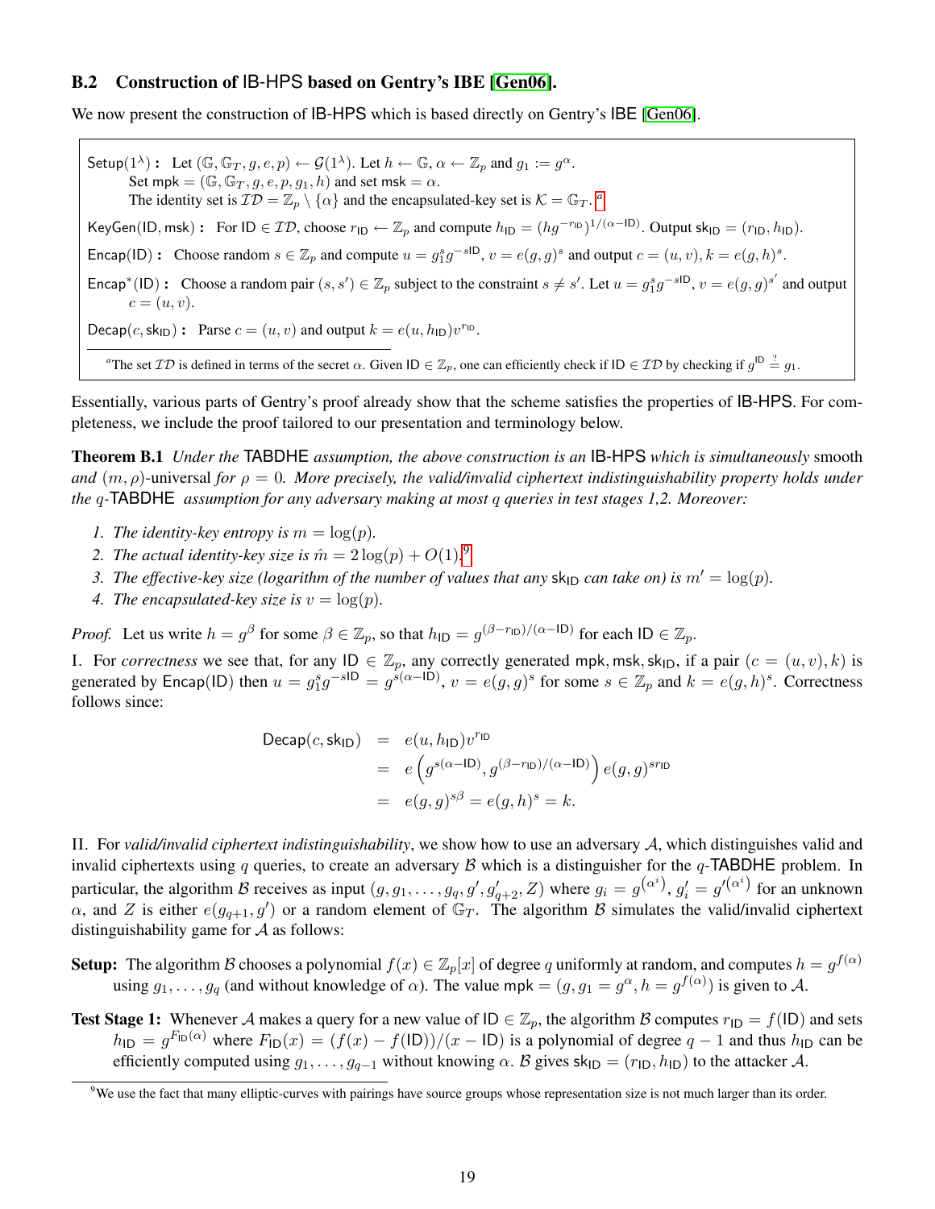## B.2 Construction of IB-HPS based on Gentry's IBE [Gen06].

We now present the construction of IB-HPS which is based directly on Gentry's IBE [Gen06].

> $\mathsf{Setup}(1^\lambda)$ **:** Let $(\mathbb{G}, \mathbb{G}_T, g, e, p) \leftarrow \mathcal{G}(1^\lambda)$. Let $h \leftarrow \mathbb{G}$, $\alpha \leftarrow \mathbb{Z}_p$ and $g_1 := g^\alpha$.
> Set $\mathsf{mpk} = (\mathbb{G}, \mathbb{G}_T, g, e, p, g_1, h)$ and set $\mathsf{msk} = \alpha$.
> The identity set is $\mathcal{ID} = \mathbb{Z}_p \setminus \{\alpha\}$ and the encapsulated-key set is $\mathcal{K} = \mathbb{G}_T$. [a]
>
> $\mathsf{KeyGen}(\mathsf{ID}, \mathsf{msk})$ **:** For $\mathsf{ID} \in \mathcal{ID}$, choose $r_{\mathsf{ID}} \leftarrow \mathbb{Z}_p$ and compute $h_{\mathsf{ID}} = (hg^{-r_{\mathsf{ID}}})^{1/(\alpha - \mathsf{ID})}$. Output $\mathsf{sk}_{\mathsf{ID}} = (r_{\mathsf{ID}}, h_{\mathsf{ID}})$.
>
> $\mathsf{Encap}(\mathsf{ID})$ **:** Choose random $s \in \mathbb{Z}_p$ and compute $u = g_1^s g^{-s\mathsf{ID}}$, $v = e(g,g)^s$ and output $c = (u, v), k = e(g, h)^s$.
>
> $\mathsf{Encap}^*(\mathsf{ID})$ **:** Choose a random pair $(s, s') \in \mathbb{Z}_p$ subject to the constraint $s \neq s'$. Let $u = g_1^s g^{-s\mathsf{ID}}$, $v = e(g,g)^{s'}$ and output $c = (u, v)$.
>
> $\mathsf{Decap}(c, \mathsf{sk}_{\mathsf{ID}})$ **:** Parse $c = (u, v)$ and output $k = e(u, h_{\mathsf{ID}})v^{r_{\mathsf{ID}}}$.
>
> [a] The set $\mathcal{ID}$ is defined in terms of the secret $\alpha$. Given $\mathsf{ID} \in \mathbb{Z}_p$, one can efficiently check if $\mathsf{ID} \in \mathcal{ID}$ by checking if $g^{\mathsf{ID}} \stackrel{?}{=} g_1$.

Essentially, various parts of Gentry's proof already show that the scheme satisfies the properties of IB-HPS. For completeness, we include the proof tailored to our presentation and terminology below.

**Theorem B.1** *Under the* TABDHE *assumption, the above construction is an* IB-HPS *which is simultaneously* smooth *and* $(m, \rho)$-universal *for* $\rho = 0$. *More precisely, the valid/invalid ciphertext indistinguishability property holds under the* $q$-TABDHE *assumption for any adversary making at most* $q$ *queries in test stages 1,2. Moreover:*

1. *The identity-key entropy is* $m = \log(p)$.
2. *The actual identity-key size is* $\hat{m} = 2\log(p) + O(1)$.[9]
3. *The effective-key size (logarithm of the number of values that any* $\mathsf{sk}_{\mathsf{ID}}$ *can take on) is* $m' = \log(p)$.
4. *The encapsulated-key size is* $v = \log(p)$.

*Proof.* Let us write $h = g^\beta$ for some $\beta \in \mathbb{Z}_p$, so that $h_{\mathsf{ID}} = g^{(\beta - r_{\mathsf{ID}})/(\alpha - \mathsf{ID})}$ for each $\mathsf{ID} \in \mathbb{Z}_p$.

I. For *correctness* we see that, for any $\mathsf{ID} \in \mathbb{Z}_p$, any correctly generated $\mathsf{mpk}, \mathsf{msk}, \mathsf{sk}_{\mathsf{ID}}$, if a pair $(c = (u, v), k)$ is generated by $\mathsf{Encap}(\mathsf{ID})$ then $u = g_1^s g^{-s\mathsf{ID}} = g^{s(\alpha - \mathsf{ID})}$, $v = e(g,g)^s$ for some $s \in \mathbb{Z}_p$ and $k = e(g, h)^s$. Correctness follows since:

$$
\begin{aligned}
\mathsf{Decap}(c, \mathsf{sk}_{\mathsf{ID}}) &= e(u, h_{\mathsf{ID}})v^{r_{\mathsf{ID}}} \\
&= e\left(g^{s(\alpha - \mathsf{ID})}, g^{(\beta - r_{\mathsf{ID}})/(\alpha - \mathsf{ID})}\right) e(g,g)^{sr_{\mathsf{ID}}} \\
&= e(g,g)^{s\beta} = e(g,h)^s = k.
\end{aligned}
$$

II. For *valid/invalid ciphertext indistinguishability*, we show how to use an adversary $\mathcal{A}$, which distinguishes valid and invalid ciphertexts using $q$ queries, to create an adversary $\mathcal{B}$ which is a distinguisher for the $q$-TABDHE problem. In particular, the algorithm $\mathcal{B}$ receives as input $(g, g_1, \ldots, g_q, g', g'_{q+2}, Z)$ where $g_i = g^{(\alpha^i)}$, $g'_i = g'^{(\alpha^i)}$ for an unknown $\alpha$, and $Z$ is either $e(g_{q+1}, g')$ or a random element of $\mathbb{G}_T$. The algorithm $\mathcal{B}$ simulates the valid/invalid ciphertext distinguishability game for $\mathcal{A}$ as follows:

**Setup:** The algorithm $\mathcal{B}$ chooses a polynomial $f(x) \in \mathbb{Z}_p[x]$ of degree $q$ uniformly at random, and computes $h = g^{f(\alpha)}$ using $g_1, \ldots, g_q$ (and without knowledge of $\alpha$). The value $\mathsf{mpk} = (g, g_1 = g^\alpha, h = g^{f(\alpha)})$ is given to $\mathcal{A}$.

**Test Stage 1:** Whenever $\mathcal{A}$ makes a query for a new value of $\mathsf{ID} \in \mathbb{Z}_p$, the algorithm $\mathcal{B}$ computes $r_{\mathsf{ID}} = f(\mathsf{ID})$ and sets $h_{\mathsf{ID}} = g^{F_{\mathsf{ID}}(\alpha)}$ where $F_{\mathsf{ID}}(x) = (f(x) - f(\mathsf{ID}))/(x - \mathsf{ID})$ is a polynomial of degree $q-1$ and thus $h_{\mathsf{ID}}$ can be efficiently computed using $g_1, \ldots, g_{q-1}$ without knowing $\alpha$. $\mathcal{B}$ gives $\mathsf{sk}_{\mathsf{ID}} = (r_{\mathsf{ID}}, h_{\mathsf{ID}})$ to the attacker $\mathcal{A}$.

[9] We use the fact that many elliptic-curves with pairings have source groups whose representation size is not much larger than its order.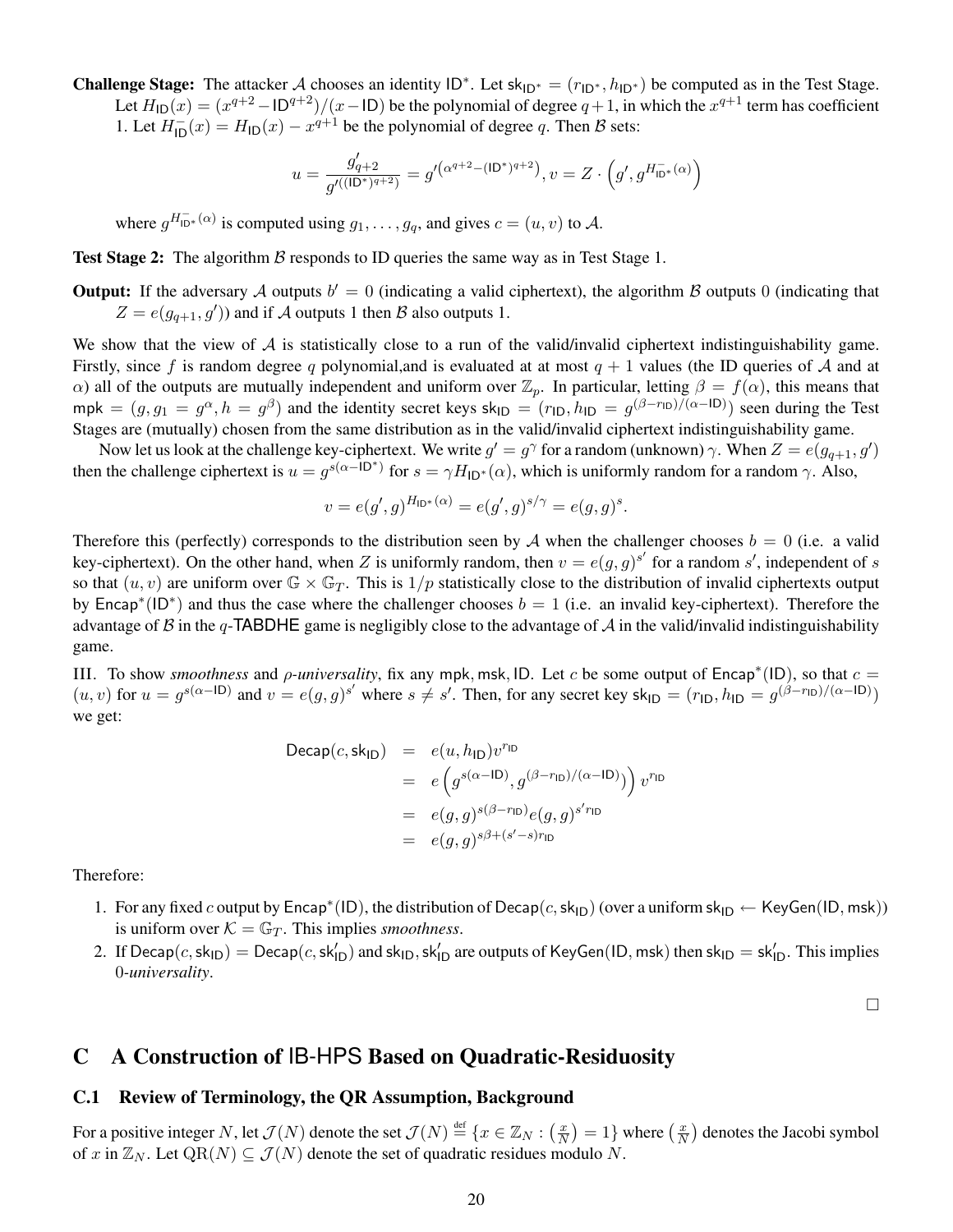**Challenge Stage:** The attacker $\mathcal{A}$ chooses an identity $\mathsf{ID}^*$. Let $\mathsf{sk}_{\mathsf{ID}^*} = (r_{\mathsf{ID}^*}, h_{\mathsf{ID}^*})$ be computed as in the Test Stage. Let $H_{\mathsf{ID}}(x) = (x^{q+2} - \mathsf{ID}^{q+2})/(x - \mathsf{ID})$ be the polynomial of degree $q+1$, in which the $x^{q+1}$ term has coefficient 1. Let $H^-_{\mathsf{ID}}(x) = H_{\mathsf{ID}}(x) - x^{q+1}$ be the polynomial of degree $q$. Then $\mathcal{B}$ sets:

$$u = \frac{g'_{q+2}}{g'^{((\mathsf{ID}^*)^{q+2})}} = g'^{\left(\alpha^{q+2} - (\mathsf{ID}^*)^{q+2}\right)}, v = Z \cdot \left(g', g^{H^-_{\mathsf{ID}^*}(\alpha)}\right)$$

where $g^{H^-_{\mathsf{ID}^*}(\alpha)}$ is computed using $g_1, \ldots, g_q$, and gives $c = (u, v)$ to $\mathcal{A}$.

**Test Stage 2:** The algorithm $\mathcal{B}$ responds to ID queries the same way as in Test Stage 1.

**Output:** If the adversary $\mathcal{A}$ outputs $b' = 0$ (indicating a valid ciphertext), the algorithm $\mathcal{B}$ outputs 0 (indicating that $Z = e(g_{q+1}, g')$) and if $\mathcal{A}$ outputs 1 then $\mathcal{B}$ also outputs 1.

We show that the view of $\mathcal{A}$ is statistically close to a run of the valid/invalid ciphertext indistinguishability game. Firstly, since $f$ is random degree $q$ polynomial,and is evaluated at at most $q+1$ values (the ID queries of $\mathcal{A}$ and at $\alpha$) all of the outputs are mutually independent and uniform over $\mathbb{Z}_p$. In particular, letting $\beta = f(\alpha)$, this means that $\mathsf{mpk} = (g, g_1 = g^\alpha, h = g^\beta)$ and the identity secret keys $\mathsf{sk}_{\mathsf{ID}} = (r_{\mathsf{ID}}, h_{\mathsf{ID}} = g^{(\beta - r_{\mathsf{ID}})/(\alpha - \mathsf{ID})})$ seen during the Test Stages are (mutually) chosen from the same distribution as in the valid/invalid ciphertext indistinguishability game.

Now let us look at the challenge key-ciphertext. We write $g' = g^\gamma$ for a random (unknown) $\gamma$. When $Z = e(g_{q+1}, g')$ then the challenge ciphertext is $u = g^{s(\alpha - \mathsf{ID}^*)}$ for $s = \gamma H_{\mathsf{ID}^*}(\alpha)$, which is uniformly random for a random $\gamma$. Also,

$$v = e(g', g)^{H_{\mathsf{ID}^*}(\alpha)} = e(g', g)^{s/\gamma} = e(g, g)^s.$$

Therefore this (perfectly) corresponds to the distribution seen by $\mathcal{A}$ when the challenger chooses $b = 0$ (i.e. a valid key-ciphertext). On the other hand, when $Z$ is uniformly random, then $v = e(g, g)^{s'}$ for a random $s'$, independent of $s$ so that $(u, v)$ are uniform over $\mathbb{G} \times \mathbb{G}_T$. This is $1/p$ statistically close to the distribution of invalid ciphertexts output by $\mathsf{Encap}^*(\mathsf{ID}^*)$ and thus the case where the challenger chooses $b = 1$ (i.e. an invalid key-ciphertext). Therefore the advantage of $\mathcal{B}$ in the $q$-$\mathsf{TABDHE}$ game is negligibly close to the advantage of $\mathcal{A}$ in the valid/invalid indistinguishability game.

III. To show *smoothness* and *ρ-universality*, fix any $\mathsf{mpk}, \mathsf{msk}, \mathsf{ID}$. Let $c$ be some output of $\mathsf{Encap}^*(\mathsf{ID})$, so that $c = (u, v)$ for $u = g^{s(\alpha - \mathsf{ID})}$ and $v = e(g, g)^{s'}$ where $s \neq s'$. Then, for any secret key $\mathsf{sk}_{\mathsf{ID}} = (r_{\mathsf{ID}}, h_{\mathsf{ID}} = g^{(\beta - r_{\mathsf{ID}})/(\alpha - \mathsf{ID})})$ we get:

$$\begin{aligned}
\mathsf{Decap}(c, \mathsf{sk}_{\mathsf{ID}}) &= e(u, h_{\mathsf{ID}}) v^{r_{\mathsf{ID}}} \\
&= e\left(g^{s(\alpha - \mathsf{ID})}, g^{(\beta - r_{\mathsf{ID}})/(\alpha - \mathsf{ID})}\right) v^{r_{\mathsf{ID}}} \\
&= e(g, g)^{s(\beta - r_{\mathsf{ID}})} e(g, g)^{s' r_{\mathsf{ID}}} \\
&= e(g, g)^{s\beta + (s' - s) r_{\mathsf{ID}}}
\end{aligned}$$

Therefore:

1. For any fixed $c$ output by $\mathsf{Encap}^*(\mathsf{ID})$, the distribution of $\mathsf{Decap}(c, \mathsf{sk}_{\mathsf{ID}})$ (over a uniform $\mathsf{sk}_{\mathsf{ID}} \leftarrow \mathsf{KeyGen}(\mathsf{ID}, \mathsf{msk})$) is uniform over $\mathcal{K} = \mathbb{G}_T$. This implies *smoothness*.
2. If $\mathsf{Decap}(c, \mathsf{sk}_{\mathsf{ID}}) = \mathsf{Decap}(c, \mathsf{sk}'_{\mathsf{ID}})$ and $\mathsf{sk}_{\mathsf{ID}}, \mathsf{sk}'_{\mathsf{ID}}$ are outputs of $\mathsf{KeyGen}(\mathsf{ID}, \mathsf{msk})$ then $\mathsf{sk}_{\mathsf{ID}} = \mathsf{sk}'_{\mathsf{ID}}$. This implies 0-*universality*.

□

# C A Construction of IB-HPS Based on Quadratic-Residuosity

## C.1 Review of Terminology, the QR Assumption, Background

For a positive integer $N$, let $\mathcal{J}(N)$ denote the set $\mathcal{J}(N) \stackrel{\text{def}}{=} \{x \in \mathbb{Z}_N : \left(\frac{x}{N}\right) = 1\}$ where $\left(\frac{x}{N}\right)$ denotes the Jacobi symbol of $x$ in $\mathbb{Z}_N$. Let $\mathrm{QR}(N) \subseteq \mathcal{J}(N)$ denote the set of quadratic residues modulo $N$.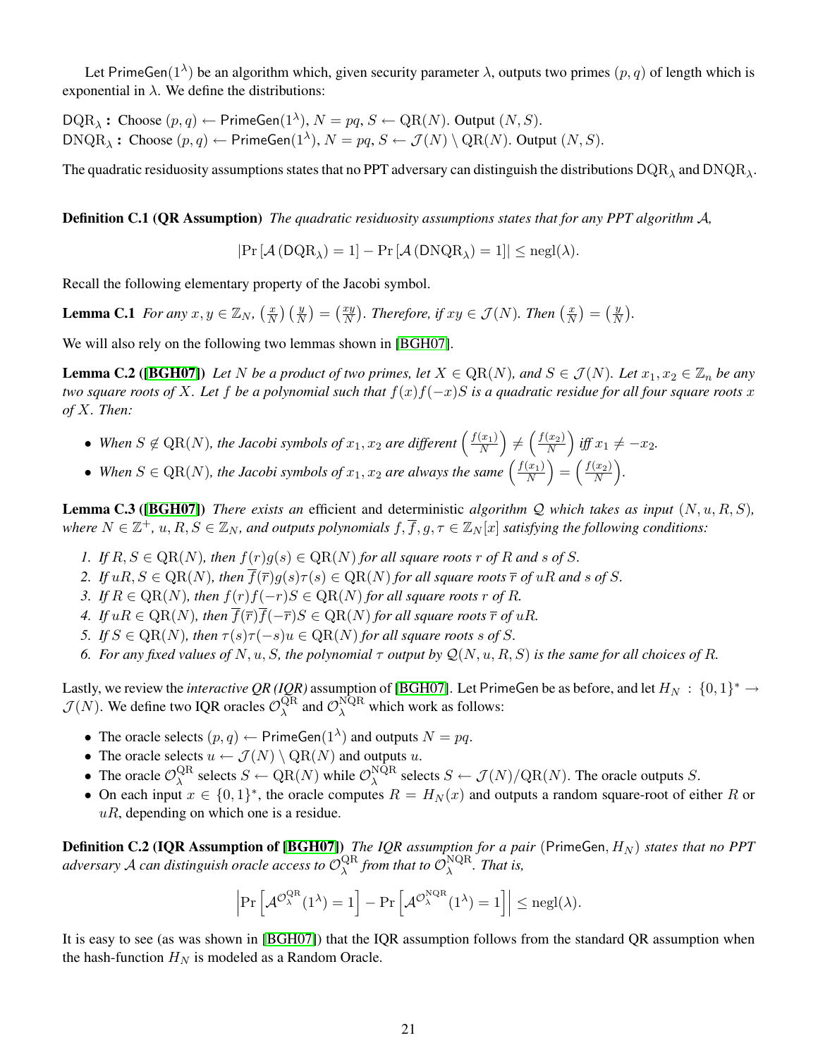Let $\mathsf{PrimeGen}(1^\lambda)$ be an algorithm which, given security parameter $\lambda$, outputs two primes $(p, q)$ of length which is exponential in $\lambda$. We define the distributions:

$\mathrm{DQR}_\lambda$ **:** Choose $(p, q) \leftarrow \mathsf{PrimeGen}(1^\lambda)$, $N = pq$, $S \leftarrow \mathrm{QR}(N)$. Output $(N, S)$.
$\mathrm{DNQR}_\lambda$ **:** Choose $(p, q) \leftarrow \mathsf{PrimeGen}(1^\lambda)$, $N = pq$, $S \leftarrow \mathcal{J}(N) \setminus \mathrm{QR}(N)$. Output $(N, S)$.

The quadratic residuosity assumptions states that no PPT adversary can distinguish the distributions $\mathrm{DQR}_\lambda$ and $\mathrm{DNQR}_\lambda$.

**Definition C.1 (QR Assumption)** *The quadratic residuosity assumptions states that for any PPT algorithm $\mathcal{A}$,*

$$|\Pr[\mathcal{A}(\mathrm{DQR}_\lambda) = 1] - \Pr[\mathcal{A}(\mathrm{DNQR}_\lambda) = 1]| \leq \mathrm{negl}(\lambda).$$

Recall the following elementary property of the Jacobi symbol.

**Lemma C.1** *For any $x, y \in \mathbb{Z}_N$, $\left(\frac{x}{N}\right)\left(\frac{y}{N}\right) = \left(\frac{xy}{N}\right)$. Therefore, if $xy \in \mathcal{J}(N)$. Then $\left(\frac{x}{N}\right) = \left(\frac{y}{N}\right)$.*

We will also rely on the following two lemmas shown in [BGH07].

**Lemma C.2 ([BGH07])** *Let $N$ be a product of two primes, let $X \in \mathrm{QR}(N)$, and $S \in \mathcal{J}(N)$. Let $x_1, x_2 \in \mathbb{Z}_n$ be any two square roots of $X$. Let $f$ be a polynomial such that $f(x)f(-x)S$ is a quadratic residue for all four square roots $x$ of $X$. Then:*

- *When $S \notin \mathrm{QR}(N)$, the Jacobi symbols of $x_1, x_2$ are different $\left(\frac{f(x_1)}{N}\right) \neq \left(\frac{f(x_2)}{N}\right)$ iff $x_1 \neq -x_2$.*
- *When $S \in \mathrm{QR}(N)$, the Jacobi symbols of $x_1, x_2$ are always the same $\left(\frac{f(x_1)}{N}\right) = \left(\frac{f(x_2)}{N}\right)$.*

**Lemma C.3 ([BGH07])** *There exists an* efficient and deterministic *algorithm $\mathcal{Q}$ which takes as input $(N, u, R, S)$, where $N \in \mathbb{Z}^+$, $u, R, S \in \mathbb{Z}_N$, and outputs polynomials $f, \overline{f}, g, \tau \in \mathbb{Z}_N[x]$ satisfying the following conditions:*

1. *If $R, S \in \mathrm{QR}(N)$, then $f(r)g(s) \in \mathrm{QR}(N)$ for all square roots $r$ of $R$ and $s$ of $S$.*
2. *If $uR, S \in \mathrm{QR}(N)$, then $\overline{f}(\overline{r})g(s)\tau(s) \in \mathrm{QR}(N)$ for all square roots $\overline{r}$ of $uR$ and $s$ of $S$.*
3. *If $R \in \mathrm{QR}(N)$, then $f(r)f(-r)S \in \mathrm{QR}(N)$ for all square roots $r$ of $R$.*
4. *If $uR \in \mathrm{QR}(N)$, then $\overline{f}(\overline{r})\overline{f}(-\overline{r})S \in \mathrm{QR}(N)$ for all square roots $\overline{r}$ of $uR$.*
5. *If $S \in \mathrm{QR}(N)$, then $\tau(s)\tau(-s)u \in \mathrm{QR}(N)$ for all square roots $s$ of $S$.*
6. *For any fixed values of $N, u, S$, the polynomial $\tau$ output by $\mathcal{Q}(N, u, R, S)$ is the same for all choices of $R$.*

Lastly, we review the *interactive QR (IQR)* assumption of [BGH07]. Let $\mathsf{PrimeGen}$ be as before, and let $H_N : \{0,1\}^* \to \mathcal{J}(N)$. We define two IQR oracles $\mathcal{O}_\lambda^{\mathrm{QR}}$ and $\mathcal{O}_\lambda^{\mathrm{NQR}}$ which work as follows:

- The oracle selects $(p, q) \leftarrow \mathsf{PrimeGen}(1^\lambda)$ and outputs $N = pq$.
- The oracle selects $u \leftarrow \mathcal{J}(N) \setminus \mathrm{QR}(N)$ and outputs $u$.
- The oracle $\mathcal{O}_\lambda^{\mathrm{QR}}$ selects $S \leftarrow \mathrm{QR}(N)$ while $\mathcal{O}_\lambda^{\mathrm{NQR}}$ selects $S \leftarrow \mathcal{J}(N)/\mathrm{QR}(N)$. The oracle outputs $S$.
- On each input $x \in \{0,1\}^*$, the oracle computes $R = H_N(x)$ and outputs a random square-root of either $R$ or $uR$, depending on which one is a residue.

**Definition C.2 (IQR Assumption of [BGH07])** *The IQR assumption for a pair $(\mathsf{PrimeGen}, H_N)$ states that no PPT adversary $\mathcal{A}$ can distinguish oracle access to $\mathcal{O}_\lambda^{\mathrm{QR}}$ from that to $\mathcal{O}_\lambda^{\mathrm{NQR}}$. That is,*

$$\left|\Pr\left[\mathcal{A}^{\mathcal{O}_\lambda^{\mathrm{QR}}}(1^\lambda) = 1\right] - \Pr\left[\mathcal{A}^{\mathcal{O}_\lambda^{\mathrm{NQR}}}(1^\lambda) = 1\right]\right| \leq \mathrm{negl}(\lambda).$$

It is easy to see (as was shown in [BGH07]) that the IQR assumption follows from the standard QR assumption when the hash-function $H_N$ is modeled as a Random Oracle.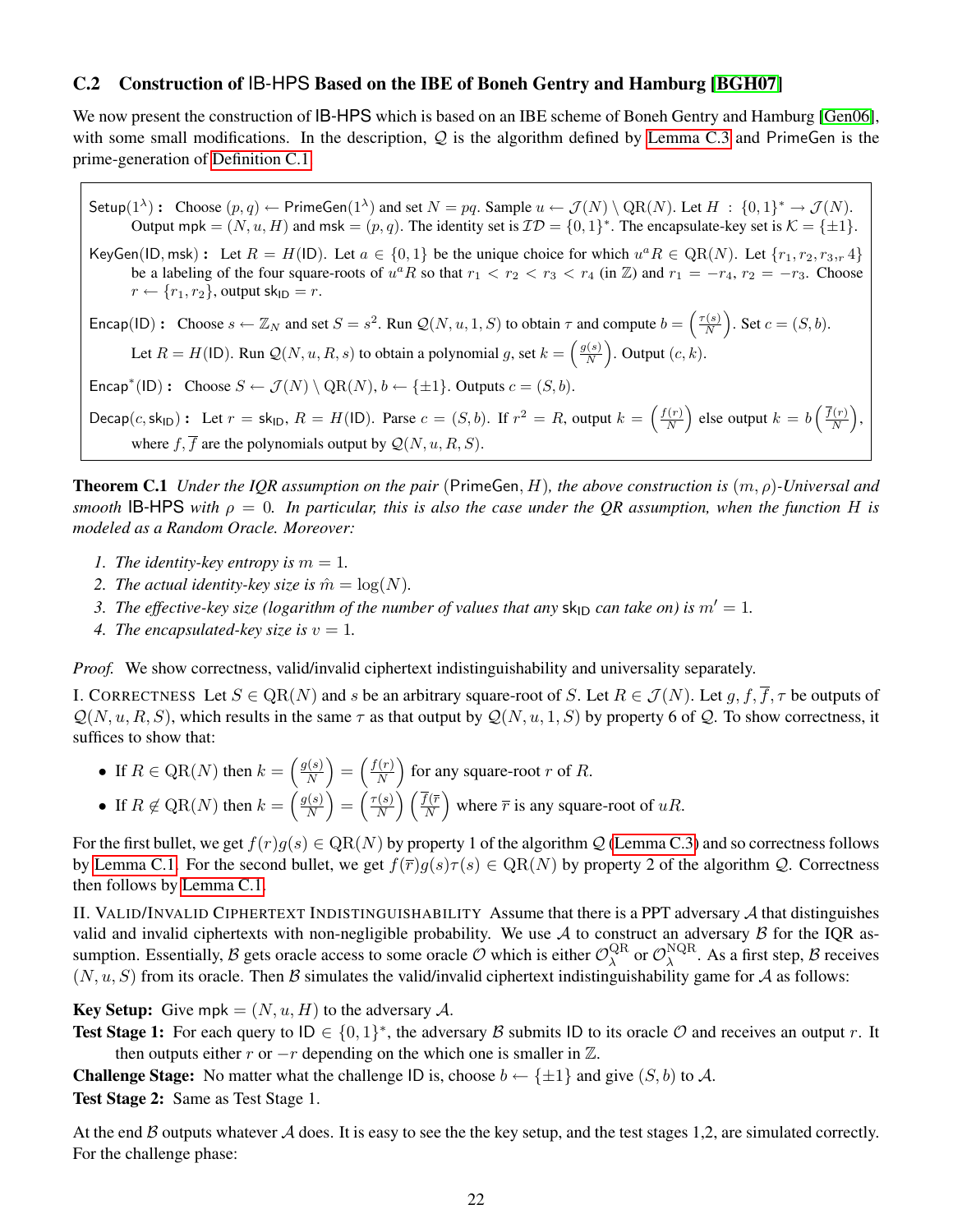### C.2 Construction of IB-HPS Based on the IBE of Boneh Gentry and Hamburg [BGH07]

We now present the construction of IB-HPS which is based on an IBE scheme of Boneh Gentry and Hamburg [Gen06], with some small modifications. In the description, $\mathcal{Q}$ is the algorithm defined by Lemma C.3 and PrimeGen is the prime-generation of Definition C.1.

> **Setup$(1^\lambda)$ :** Choose $(p, q) \leftarrow \mathsf{PrimeGen}(1^\lambda)$ and set $N = pq$. Sample $u \leftarrow \mathcal{J}(N) \setminus \mathrm{QR}(N)$. Let $H : \{0,1\}^* \to \mathcal{J}(N)$. Output $\mathsf{mpk} = (N, u, H)$ and $\mathsf{msk} = (p, q)$. The identity set is $\mathcal{ID} = \{0,1\}^*$. The encapsulate-key set is $\mathcal{K} = \{\pm 1\}$.
>
> **KeyGen$(\mathsf{ID}, \mathsf{msk})$ :** Let $R = H(\mathsf{ID})$. Let $a \in \{0,1\}$ be the unique choice for which $u^a R \in \mathrm{QR}(N)$. Let $\{r_1, r_2, r_3, _r 4\}$ be a labeling of the four square-roots of $u^a R$ so that $r_1 < r_2 < r_3 < r_4$ (in $\mathbb{Z}$) and $r_1 = -r_4$, $r_2 = -r_3$. Choose $r \leftarrow \{r_1, r_2\}$, output $\mathsf{sk}_{\mathsf{ID}} = r$.
>
> **Encap$(\mathsf{ID})$ :** Choose $s \leftarrow \mathbb{Z}_N$ and set $S = s^2$. Run $\mathcal{Q}(N, u, 1, S)$ to obtain $\tau$ and compute $b = \left(\frac{\tau(s)}{N}\right)$. Set $c = (S, b)$.
> Let $R = H(\mathsf{ID})$. Run $\mathcal{Q}(N, u, R, s)$ to obtain a polynomial $g$, set $k = \left(\frac{g(s)}{N}\right)$. Output $(c, k)$.
>
> **Encap$^*(\mathsf{ID})$ :** Choose $S \leftarrow \mathcal{J}(N) \setminus \mathrm{QR}(N)$, $b \leftarrow \{\pm 1\}$. Outputs $c = (S, b)$.
>
> **Decap$(c, \mathsf{sk}_{\mathsf{ID}})$ :** Let $r = \mathsf{sk}_{\mathsf{ID}}$, $R = H(\mathsf{ID})$. Parse $c = (S, b)$. If $r^2 = R$, output $k = \left(\frac{f(r)}{N}\right)$ else output $k = b\left(\frac{\overline{f}(r)}{N}\right)$, where $f, \overline{f}$ are the polynomials output by $\mathcal{Q}(N, u, R, S)$.

**Theorem C.1** *Under the IQR assumption on the pair* (PrimeGen, $H$)*, the above construction is* $(m, \rho)$*-Universal and smooth* IB-HPS *with* $\rho = 0$*. In particular, this is also the case under the QR assumption, when the function $H$ is modeled as a Random Oracle. Moreover:*

1. *The identity-key entropy is $m = 1$.*
2. *The actual identity-key size is $\hat{m} = \log(N)$.*
3. *The effective-key size (logarithm of the number of values that any $\mathsf{sk}_{\mathsf{ID}}$ can take on) is $m' = 1$.*
4. *The encapsulated-key size is $v = 1$.*

*Proof.* We show correctness, valid/invalid ciphertext indistinguishability and universality separately.

I. CORRECTNESS Let $S \in \mathrm{QR}(N)$ and $s$ be an arbitrary square-root of $S$. Let $R \in \mathcal{J}(N)$. Let $g, f, \overline{f}, \tau$ be outputs of $\mathcal{Q}(N, u, R, S)$, which results in the same $\tau$ as that output by $\mathcal{Q}(N, u, 1, S)$ by property 6 of $\mathcal{Q}$. To show correctness, it suffices to show that:

- If $R \in \mathrm{QR}(N)$ then $k = \left(\frac{g(s)}{N}\right) = \left(\frac{f(r)}{N}\right)$ for any square-root $r$ of $R$.
- If $R \notin \mathrm{QR}(N)$ then $k = \left(\frac{g(s)}{N}\right) = \left(\frac{\tau(s)}{N}\right)\left(\frac{\overline{f}(\overline{r})}{N}\right)$ where $\overline{r}$ is any square-root of $uR$.

For the first bullet, we get $f(r)g(s) \in \mathrm{QR}(N)$ by property 1 of the algorithm $\mathcal{Q}$ (Lemma C.3) and so correctness follows by Lemma C.1. For the second bullet, we get $f(\overline{r})g(s)\tau(s) \in \mathrm{QR}(N)$ by property 2 of the algorithm $\mathcal{Q}$. Correctness then follows by Lemma C.1.

II. VALID/INVALID CIPHERTEXT INDISTINGUISHABILITY Assume that there is a PPT adversary $\mathcal{A}$ that distinguishes valid and invalid ciphertexts with non-negligible probability. We use $\mathcal{A}$ to construct an adversary $\mathcal{B}$ for the IQR assumption. Essentially, $\mathcal{B}$ gets oracle access to some oracle $\mathcal{O}$ which is either $\mathcal{O}^{\mathrm{QR}}_\lambda$ or $\mathcal{O}^{\mathrm{NQR}}_\lambda$. As a first step, $\mathcal{B}$ receives $(N, u, S)$ from its oracle. Then $\mathcal{B}$ simulates the valid/invalid ciphertext indistinguishability game for $\mathcal{A}$ as follows:

**Key Setup:** Give $\mathsf{mpk} = (N, u, H)$ to the adversary $\mathcal{A}$.

**Test Stage 1:** For each query to $\mathsf{ID} \in \{0,1\}^*$, the adversary $\mathcal{B}$ submits $\mathsf{ID}$ to its oracle $\mathcal{O}$ and receives an output $r$. It then outputs either $r$ or $-r$ depending on the which one is smaller in $\mathbb{Z}$.

**Challenge Stage:** No matter what the challenge ID is, choose $b \leftarrow \{\pm 1\}$ and give $(S, b)$ to $\mathcal{A}$.

**Test Stage 2:** Same as Test Stage 1.

At the end $\mathcal{B}$ outputs whatever $\mathcal{A}$ does. It is easy to see the the key setup, and the test stages 1,2, are simulated correctly. For the challenge phase: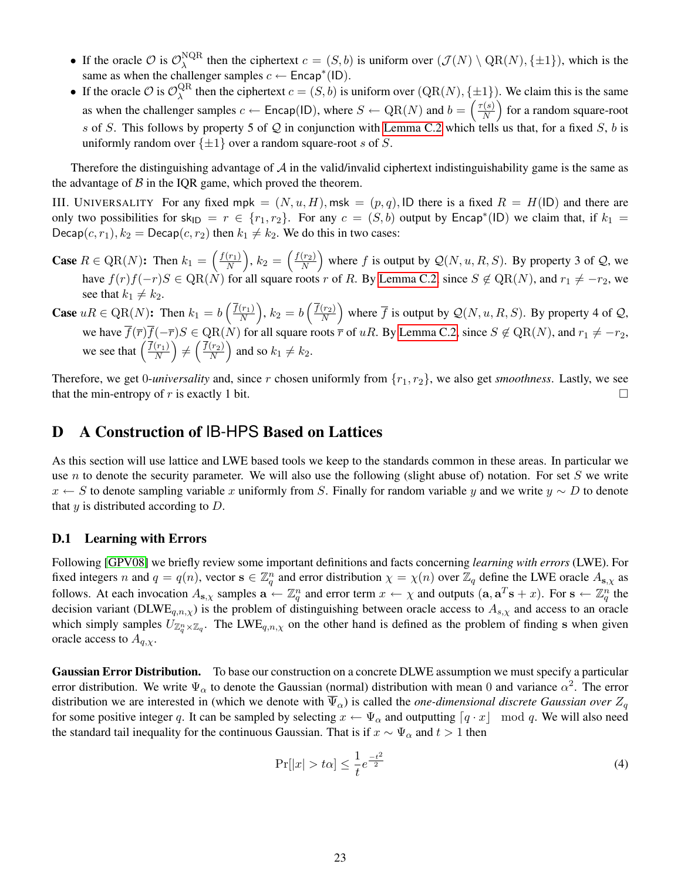- If the oracle $\mathcal{O}$ is $\mathcal{O}^{\mathrm{NQR}}_\lambda$ then the ciphertext $c = (S, b)$ is uniform over $(\mathcal{J}(N) \setminus \mathrm{QR}(N), \{\pm 1\})$, which is the same as when the challenger samples $c \leftarrow \mathsf{Encap}^*(\mathsf{ID})$.
- If the oracle $\mathcal{O}$ is $\mathcal{O}^{\mathrm{QR}}_\lambda$ then the ciphertext $c = (S, b)$ is uniform over $(\mathrm{QR}(N), \{\pm 1\})$. We claim this is the same as when the challenger samples $c \leftarrow \mathsf{Encap}(\mathsf{ID})$, where $S \leftarrow \mathrm{QR}(N)$ and $b = \left(\frac{\tau(s)}{N}\right)$ for a random square-root $s$ of $S$. This follows by property 5 of $\mathcal{Q}$ in conjunction with Lemma C.2 which tells us that, for a fixed $S$, $b$ is uniformly random over $\{\pm 1\}$ over a random square-root $s$ of $S$.

Therefore the distinguishing advantage of $\mathcal{A}$ in the valid/invalid ciphertext indistinguishability game is the same as the advantage of $\mathcal{B}$ in the IQR game, which proved the theorem.

III. Universality For any fixed $\mathsf{mpk} = (N, u, H), \mathsf{msk} = (p, q), \mathsf{ID}$ there is a fixed $R = H(\mathsf{ID})$ and there are only two possibilities for $\mathsf{sk}_{\mathsf{ID}} = r \in \{r_1, r_2\}$. For any $c = (S, b)$ output by $\mathsf{Encap}^*(\mathsf{ID})$ we claim that, if $k_1 = \mathsf{Decap}(c, r_1), k_2 = \mathsf{Decap}(c, r_2)$ then $k_1 \neq k_2$. We do this in two cases:

**Case $R \in \mathrm{QR}(N)$:** Then $k_1 = \left(\frac{f(r_1)}{N}\right)$, $k_2 = \left(\frac{f(r_2)}{N}\right)$ where $f$ is output by $\mathcal{Q}(N, u, R, S)$. By property 3 of $\mathcal{Q}$, we have $f(r)f(-r)S \in \mathrm{QR}(N)$ for all square roots $r$ of $R$. By Lemma C.2, since $S \notin \mathrm{QR}(N)$, and $r_1 \neq -r_2$, we see that $k_1 \neq k_2$.

**Case $uR \in \mathrm{QR}(N)$:** Then $k_1 = b\left(\frac{\overline{f}(r_1)}{N}\right)$, $k_2 = b\left(\frac{\overline{f}(r_2)}{N}\right)$ where $\overline{f}$ is output by $\mathcal{Q}(N, u, R, S)$. By property 4 of $\mathcal{Q}$, we have $\overline{f}(\overline{r})\overline{f}(-\overline{r})S \in \mathrm{QR}(N)$ for all square roots $\overline{r}$ of $uR$. By Lemma C.2, since $S \notin \mathrm{QR}(N)$, and $r_1 \neq -r_2$, we see that $\left(\frac{\overline{f}(r_1)}{N}\right) \neq \left(\frac{\overline{f}(r_2)}{N}\right)$ and so $k_1 \neq k_2$.

Therefore, we get 0-*universality* and, since $r$ chosen uniformly from $\{r_1, r_2\}$, we also get *smoothness*. Lastly, we see that the min-entropy of $r$ is exactly 1 bit. □

# D A Construction of IB-HPS Based on Lattices

As this section will use lattice and LWE based tools we keep to the standards common in these areas. In particular we use $n$ to denote the security parameter. We will also use the following (slight abuse of) notation. For set $S$ we write $x \leftarrow S$ to denote sampling variable $x$ uniformly from $S$. Finally for random variable $y$ and we write $y \sim D$ to denote that $y$ is distributed according to $D$.

## D.1 Learning with Errors

Following [GPV08] we briefly review some important definitions and facts concerning *learning with errors* (LWE). For fixed integers $n$ and $q = q(n)$, vector $\mathbf{s} \in \mathbb{Z}_q^n$ and error distribution $\chi = \chi(n)$ over $\mathbb{Z}_q$ define the LWE oracle $A_{\mathbf{s},\chi}$ as follows. At each invocation $A_{\mathbf{s},\chi}$ samples $\mathbf{a} \leftarrow \mathbb{Z}_q^n$ and error term $x \leftarrow \chi$ and outputs $(\mathbf{a}, \mathbf{a}^T\mathbf{s} + x)$. For $\mathbf{s} \leftarrow \mathbb{Z}_q^n$ the decision variant ($\mathrm{DLWE}_{q,n,\chi}$) is the problem of distinguishing between oracle access to $A_{s,\chi}$ and access to an oracle which simply samples $U_{\mathbb{Z}_q^n \times \mathbb{Z}_q}$. The $\mathrm{LWE}_{q,n,\chi}$ on the other hand is defined as the problem of finding $\mathbf{s}$ when given oracle access to $A_{q,\chi}$.

**Gaussian Error Distribution.** To base our construction on a concrete DLWE assumption we must specify a particular error distribution. We write $\Psi_\alpha$ to denote the Gaussian (normal) distribution with mean 0 and variance $\alpha^2$. The error distribution we are interested in (which we denote with $\overline{\Psi}_\alpha$) is called the *one-dimensional discrete Gaussian over $Z_q$* for some positive integer $q$. It can be sampled by selecting $x \leftarrow \Psi_\alpha$ and outputting $\lceil q \cdot x \rfloor \mod q$. We will also need the standard tail inequality for the continuous Gaussian. That is if $x \sim \Psi_\alpha$ and $t > 1$ then

$$\Pr[|x| > t\alpha] \leq \frac{1}{t} e^{\frac{-t^2}{2}} \tag{4}$$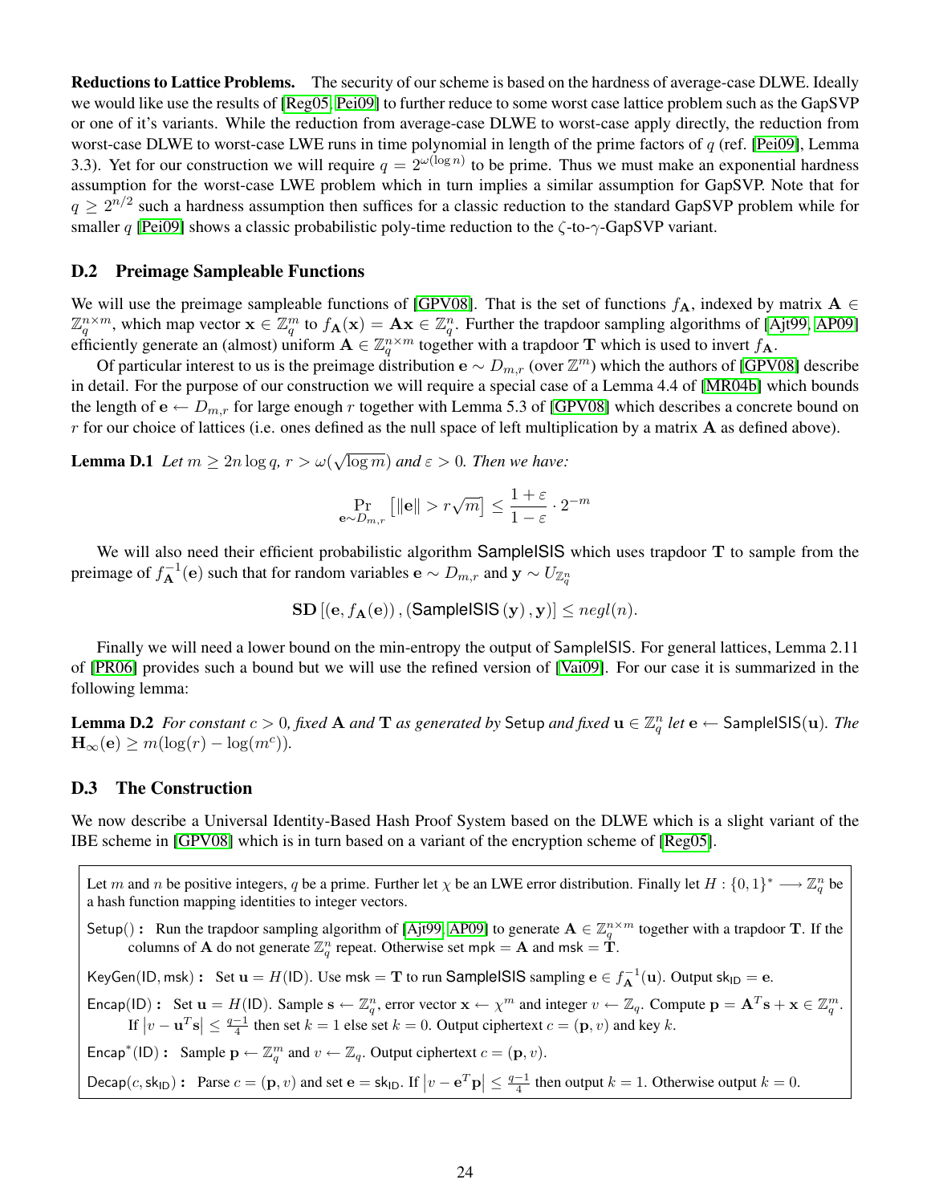**Reductions to Lattice Problems.** The security of our scheme is based on the hardness of average-case DLWE. Ideally we would like use the results of [Reg05, Pei09] to further reduce to some worst case lattice problem such as the GapSVP or one of it's variants. While the reduction from average-case DLWE to worst-case apply directly, the reduction from worst-case DLWE to worst-case LWE runs in time polynomial in length of the prime factors of $q$ (ref. [Pei09], Lemma 3.3). Yet for our construction we will require $q = 2^{\omega(\log n)}$ to be prime. Thus we must make an exponential hardness assumption for the worst-case LWE problem which in turn implies a similar assumption for GapSVP. Note that for $q \geq 2^{n/2}$ such a hardness assumption then suffices for a classic reduction to the standard GapSVP problem while for smaller $q$ [Pei09] shows a classic probabilistic poly-time reduction to the $\zeta$-to-$\gamma$-GapSVP variant.

## D.2 Preimage Sampleable Functions

We will use the preimage sampleable functions of [GPV08]. That is the set of functions $f_{\mathbf{A}}$, indexed by matrix $\mathbf{A} \in \mathbb{Z}_q^{n \times m}$, which map vector $\mathbf{x} \in \mathbb{Z}_q^m$ to $f_{\mathbf{A}}(\mathbf{x}) = \mathbf{A}\mathbf{x} \in \mathbb{Z}_q^n$. Further the trapdoor sampling algorithms of [Ajt99, AP09] efficiently generate an (almost) uniform $\mathbf{A} \in \mathbb{Z}_q^{n \times m}$ together with a trapdoor $\mathbf{T}$ which is used to invert $f_{\mathbf{A}}$.

Of particular interest to us is the preimage distribution $\mathbf{e} \sim D_{m,r}$ (over $\mathbb{Z}^m$) which the authors of [GPV08] describe in detail. For the purpose of our construction we will require a special case of a Lemma 4.4 of [MR04b] which bounds the length of $\mathbf{e} \leftarrow D_{m,r}$ for large enough $r$ together with Lemma 5.3 of [GPV08] which describes a concrete bound on $r$ for our choice of lattices (i.e. ones defined as the null space of left multiplication by a matrix $\mathbf{A}$ as defined above).

**Lemma D.1** *Let $m \geq 2n \log q$, $r > \omega(\sqrt{\log m})$ and $\varepsilon > 0$. Then we have:*

$$\Pr_{\mathbf{e} \sim D_{m,r}} \left[ \|\mathbf{e}\| > r\sqrt{m} \right] \leq \frac{1+\varepsilon}{1-\varepsilon} \cdot 2^{-m}$$

We will also need their efficient probabilistic algorithm SampleISIS which uses trapdoor $\mathbf{T}$ to sample from the preimage of $f_{\mathbf{A}}^{-1}(\mathbf{e})$ such that for random variables $\mathbf{e} \sim D_{m,r}$ and $\mathbf{y} \sim U_{\mathbb{Z}_q^n}$

$$\mathbf{SD}\left[ (\mathbf{e}, f_{\mathbf{A}}(\mathbf{e})), (\mathsf{SampleISIS}(\mathbf{y}), \mathbf{y}) \right] \leq negl(n).$$

Finally we will need a lower bound on the min-entropy the output of SampleISIS. For general lattices, Lemma 2.11 of [PR06] provides such a bound but we will use the refined version of [Vai09]. For our case it is summarized in the following lemma:

**Lemma D.2** *For constant $c > 0$, fixed $\mathbf{A}$ and $\mathbf{T}$ as generated by* Setup *and fixed $\mathbf{u} \in \mathbb{Z}_q^n$ let $\mathbf{e} \leftarrow \mathsf{SampleISIS}(\mathbf{u})$. The $\mathbf{H}_\infty(\mathbf{e}) \geq m(\log(r) - \log(m^c))$.*

## D.3 The Construction

We now describe a Universal Identity-Based Hash Proof System based on the DLWE which is a slight variant of the IBE scheme in [GPV08] which is in turn based on a variant of the encryption scheme of [Reg05].

Let $m$ and $n$ be positive integers, $q$ be a prime. Further let $\chi$ be an LWE error distribution. Finally let $H : \{0,1\}^* \longrightarrow \mathbb{Z}_q^n$ be a hash function mapping identities to integer vectors.

Setup() **:** Run the trapdoor sampling algorithm of [Ajt99, AP09] to generate $\mathbf{A} \in \mathbb{Z}_q^{n \times m}$ together with a trapdoor $\mathbf{T}$. If the columns of $\mathbf{A}$ do not generate $\mathbb{Z}_q^n$ repeat. Otherwise set mpk $= \mathbf{A}$ and msk $= \mathbf{T}$.

KeyGen(ID, msk) **:** Set $\mathbf{u} = H(\mathsf{ID})$. Use msk $= \mathbf{T}$ to run SampleISIS sampling $\mathbf{e} \in f_{\mathbf{A}}^{-1}(\mathbf{u})$. Output $\mathsf{sk}_{\mathsf{ID}} = \mathbf{e}$.

Encap(ID) **:** Set $\mathbf{u} = H(\mathsf{ID})$. Sample $\mathbf{s} \leftarrow \mathbb{Z}_q^n$, error vector $\mathbf{x} \leftarrow \chi^m$ and integer $v \leftarrow \mathbb{Z}_q$. Compute $\mathbf{p} = \mathbf{A}^T\mathbf{s} + \mathbf{x} \in \mathbb{Z}_q^m$. If $\left|v - \mathbf{u}^T\mathbf{s}\right| \leq \frac{q-1}{4}$ then set $k = 1$ else set $k = 0$. Output ciphertext $c = (\mathbf{p}, v)$ and key $k$.

Encap*(ID) **:** Sample $\mathbf{p} \leftarrow \mathbb{Z}_q^m$ and $v \leftarrow \mathbb{Z}_q$. Output ciphertext $c = (\mathbf{p}, v)$.

Decap($c$, $\mathsf{sk}_{\mathsf{ID}}$) **:** Parse $c = (\mathbf{p}, v)$ and set $\mathbf{e} = \mathsf{sk}_{\mathsf{ID}}$. If $\left|v - \mathbf{e}^T\mathbf{p}\right| \leq \frac{q-1}{4}$ then output $k = 1$. Otherwise output $k = 0$.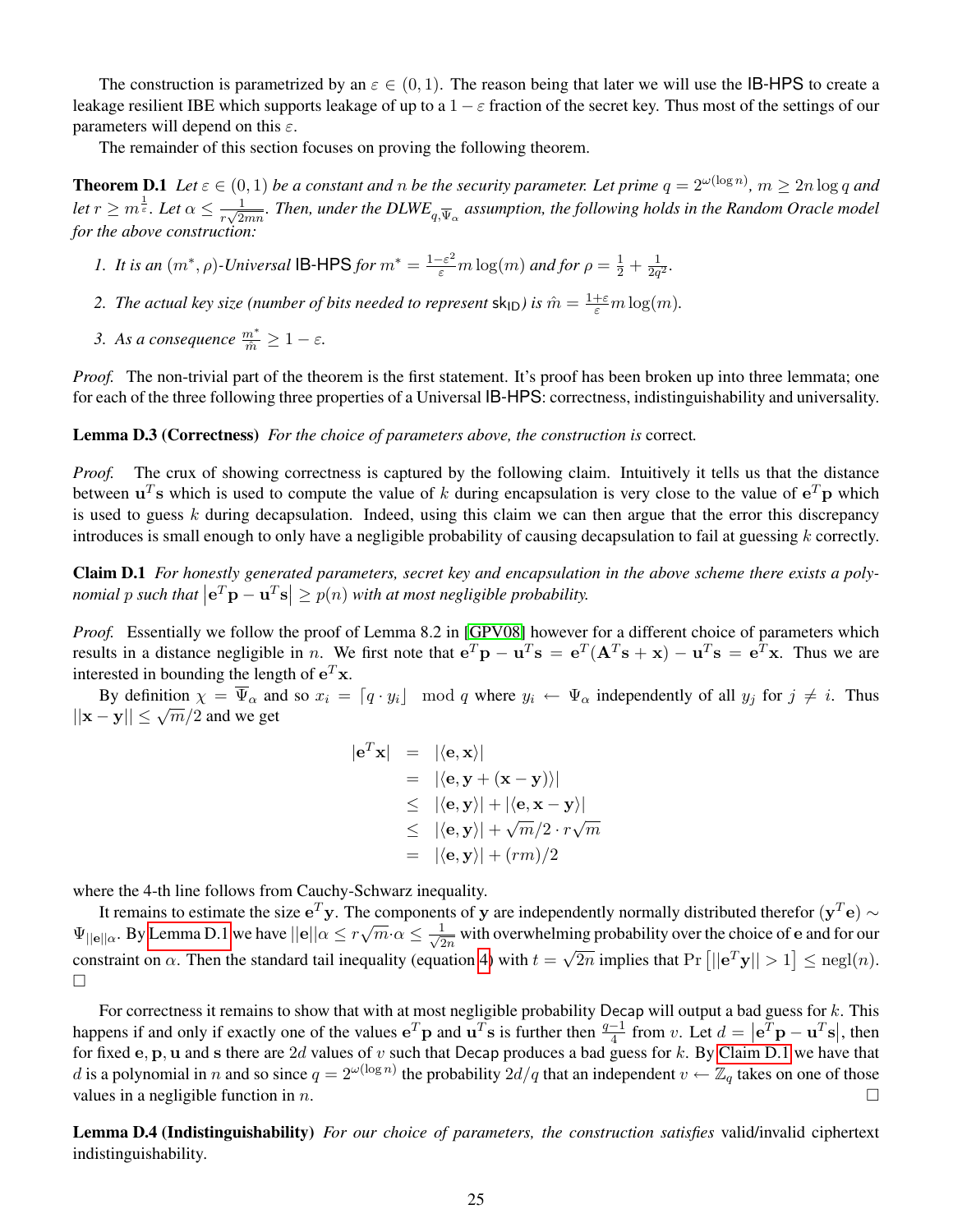The construction is parametrized by an $\varepsilon \in (0, 1)$. The reason being that later we will use the IB-HPS to create a leakage resilient IBE which supports leakage of up to a $1 - \varepsilon$ fraction of the secret key. Thus most of the settings of our parameters will depend on this $\varepsilon$.

The remainder of this section focuses on proving the following theorem.

**Theorem D.1** *Let $\varepsilon \in (0, 1)$ be a constant and $n$ be the security parameter. Let prime $q = 2^{\omega(\log n)}$, $m \geq 2n \log q$ and let $r \geq m^{\frac{1}{\varepsilon}}$. Let $\alpha \leq \frac{1}{r\sqrt{2mn}}$. Then, under the DLWE$_{q,\overline{\Psi}_\alpha}$ assumption, the following holds in the Random Oracle model for the above construction:*

1. *It is an $(m^*, \rho)$-Universal IB-HPS for $m^* = \frac{1-\varepsilon^2}{\varepsilon} m \log(m)$ and for $\rho = \frac{1}{2} + \frac{1}{2q^2}$.*
2. *The actual key size (number of bits needed to represent $\mathsf{sk}_{\mathsf{ID}}$) is $\hat{m} = \frac{1+\varepsilon}{\varepsilon} m \log(m)$.*
3. *As a consequence $\frac{m^*}{\hat{m}} \geq 1 - \varepsilon$.*

*Proof.* The non-trivial part of the theorem is the first statement. It's proof has been broken up into three lemmata; one for each of the three following three properties of a Universal IB-HPS: correctness, indistinguishability and universality.

**Lemma D.3 (Correctness)** *For the choice of parameters above, the construction is* correct*.*

*Proof.* The crux of showing correctness is captured by the following claim. Intuitively it tells us that the distance between $\mathbf{u}^T\mathbf{s}$ which is used to compute the value of $k$ during encapsulation is very close to the value of $\mathbf{e}^T\mathbf{p}$ which is used to guess $k$ during decapsulation. Indeed, using this claim we can then argue that the error this discrepancy introduces is small enough to only have a negligible probability of causing decapsulation to fail at guessing $k$ correctly.

**Claim D.1** *For honestly generated parameters, secret key and encapsulation in the above scheme there exists a polynomial $p$ such that $\left|\mathbf{e}^T\mathbf{p} - \mathbf{u}^T\mathbf{s}\right| \geq p(n)$ with at most negligible probability.*

*Proof.* Essentially we follow the proof of Lemma 8.2 in [GPV08] however for a different choice of parameters which results in a distance negligible in $n$. We first note that $\mathbf{e}^T\mathbf{p} - \mathbf{u}^T\mathbf{s} = \mathbf{e}^T(\mathbf{A}^T\mathbf{s} + \mathbf{x}) - \mathbf{u}^T\mathbf{s} = \mathbf{e}^T\mathbf{x}$. Thus we are interested in bounding the length of $\mathbf{e}^T\mathbf{x}$.

By definition $\chi = \overline{\Psi}_\alpha$ and so $x_i = \lceil q \cdot y_i \rfloor \mod q$ where $y_i \leftarrow \Psi_\alpha$ independently of all $y_j$ for $j \neq i$. Thus $||\mathbf{x} - \mathbf{y}|| \leq \sqrt{m}/2$ and we get

$$
\begin{aligned}
|\mathbf{e}^T\mathbf{x}| &= |\langle \mathbf{e}, \mathbf{x} \rangle| \\
&= |\langle \mathbf{e}, \mathbf{y} + (\mathbf{x} - \mathbf{y}) \rangle| \\
&\leq |\langle \mathbf{e}, \mathbf{y} \rangle| + |\langle \mathbf{e}, \mathbf{x} - \mathbf{y} \rangle| \\
&\leq |\langle \mathbf{e}, \mathbf{y} \rangle| + \sqrt{m}/2 \cdot r\sqrt{m} \\
&= |\langle \mathbf{e}, \mathbf{y} \rangle| + (rm)/2
\end{aligned}
$$

where the 4-th line follows from Cauchy-Schwarz inequality.

It remains to estimate the size $\mathbf{e}^T\mathbf{y}$. The components of $\mathbf{y}$ are independently normally distributed therefor $(\mathbf{y}^T\mathbf{e}) \sim \Psi_{||\mathbf{e}||\alpha}$. By Lemma D.1 we have $||\mathbf{e}||\alpha \leq r\sqrt{m} \cdot \alpha \leq \frac{1}{\sqrt{2n}}$ with overwhelming probability over the choice of $\mathbf{e}$ and for our constraint on $\alpha$. Then the standard tail inequality (equation 4) with $t = \sqrt{2n}$ implies that $\Pr\left[||\mathbf{e}^T\mathbf{y}|| > 1\right] \leq \text{negl}(n)$. $\square$

For correctness it remains to show that with at most negligible probability Decap will output a bad guess for $k$. This happens if and only if exactly one of the values $\mathbf{e}^T\mathbf{p}$ and $\mathbf{u}^T\mathbf{s}$ is further then $\frac{q-1}{4}$ from $v$. Let $d = \left|\mathbf{e}^T\mathbf{p} - \mathbf{u}^T\mathbf{s}\right|$, then for fixed $\mathbf{e}, \mathbf{p}, \mathbf{u}$ and $\mathbf{s}$ there are $2d$ values of $v$ such that Decap produces a bad guess for $k$. By Claim D.1 we have that $d$ is a polynomial in $n$ and so since $q = 2^{\omega(\log n)}$ the probability $2d/q$ that an independent $v \leftarrow \mathbb{Z}_q$ takes on one of those values in a negligible function in $n$. $\square$

**Lemma D.4 (Indistinguishability)** *For our choice of parameters, the construction satisfies* valid/invalid ciphertext indistinguishability*.*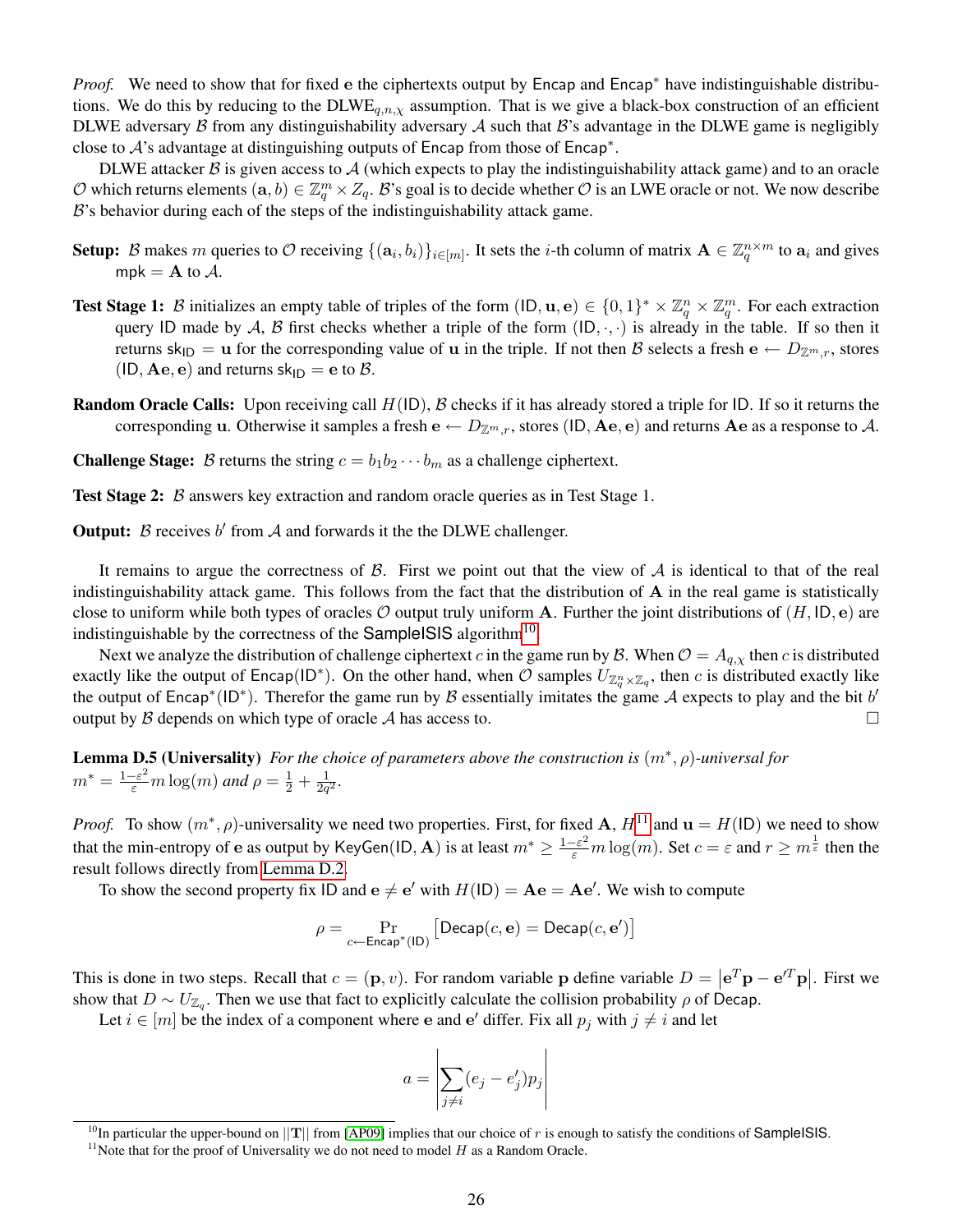*Proof.* We need to show that for fixed $\mathbf{e}$ the ciphertexts output by $\mathsf{Encap}$ and $\mathsf{Encap}^*$ have indistinguishable distributions. We do this by reducing to the $\mathrm{DLWE}_{q,n,\chi}$ assumption. That is we give a black-box construction of an efficient DLWE adversary $\mathcal{B}$ from any distinguishability adversary $\mathcal{A}$ such that $\mathcal{B}$'s advantage in the DLWE game is negligibly close to $\mathcal{A}$'s advantage at distinguishing outputs of $\mathsf{Encap}$ from those of $\mathsf{Encap}^*$.

DLWE attacker $\mathcal{B}$ is given access to $\mathcal{A}$ (which expects to play the indistinguishability attack game) and to an oracle $\mathcal{O}$ which returns elements $(\mathbf{a}, b) \in \mathbb{Z}_q^m \times Z_q$. $\mathcal{B}$'s goal is to decide whether $\mathcal{O}$ is an LWE oracle or not. We now describe $\mathcal{B}$'s behavior during each of the steps of the indistinguishability attack game.

**Setup:** $\mathcal{B}$ makes $m$ queries to $\mathcal{O}$ receiving $\{(\mathbf{a}_i, b_i)\}_{i\in[m]}$. It sets the $i$-th column of matrix $\mathbf{A} \in \mathbb{Z}_q^{n\times m}$ to $\mathbf{a}_i$ and gives $\mathsf{mpk} = \mathbf{A}$ to $\mathcal{A}$.

**Test Stage 1:** $\mathcal{B}$ initializes an empty table of triples of the form $(\mathsf{ID}, \mathbf{u}, \mathbf{e}) \in \{0,1\}^* \times \mathbb{Z}_q^n \times \mathbb{Z}_q^m$. For each extraction query $\mathsf{ID}$ made by $\mathcal{A}$, $\mathcal{B}$ first checks whether a triple of the form $(\mathsf{ID}, \cdot, \cdot)$ is already in the table. If so then it returns $\mathsf{sk}_{\mathsf{ID}} = \mathbf{u}$ for the corresponding value of $\mathbf{u}$ in the triple. If not then $\mathcal{B}$ selects a fresh $\mathbf{e} \leftarrow D_{\mathbb{Z}^m,r}$, stores $(\mathsf{ID}, \mathbf{A}\mathbf{e}, \mathbf{e})$ and returns $\mathsf{sk}_{\mathsf{ID}} = \mathbf{e}$ to $\mathcal{B}$.

**Random Oracle Calls:** Upon receiving call $H(\mathsf{ID})$, $\mathcal{B}$ checks if it has already stored a triple for $\mathsf{ID}$. If so it returns the corresponding $\mathbf{u}$. Otherwise it samples a fresh $\mathbf{e} \leftarrow D_{\mathbb{Z}^m,r}$, stores $(\mathsf{ID}, \mathbf{A}\mathbf{e}, \mathbf{e})$ and returns $\mathbf{A}\mathbf{e}$ as a response to $\mathcal{A}$.

**Challenge Stage:** $\mathcal{B}$ returns the string $c = b_1 b_2 \cdots b_m$ as a challenge ciphertext.

**Test Stage 2:** $\mathcal{B}$ answers key extraction and random oracle queries as in Test Stage 1.

**Output:** $\mathcal{B}$ receives $b'$ from $\mathcal{A}$ and forwards it the the DLWE challenger.

It remains to argue the correctness of $\mathcal{B}$. First we point out that the view of $\mathcal{A}$ is identical to that of the real indistinguishability attack game. This follows from the fact that the distribution of $\mathbf{A}$ in the real game is statistically close to uniform while both types of oracles $\mathcal{O}$ output truly uniform $\mathbf{A}$. Further the joint distributions of $(H, \mathsf{ID}, \mathbf{e})$ are indistinguishable by the correctness of the $\mathsf{SampleISIS}$ algorithm[10].

Next we analyze the distribution of challenge ciphertext $c$ in the game run by $\mathcal{B}$. When $\mathcal{O} = A_{q,\chi}$ then $c$ is distributed exactly like the output of $\mathsf{Encap}(\mathsf{ID}^*)$. On the other hand, when $\mathcal{O}$ samples $U_{\mathbb{Z}_q^n \times \mathbb{Z}_q}$, then $c$ is distributed exactly like the output of $\mathsf{Encap}^*(\mathsf{ID}^*)$. Therefor the game run by $\mathcal{B}$ essentially imitates the game $\mathcal{A}$ expects to play and the bit $b'$ output by $\mathcal{B}$ depends on which type of oracle $\mathcal{A}$ has access to. $\square$

**Lemma D.5 (Universality)** *For the choice of parameters above the construction is $(m^*, \rho)$-universal for $m^* = \frac{1-\varepsilon^2}{\varepsilon} m \log(m)$ and $\rho = \frac{1}{2} + \frac{1}{2q^2}$.*

*Proof.* To show $(m^*, \rho)$-universality we need two properties. First, for fixed $\mathbf{A}$, $H$[11] and $\mathbf{u} = H(\mathsf{ID})$ we need to show that the min-entropy of $\mathbf{e}$ as output by $\mathsf{KeyGen}(\mathsf{ID}, \mathbf{A})$ is at least $m^* \geq \frac{1-\varepsilon^2}{\varepsilon} m \log(m)$. Set $c = \varepsilon$ and $r \geq m^{\frac{1}{\varepsilon}}$ then the result follows directly from Lemma D.2.

To show the second property fix $\mathsf{ID}$ and $\mathbf{e} \neq \mathbf{e}'$ with $H(\mathsf{ID}) = \mathbf{A}\mathbf{e} = \mathbf{A}\mathbf{e}'$. We wish to compute

$$\rho = \Pr_{c \leftarrow \mathsf{Encap}^*(\mathsf{ID})}\left[\mathsf{Decap}(c, \mathbf{e}) = \mathsf{Decap}(c, \mathbf{e}')\right]$$

This is done in two steps. Recall that $c = (\mathbf{p}, v)$. For random variable $\mathbf{p}$ define variable $D = \left|\mathbf{e}^T\mathbf{p} - \mathbf{e}'^T\mathbf{p}\right|$. First we show that $D \sim U_{\mathbb{Z}_q}$. Then we use that fact to explicitly calculate the collision probability $\rho$ of $\mathsf{Decap}$.

Let $i \in [m]$ be the index of a component where $\mathbf{e}$ and $\mathbf{e}'$ differ. Fix all $p_j$ with $j \neq i$ and let

$$a = \left|\sum_{j\neq i}(e_j - e'_j)p_j\right|$$

[10] In particular the upper-bound on $||\mathbf{T}||$ from [AP09] implies that our choice of $r$ is enough to satisfy the conditions of $\mathsf{SampleISIS}$.

[11] Note that for the proof of Universality we do not need to model $H$ as a Random Oracle.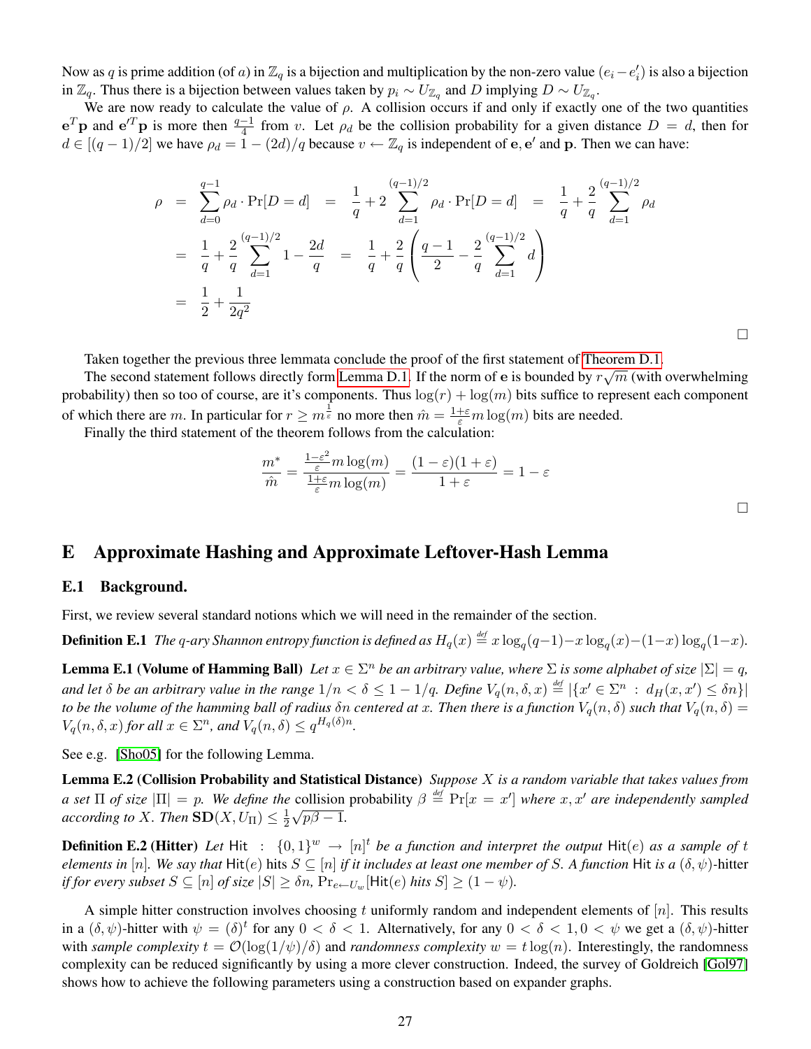Now as $q$ is prime addition (of $a$) in $\mathbb{Z}_q$ is a bijection and multiplication by the non-zero value $(e_i - e'_i)$ is also a bijection in $\mathbb{Z}_q$. Thus there is a bijection between values taken by $p_i \sim U_{\mathbb{Z}_q}$ and $D$ implying $D \sim U_{\mathbb{Z}_q}$.

We are now ready to calculate the value of $\rho$. A collision occurs if and only if exactly one of the two quantities $\mathbf{e}^T\mathbf{p}$ and $\mathbf{e}'^T\mathbf{p}$ is more then $\frac{q-1}{4}$ from $v$. Let $\rho_d$ be the collision probability for a given distance $D = d$, then for $d \in [(q-1)/2]$ we have $\rho_d = 1 - (2d)/q$ because $v \leftarrow \mathbb{Z}_q$ is independent of $\mathbf{e}, \mathbf{e}'$ and $\mathbf{p}$. Then we can have:

$$
\begin{aligned}
\rho &= \sum_{d=0}^{q-1} \rho_d \cdot \Pr[D=d] \quad = \quad \frac{1}{q} + 2\sum_{d=1}^{(q-1)/2} \rho_d \cdot \Pr[D=d] \quad = \quad \frac{1}{q} + \frac{2}{q}\sum_{d=1}^{(q-1)/2} \rho_d \\
&= \frac{1}{q} + \frac{2}{q}\sum_{d=1}^{(q-1)/2} 1 - \frac{2d}{q} \quad = \quad \frac{1}{q} + \frac{2}{q}\left(\frac{q-1}{2} - \frac{2}{q}\sum_{d=1}^{(q-1)/2} d\right) \\
&= \frac{1}{2} + \frac{1}{2q^2}
\end{aligned}
$$

□

Taken together the previous three lemmata conclude the proof of the first statement of Theorem D.1.

The second statement follows directly form Lemma D.1. If the norm of $\mathbf{e}$ is bounded by $r\sqrt{m}$ (with overwhelming probability) then so too of course, are it's components. Thus $\log(r) + \log(m)$ bits suffice to represent each component of which there are $m$. In particular for $r \geq m^{\frac{1}{\varepsilon}}$ no more then $\hat{m} = \frac{1+\varepsilon}{\varepsilon} m \log(m)$ bits are needed.

Finally the third statement of the theorem follows from the calculation:

$$
\frac{m^*}{\hat{m}} = \frac{\frac{1-\varepsilon^2}{\varepsilon} m \log(m)}{\frac{1+\varepsilon}{\varepsilon} m \log(m)} = \frac{(1-\varepsilon)(1+\varepsilon)}{1+\varepsilon} = 1 - \varepsilon
$$

□

## E Approximate Hashing and Approximate Leftover-Hash Lemma

### E.1 Background.

First, we review several standard notions which we will need in the remainder of the section.

**Definition E.1** *The $q$-ary Shannon entropy function is defined as $H_q(x) \stackrel{def}{=} x \log_q(q-1) - x \log_q(x) - (1-x)\log_q(1-x)$.*

**Lemma E.1 (Volume of Hamming Ball)** *Let $x \in \Sigma^n$ be an arbitrary value, where $\Sigma$ is some alphabet of size $|\Sigma| = q$, and let $\delta$ be an arbitrary value in the range $1/n < \delta \leq 1 - 1/q$. Define $V_q(n, \delta, x) \stackrel{def}{=} |\{x' \in \Sigma^n \ : \ d_H(x, x') \leq \delta n\}|$ to be the volume of the hamming ball of radius $\delta n$ centered at $x$. Then there is a function $V_q(n, \delta)$ such that $V_q(n,\delta) = V_q(n, \delta, x)$ for all $x \in \Sigma^n$, and $V_q(n, \delta) \leq q^{H_q(\delta)n}$.*

See e.g. [Sho05] for the following Lemma.

**Lemma E.2 (Collision Probability and Statistical Distance)** *Suppose $X$ is a random variable that takes values from a set $\Pi$ of size $|\Pi| = p$. We define the* collision probability *$\beta \stackrel{def}{=} \Pr[x = x']$ where $x, x'$ are independently sampled according to $X$. Then $\mathbf{SD}(X, U_\Pi) \leq \frac{1}{2}\sqrt{p\beta - 1}$.*

**Definition E.2 (Hitter)** *Let $\mathsf{Hit} \ : \ \{0,1\}^w \to [n]^t$ be a function and interpret the output $\mathsf{Hit}(e)$ as a sample of $t$ elements in $[n]$. We say that $\mathsf{Hit}(e)$ hits $S \subseteq [n]$ if it includes at least one member of $S$. A function $\mathsf{Hit}$ is a $(\delta, \psi)$-hitter if for every subset $S \subseteq [n]$ of size $|S| \geq \delta n$, $\Pr_{e \leftarrow U_w}[\mathsf{Hit}(e)$ hits $S] \geq (1 - \psi)$.*

A simple hitter construction involves choosing $t$ uniformly random and independent elements of $[n]$. This results in a $(\delta, \psi)$-hitter with $\psi = (\delta)^t$ for any $0 < \delta < 1$. Alternatively, for any $0 < \delta < 1, 0 < \psi$ we get a $(\delta, \psi)$-hitter with *sample complexity* $t = \mathcal{O}(\log(1/\psi)/\delta)$ and *randomness complexity* $w = t\log(n)$. Interestingly, the randomness complexity can be reduced significantly by using a more clever construction. Indeed, the survey of Goldreich [Gol97] shows how to achieve the following parameters using a construction based on expander graphs.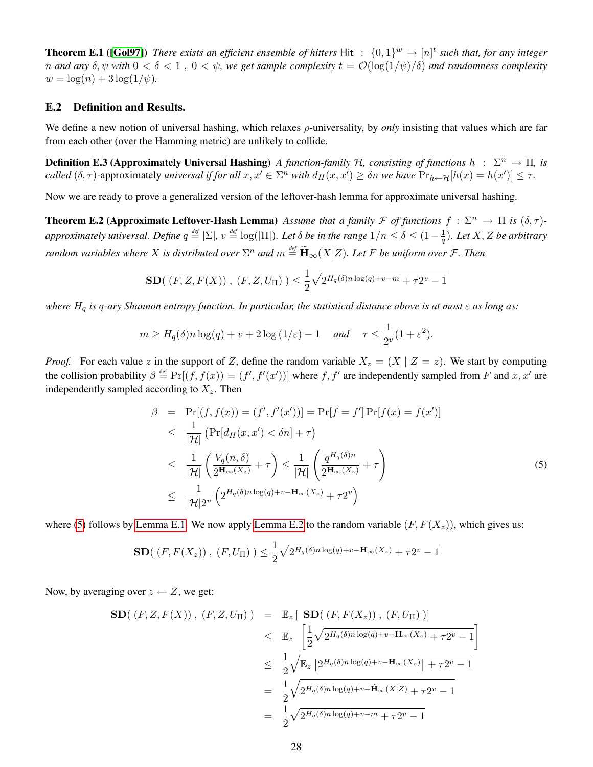**Theorem E.1 ([Gol97])** *There exists an efficient ensemble of hitters* Hit : $\{0,1\}^w \rightarrow [n]^t$ *such that, for any integer* $n$ *and any* $\delta, \psi$ *with* $0 < \delta < 1$ , $0 < \psi$, *we get sample complexity* $t = \mathcal{O}(\log(1/\psi)/\delta)$ *and randomness complexity* $w = \log(n) + 3\log(1/\psi)$.

## E.2 Definition and Results.

We define a new notion of universal hashing, which relaxes $\rho$-universality, by *only* insisting that values which are far from each other (over the Hamming metric) are unlikely to collide.

**Definition E.3 (Approximately Universal Hashing)** *A function-family* $\mathcal{H}$, *consisting of functions* $h : \Sigma^n \rightarrow \Pi$, *is called* $(\delta, \tau)$-approximately *universal if for all* $x, x' \in \Sigma^n$ *with* $d_H(x, x') \geq \delta n$ *we have* $\Pr_{h \leftarrow \mathcal{H}}[h(x) = h(x')] \leq \tau$.

Now we are ready to prove a generalized version of the leftover-hash lemma for approximate universal hashing.

**Theorem E.2 (Approximate Leftover-Hash Lemma)** *Assume that a family* $\mathcal{F}$ *of functions* $f : \Sigma^n \rightarrow \Pi$ *is* $(\delta, \tau)$-*approximately universal. Define* $q \stackrel{\text{def}}{=} |\Sigma|$, $v \stackrel{\text{def}}{=} \log(|\Pi|)$. *Let* $\delta$ *be in the range* $1/n \leq \delta \leq (1 - \frac{1}{q})$. *Let* $X, Z$ *be arbitrary random variables where* $X$ *is distributed over* $\Sigma^n$ *and* $m \stackrel{\text{def}}{=} \widetilde{\mathbf{H}}_\infty(X|Z)$. *Let* $F$ *be uniform over* $\mathcal{F}$. *Then*

$$\mathbf{SD}(\ (F, Z, F(X))\ ,\ (F, Z, U_\Pi)\ ) \leq \frac{1}{2}\sqrt{2^{H_q(\delta)n\log(q)+v-m} + \tau 2^v - 1}$$

*where* $H_q$ *is* $q$*-ary Shannon entropy function. In particular, the statistical distance above is at most* $\varepsilon$ *as long as:*

$$m \geq H_q(\delta)n\log(q) + v + 2\log(1/\varepsilon) - 1 \quad \text{ and } \quad \tau \leq \frac{1}{2^v}(1 + \varepsilon^2).$$

*Proof.* For each value $z$ in the support of $Z$, define the random variable $X_z = (X \mid Z = z)$. We start by computing the collision probability $\beta \stackrel{\text{def}}{=} \Pr[(f, f(x)) = (f', f'(x'))]$ where $f, f'$ are independently sampled from $F$ and $x, x'$ are independently sampled according to $X_z$. Then

$$\begin{aligned}
\beta &= \Pr[(f, f(x)) = (f', f'(x'))] = \Pr[f = f']\Pr[f(x) = f(x')] \\
&\leq \frac{1}{|\mathcal{H}|}\left(\Pr[d_H(x, x') < \delta n] + \tau\right) \\
&\leq \frac{1}{|\mathcal{H}|}\left(\frac{V_q(n, \delta)}{2^{\mathbf{H}_\infty(X_z)}} + \tau\right) \leq \frac{1}{|\mathcal{H}|}\left(\frac{q^{H_q(\delta)n}}{2^{\mathbf{H}_\infty(X_z)}} + \tau\right) \qquad (5) \\
&\leq \frac{1}{|\mathcal{H}|2^v}\left(2^{H_q(\delta)n\log(q)+v-\mathbf{H}_\infty(X_z)} + \tau 2^v\right)
\end{aligned}$$

where (5) follows by Lemma E.1. We now apply Lemma E.2 to the random variable $(F, F(X_z))$, which gives us:

$$\mathbf{SD}(\ (F, F(X_z))\ ,\ (F, U_\Pi)\ ) \leq \frac{1}{2}\sqrt{2^{H_q(\delta)n\log(q)+v-\mathbf{H}_\infty(X_z)} + \tau 2^v - 1}$$

Now, by averaging over $z \leftarrow Z$, we get:

$$\begin{aligned}
\mathbf{SD}(\ (F, Z, F(X))\ ,\ (F, Z, U_\Pi)\ ) &= \mathbb{E}_z[\ \mathbf{SD}(\ (F, F(X_z))\ ,\ (F, U_\Pi)\ )] \\
&\leq \mathbb{E}_z\left[\frac{1}{2}\sqrt{2^{H_q(\delta)n\log(q)+v-\mathbf{H}_\infty(X_z)} + \tau 2^v - 1}\right] \\
&\leq \frac{1}{2}\sqrt{\mathbb{E}_z\left[2^{H_q(\delta)n\log(q)+v-\mathbf{H}_\infty(X_z)}\right] + \tau 2^v - 1} \\
&= \frac{1}{2}\sqrt{2^{H_q(\delta)n\log(q)+v-\widetilde{\mathbf{H}}_\infty(X|Z)} + \tau 2^v - 1} \\
&= \frac{1}{2}\sqrt{2^{H_q(\delta)n\log(q)+v-m} + \tau 2^v - 1}
\end{aligned}$$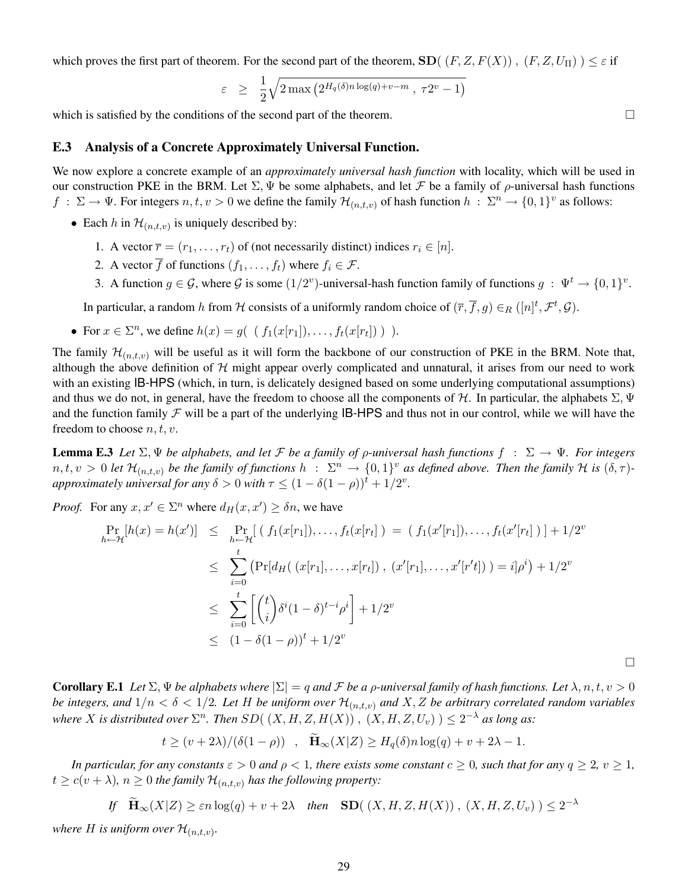which proves the first part of theorem. For the second part of the theorem, $\mathbf{SD}(\ (F, Z, F(X))\ ,\ (F, Z, U_\Pi)\ ) \leq \varepsilon$ if

$$\varepsilon \ \geq \ \frac{1}{2}\sqrt{2\max\left(2^{H_q(\delta)n\log(q)+v-m}\ ,\ \tau 2^v - 1\right)}$$

which is satisfied by the conditions of the second part of the theorem. □

## E.3 Analysis of a Concrete Approximately Universal Function.

We now explore a concrete example of an *approximately universal hash function* with locality, which will be used in our construction PKE in the BRM. Let $\Sigma, \Psi$ be some alphabets, and let $\mathcal{F}$ be a family of $\rho$-universal hash functions $f\ :\ \Sigma \to \Psi$. For integers $n, t, v > 0$ we define the family $\mathcal{H}_{(n,t,v)}$ of hash function $h\ :\ \Sigma^n \to \{0,1\}^v$ as follows:

- Each $h$ in $\mathcal{H}_{(n,t,v)}$ is uniquely described by:
  1. A vector $\overline{r} = (r_1, \ldots, r_t)$ of (not necessarily distinct) indices $r_i \in [n]$.
  2. A vector $\overline{f}$ of functions $(f_1, \ldots, f_t)$ where $f_i \in \mathcal{F}$.
  3. A function $g \in \mathcal{G}$, where $\mathcal{G}$ is some $(1/2^v)$-universal-hash function family of functions $g\ :\ \Psi^t \to \{0,1\}^v$.

  In particular, a random $h$ from $\mathcal{H}$ consists of a uniformly random choice of $(\overline{r}, \overline{f}, g) \in_R ([n]^t, \mathcal{F}^t, \mathcal{G})$.
- For $x \in \Sigma^n$, we define $h(x) = g(\ (\ f_1(x[r_1]), \ldots, f_t(x[r_t])\ )\ )$.

The family $\mathcal{H}_{(n,t,v)}$ will be useful as it will form the backbone of our construction of PKE in the BRM. Note that, although the above definition of $\mathcal{H}$ might appear overly complicated and unnatural, it arises from our need to work with an existing IB-HPS (which, in turn, is delicately designed based on some underlying computational assumptions) and thus we do not, in general, have the freedom to choose all the components of $\mathcal{H}$. In particular, the alphabets $\Sigma, \Psi$ and the function family $\mathcal{F}$ will be a part of the underlying IB-HPS and thus not in our control, while we will have the freedom to choose $n, t, v$.

**Lemma E.3** *Let $\Sigma, \Psi$ be alphabets, and let $\mathcal{F}$ be a family of $\rho$-universal hash functions $f\ :\ \Sigma \to \Psi$. For integers $n, t, v > 0$ let $\mathcal{H}_{(n,t,v)}$ be the family of functions $h\ :\ \Sigma^n \to \{0,1\}^v$ as defined above. Then the family $\mathcal{H}$ is $(\delta, \tau)$-approximately universal for any $\delta > 0$ with $\tau \leq (1 - \delta(1-\rho))^t + 1/2^v$.*

*Proof.* For any $x, x' \in \Sigma^n$ where $d_H(x, x') \geq \delta n$, we have

$$\begin{aligned}
\Pr_{h \leftarrow \mathcal{H}}[h(x) = h(x')] &\leq \Pr_{h \leftarrow \mathcal{H}}[\ (\ f_1(x[r_1]), \ldots, f_t(x[r_t]\ )\ =\ (\ f_1(x'[r_1]), \ldots, f_t(x'[r_t]\ )\ ] + 1/2^v \\
&\leq \sum_{i=0}^{t}\left(\Pr[d_H(\ (x[r_1], \ldots, x[r_t])\ ,\ (x'[r_1], \ldots, x'[r't])\ ) = i]\rho^i\right) + 1/2^v \\
&\leq \sum_{i=0}^{t}\left[\binom{t}{i}\delta^i(1-\delta)^{t-i}\rho^i\right] + 1/2^v \\
&\leq (1 - \delta(1-\rho))^t + 1/2^v
\end{aligned}$$

□

**Corollary E.1** *Let $\Sigma, \Psi$ be alphabets where $|\Sigma| = q$ and $\mathcal{F}$ be a $\rho$-universal family of hash functions. Let $\lambda, n, t, v > 0$ be integers, and $1/n < \delta < 1/2$. Let $H$ be uniform over $\mathcal{H}_{(n,t,v)}$ and $X, Z$ be arbitrary correlated random variables where $X$ is distributed over $\Sigma^n$. Then $SD(\ (X, H, Z, H(X))\ ,\ (X, H, Z, U_v)\ ) \leq 2^{-\lambda}$ as long as:*

$$t \geq (v + 2\lambda)/(\delta(1-\rho)) \quad , \quad \widetilde{\mathbf{H}}_\infty(X|Z) \geq H_q(\delta)n\log(q) + v + 2\lambda - 1.$$

*In particular, for any constants $\varepsilon > 0$ and $\rho < 1$, there exists some constant $c \geq 0$, such that for any $q \geq 2$, $v \geq 1$, $t \geq c(v + \lambda)$, $n \geq 0$ the family $\mathcal{H}_{(n,t,v)}$ has the following property:*

$$\textit{If} \quad \widetilde{\mathbf{H}}_\infty(X|Z) \geq \varepsilon n\log(q) + v + 2\lambda \quad \textit{then} \quad \mathbf{SD}(\ (X, H, Z, H(X))\ ,\ (X, H, Z, U_v)\ ) \leq 2^{-\lambda}$$

*where $H$ is uniform over $\mathcal{H}_{(n,t,v)}$.*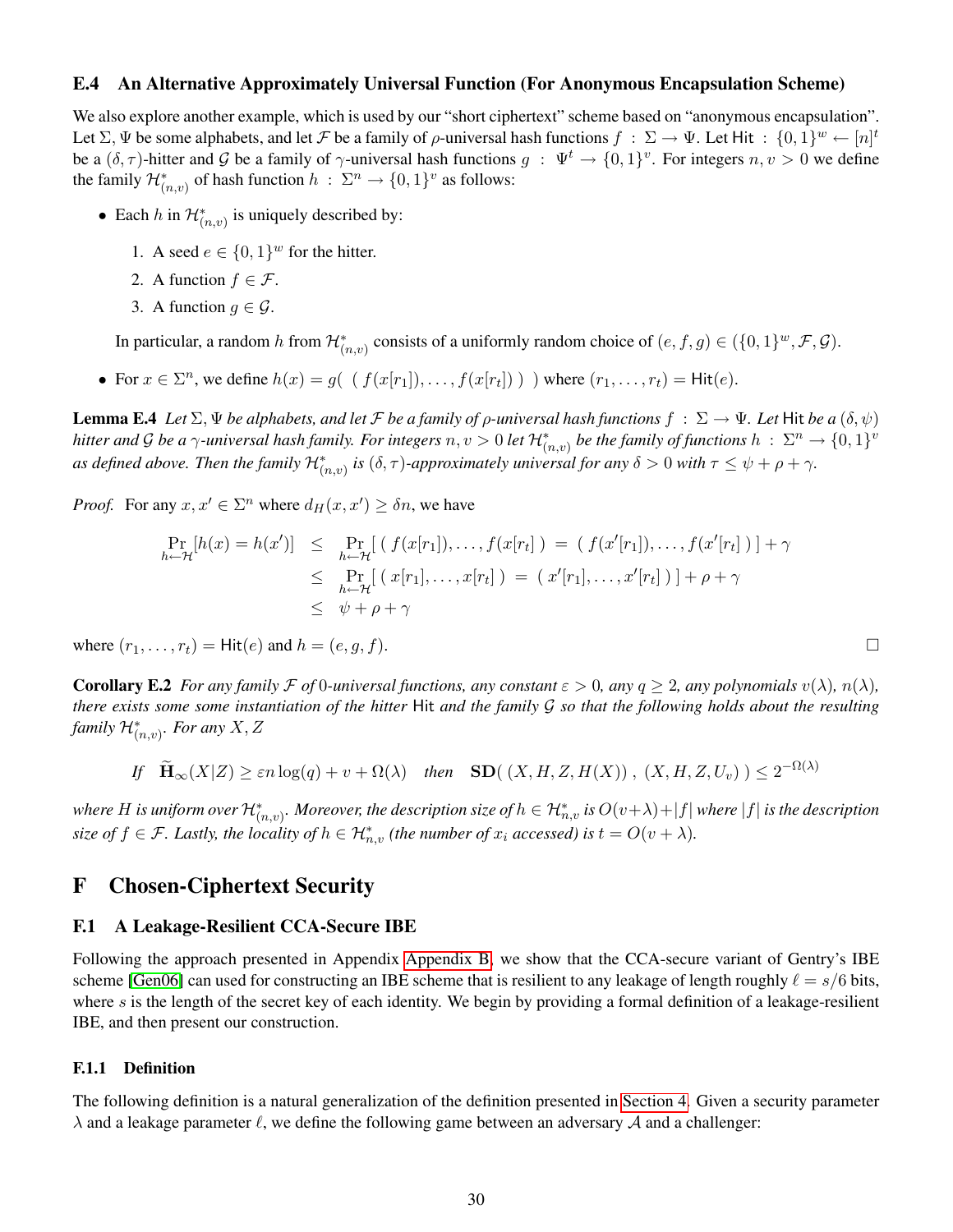### E.4 An Alternative Approximately Universal Function (For Anonymous Encapsulation Scheme)

We also explore another example, which is used by our "short ciphertext" scheme based on "anonymous encapsulation". Let $\Sigma, \Psi$ be some alphabets, and let $\mathcal{F}$ be a family of $\rho$-universal hash functions $f : \Sigma \to \Psi$. Let $\mathsf{Hit} : \{0,1\}^w \leftarrow [n]^t$ be a $(\delta, \tau)$-hitter and $\mathcal{G}$ be a family of $\gamma$-universal hash functions $g : \Psi^t \to \{0,1\}^v$. For integers $n, v > 0$ we define the family $\mathcal{H}^*_{(n,v)}$ of hash function $h : \Sigma^n \to \{0,1\}^v$ as follows:

- Each $h$ in $\mathcal{H}^*_{(n,v)}$ is uniquely described by:
  1. A seed $e \in \{0,1\}^w$ for the hitter.
  2. A function $f \in \mathcal{F}$.
  3. A function $g \in \mathcal{G}$.

  In particular, a random $h$ from $\mathcal{H}^*_{(n,v)}$ consists of a uniformly random choice of $(e, f, g) \in (\{0,1\}^w, \mathcal{F}, \mathcal{G})$.
- For $x \in \Sigma^n$, we define $h(x) = g(\ (f(x[r_1]), \ldots, f(x[r_t]))\ )$ where $(r_1, \ldots, r_t) = \mathsf{Hit}(e)$.

**Lemma E.4** *Let $\Sigma, \Psi$ be alphabets, and let $\mathcal{F}$ be a family of $\rho$-universal hash functions $f : \Sigma \to \Psi$. Let $\mathsf{Hit}$ be a $(\delta, \psi)$ hitter and $\mathcal{G}$ be a $\gamma$-universal hash family. For integers $n, v > 0$ let $\mathcal{H}^*_{(n,v)}$ be the family of functions $h : \Sigma^n \to \{0,1\}^v$ as defined above. Then the family $\mathcal{H}^*_{(n,v)}$ is $(\delta, \tau)$-approximately universal for any $\delta > 0$ with $\tau \leq \psi + \rho + \gamma$.*

*Proof.* For any $x, x' \in \Sigma^n$ where $d_H(x, x') \geq \delta n$, we have

$$\begin{aligned}
\Pr_{h \leftarrow \mathcal{H}}[h(x) = h(x')] &\leq \Pr_{h \leftarrow \mathcal{H}}[\ (f(x[r_1]), \ldots, f(x[r_t])\ ) = (f(x'[r_1]), \ldots, f(x'[r_t])\ )\ ] + \gamma \\
&\leq \Pr_{h \leftarrow \mathcal{H}}[\ (x[r_1], \ldots, x[r_t])\ ) = (x'[r_1], \ldots, x'[r_t])\ )\ ] + \rho + \gamma \\
&\leq \psi + \rho + \gamma
\end{aligned}$$

where $(r_1, \ldots, r_t) = \mathsf{Hit}(e)$ and $h = (e, g, f)$. □

**Corollary E.2** *For any family $\mathcal{F}$ of 0-universal functions, any constant $\varepsilon > 0$, any $q \geq 2$, any polynomials $v(\lambda)$, $n(\lambda)$, there exists some some instantiation of the hitter $\mathsf{Hit}$ and the family $\mathcal{G}$ so that the following holds about the resulting family $\mathcal{H}^*_{(n,v)}$. For any $X, Z$*

$$\textit{If}\quad \widetilde{\mathbf{H}}_\infty(X|Z) \geq \varepsilon n \log(q) + v + \Omega(\lambda) \quad \textit{then} \quad \mathbf{SD}(\ (X, H, Z, H(X))\ ,\ (X, H, Z, U_v)\ ) \leq 2^{-\Omega(\lambda)}$$

*where $H$ is uniform over $\mathcal{H}^*_{(n,v)}$. Moreover, the description size of $h \in \mathcal{H}^*_{n,v}$ is $O(v+\lambda) + |f|$ where $|f|$ is the description size of $f \in \mathcal{F}$. Lastly, the locality of $h \in \mathcal{H}^*_{n,v}$ (the number of $x_i$ accessed) is $t = O(v + \lambda)$.*

# F Chosen-Ciphertext Security

## F.1 A Leakage-Resilient CCA-Secure IBE

Following the approach presented in Appendix Appendix B, we show that the CCA-secure variant of Gentry's IBE scheme [Gen06] can used for constructing an IBE scheme that is resilient to any leakage of length roughly $\ell = s/6$ bits, where $s$ is the length of the secret key of each identity. We begin by providing a formal definition of a leakage-resilient IBE, and then present our construction.

### F.1.1 Definition

The following definition is a natural generalization of the definition presented in Section 4. Given a security parameter $\lambda$ and a leakage parameter $\ell$, we define the following game between an adversary $\mathcal{A}$ and a challenger: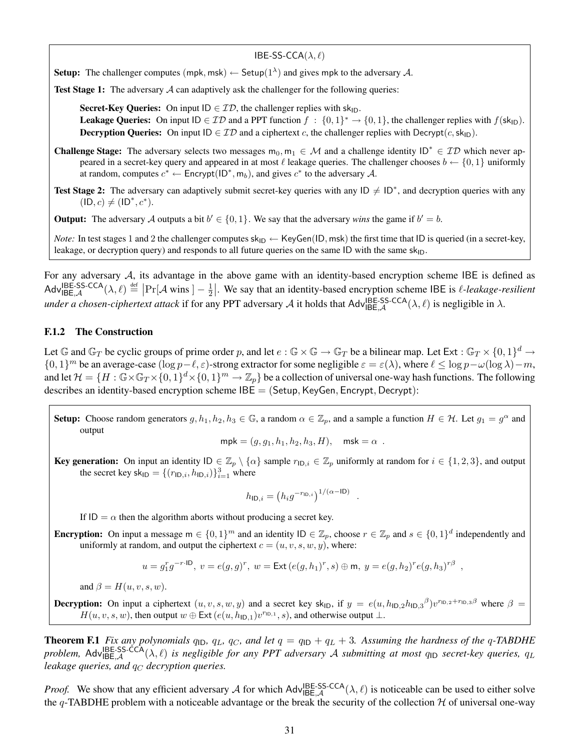**IBE-SS-CCA$(\lambda, \ell)$**

**Setup:** The challenger computes $(\mathsf{mpk}, \mathsf{msk}) \leftarrow \mathsf{Setup}(1^\lambda)$ and gives $\mathsf{mpk}$ to the adversary $\mathcal{A}$.

**Test Stage 1:** The adversary $\mathcal{A}$ can adaptively ask the challenger for the following queries:

> **Secret-Key Queries:** On input $\mathsf{ID} \in \mathcal{ID}$, the challenger replies with $\mathsf{sk}_{\mathsf{ID}}$.
> **Leakage Queries:** On input $\mathsf{ID} \in \mathcal{ID}$ and a PPT function $f : \{0,1\}^* \to \{0,1\}$, the challenger replies with $f(\mathsf{sk}_{\mathsf{ID}})$.
> **Decryption Queries:** On input $\mathsf{ID} \in \mathcal{ID}$ and a ciphertext $c$, the challenger replies with $\mathsf{Decrypt}(c, \mathsf{sk}_{\mathsf{ID}})$.

**Challenge Stage:** The adversary selects two messages $\mathsf{m}_0, \mathsf{m}_1 \in \mathcal{M}$ and a challenge identity $\mathsf{ID}^* \in \mathcal{ID}$ which never appeared in a secret-key query and appeared in at most $\ell$ leakage queries. The challenger chooses $b \leftarrow \{0,1\}$ uniformly at random, computes $c^* \leftarrow \mathsf{Encrypt}(\mathsf{ID}^*, \mathsf{m}_b)$, and gives $c^*$ to the adversary $\mathcal{A}$.

**Test Stage 2:** The adversary can adaptively submit secret-key queries with any $\mathsf{ID} \neq \mathsf{ID}^*$, and decryption queries with any $(\mathsf{ID}, c) \neq (\mathsf{ID}^*, c^*)$.

**Output:** The adversary $\mathcal{A}$ outputs a bit $b' \in \{0,1\}$. We say that the adversary *wins* the game if $b' = b$.

*Note:* In test stages 1 and 2 the challenger computes $\mathsf{sk}_{\mathsf{ID}} \leftarrow \mathsf{KeyGen}(\mathsf{ID}, \mathsf{msk})$ the first time that $\mathsf{ID}$ is queried (in a secret-key, leakage, or decryption query) and responds to all future queries on the same $\mathsf{ID}$ with the same $\mathsf{sk}_{\mathsf{ID}}$.

For any adversary $\mathcal{A}$, its advantage in the above game with an identity-based encryption scheme IBE is defined as $\mathsf{Adv}^{\mathsf{IBE\text{-}SS\text{-}CCA}}_{\mathsf{IBE},\mathcal{A}}(\lambda, \ell) \stackrel{\text{def}}{=} \left| \Pr[\mathcal{A} \text{ wins }] - \frac{1}{2} \right|$. We say that an identity-based encryption scheme IBE is *$\ell$-leakage-resilient under a chosen-ciphertext attack* if for any PPT adversary $\mathcal{A}$ it holds that $\mathsf{Adv}^{\mathsf{IBE\text{-}SS\text{-}CCA}}_{\mathsf{IBE},\mathcal{A}}(\lambda, \ell)$ is negligible in $\lambda$.

### F.1.2 The Construction

Let $\mathbb{G}$ and $\mathbb{G}_T$ be cyclic groups of prime order $p$, and let $e : \mathbb{G} \times \mathbb{G} \to \mathbb{G}_T$ be a bilinear map. Let $\mathsf{Ext} : \mathbb{G}_T \times \{0,1\}^d \to \{0,1\}^m$ be an average-case $(\log p - \ell, \varepsilon)$-strong extractor for some negligible $\varepsilon = \varepsilon(\lambda)$, where $\ell \leq \log p - \omega(\log \lambda) - m$, and let $\mathcal{H} = \{H : \mathbb{G} \times \mathbb{G}_T \times \{0,1\}^d \times \{0,1\}^m \to \mathbb{Z}_p\}$ be a collection of universal one-way hash functions. The following describes an identity-based encryption scheme $\mathsf{IBE} = (\mathsf{Setup}, \mathsf{KeyGen}, \mathsf{Encrypt}, \mathsf{Decrypt})$:

**Setup:** Choose random generators $g, h_1, h_2, h_3 \in \mathbb{G}$, a random $\alpha \in \mathbb{Z}_p$, and a sample a function $H \in \mathcal{H}$. Let $g_1 = g^\alpha$ and output

$$\mathsf{mpk} = (g, g_1, h_1, h_2, h_3, H), \quad \mathsf{msk} = \alpha \ .$$

**Key generation:** On input an identity $\mathsf{ID} \in \mathbb{Z}_p \setminus \{\alpha\}$ sample $r_{\mathsf{ID},i} \in \mathbb{Z}_p$ uniformly at random for $i \in \{1,2,3\}$, and output the secret key $\mathsf{sk}_{\mathsf{ID}} = \{(r_{\mathsf{ID},i}, h_{\mathsf{ID},i})\}_{i=1}^3$ where

$$h_{\mathsf{ID},i} = \left(h_i g^{-r_{\mathsf{ID},i}}\right)^{1/(\alpha - \mathsf{ID})} \ .$$

If $\mathsf{ID} = \alpha$ then the algorithm aborts without producing a secret key.

**Encryption:** On input a message $\mathsf{m} \in \{0,1\}^m$ and an identity $\mathsf{ID} \in \mathbb{Z}_p$, choose $r \in \mathbb{Z}_p$ and $s \in \{0,1\}^d$ independently and uniformly at random, and output the ciphertext $c = (u, v, s, w, y)$, where:

$$u = g_1^r g^{-r \cdot \mathsf{ID}}, \ v = e(g,g)^r, \ w = \mathsf{Ext}\left(e(g,h_1)^r, s\right) \oplus \mathsf{m}, \ y = e(g,h_2)^r e(g,h_3)^{r\beta} \ ,$$

and $\beta = H(u, v, s, w)$.

**Decryption:** On input a ciphertext $(u, v, s, w, y)$ and a secret key $\mathsf{sk}_{\mathsf{ID}}$, if $y = e(u, h_{\mathsf{ID},2} h_{\mathsf{ID},3}{}^\beta) v^{r_{\mathsf{ID},2} + r_{\mathsf{ID},3}\beta}$ where $\beta = H(u, v, s, w)$, then output $w \oplus \mathsf{Ext}\left(e(u, h_{\mathsf{ID},1}) v^{r_{\mathsf{ID},1}}, s\right)$, and otherwise output $\perp$.

**Theorem F.1** *Fix any polynomials $q_{\mathsf{ID}}$, $q_L$, $q_C$, and let $q = q_{\mathsf{ID}} + q_L + 3$. Assuming the hardness of the $q$-TABDHE problem, $\mathsf{Adv}^{\mathsf{IBE\text{-}SS\text{-}CCA}}_{\mathsf{IBE},\mathcal{A}}(\lambda, \ell)$ is negligible for any PPT adversary $\mathcal{A}$ submitting at most $q_{\mathsf{ID}}$ secret-key queries, $q_L$ leakage queries, and $q_C$ decryption queries.*

*Proof.* We show that any efficient adversary $\mathcal{A}$ for which $\mathsf{Adv}^{\mathsf{IBE\text{-}SS\text{-}CCA}}_{\mathsf{IBE},\mathcal{A}}(\lambda, \ell)$ is noticeable can be used to either solve the $q$-TABDHE problem with a noticeable advantage or the break the security of the collection $\mathcal{H}$ of universal one-way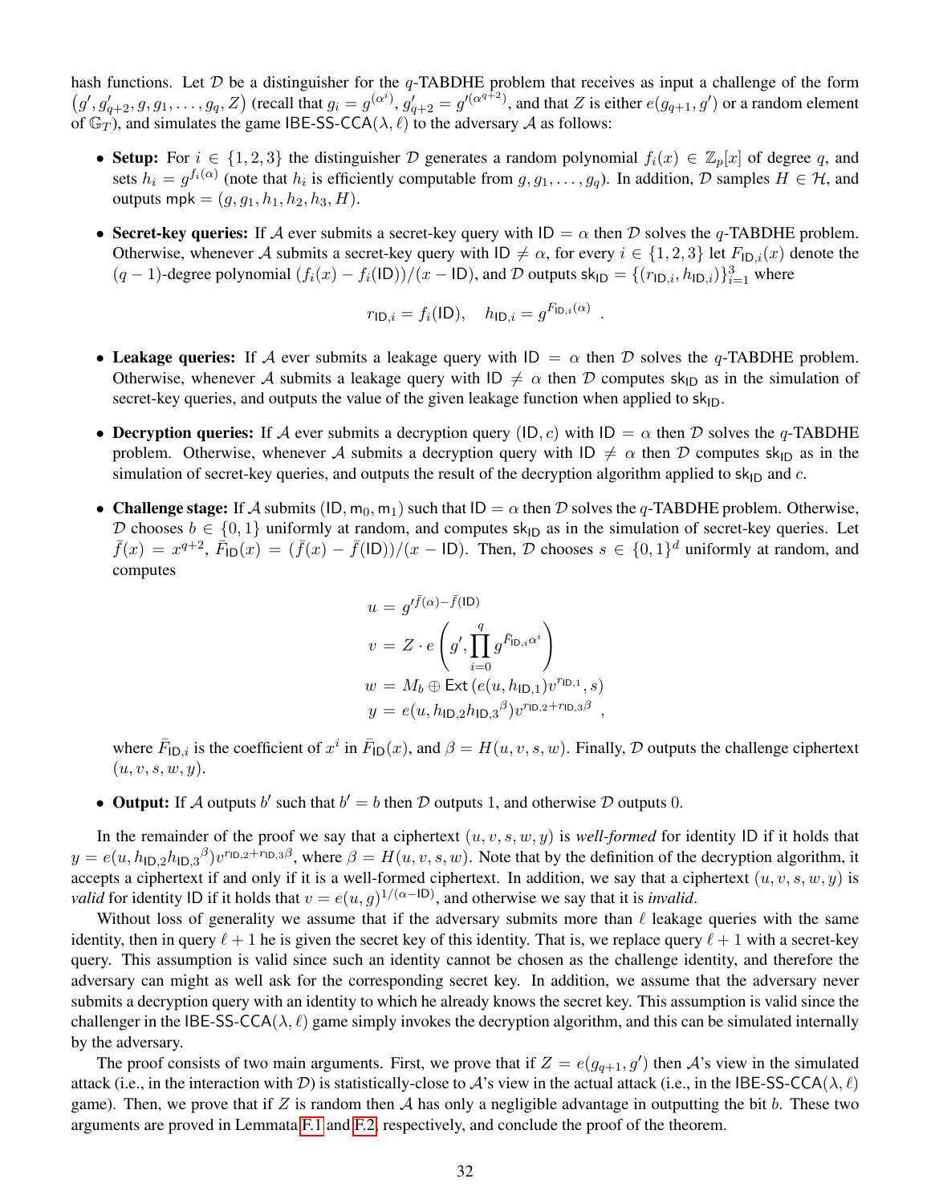hash functions. Let $\mathcal{D}$ be a distinguisher for the $q$-TABDHE problem that receives as input a challenge of the form $(g', g'_{q+2}, g, g_1, \ldots, g_q, Z)$ (recall that $g_i = g^{(\alpha^i)}$, $g'_{q+2} = g'^{(\alpha^{q+2})}$, and that $Z$ is either $e(g_{q+1}, g')$ or a random element of $\mathbb{G}_T$), and simulates the game $\mathsf{IBE\text{-}SS\text{-}CCA}(\lambda, \ell)$ to the adversary $\mathcal{A}$ as follows:

- **Setup:** For $i \in \{1, 2, 3\}$ the distinguisher $\mathcal{D}$ generates a random polynomial $f_i(x) \in \mathbb{Z}_p[x]$ of degree $q$, and sets $h_i = g^{f_i(\alpha)}$ (note that $h_i$ is efficiently computable from $g, g_1, \ldots, g_q$). In addition, $\mathcal{D}$ samples $H \in \mathcal{H}$, and outputs $\mathsf{mpk} = (g, g_1, h_1, h_2, h_3, H)$.
- **Secret-key queries:** If $\mathcal{A}$ ever submits a secret-key query with $\mathsf{ID} = \alpha$ then $\mathcal{D}$ solves the $q$-TABDHE problem. Otherwise, whenever $\mathcal{A}$ submits a secret-key query with $\mathsf{ID} \neq \alpha$, for every $i \in \{1, 2, 3\}$ let $F_{\mathsf{ID},i}(x)$ denote the $(q-1)$-degree polynomial $(f_i(x) - f_i(\mathsf{ID}))/(x - \mathsf{ID})$, and $\mathcal{D}$ outputs $\mathsf{sk_{ID}} = \{(r_{\mathsf{ID},i}, h_{\mathsf{ID},i})\}_{i=1}^3$ where
$$r_{\mathsf{ID},i} = f_i(\mathsf{ID}), \quad h_{\mathsf{ID},i} = g^{F_{\mathsf{ID},i}(\alpha)} \enspace .$$
- **Leakage queries:** If $\mathcal{A}$ ever submits a leakage query with $\mathsf{ID} = \alpha$ then $\mathcal{D}$ solves the $q$-TABDHE problem. Otherwise, whenever $\mathcal{A}$ submits a leakage query with $\mathsf{ID} \neq \alpha$ then $\mathcal{D}$ computes $\mathsf{sk_{ID}}$ as in the simulation of secret-key queries, and outputs the value of the given leakage function when applied to $\mathsf{sk_{ID}}$.
- **Decryption queries:** If $\mathcal{A}$ ever submits a decryption query $(\mathsf{ID}, c)$ with $\mathsf{ID} = \alpha$ then $\mathcal{D}$ solves the $q$-TABDHE problem. Otherwise, whenever $\mathcal{A}$ submits a decryption query with $\mathsf{ID} \neq \alpha$ then $\mathcal{D}$ computes $\mathsf{sk_{ID}}$ as in the simulation of secret-key queries, and outputs the result of the decryption algorithm applied to $\mathsf{sk_{ID}}$ and $c$.
- **Challenge stage:** If $\mathcal{A}$ submits $(\mathsf{ID}, \mathsf{m}_0, \mathsf{m}_1)$ such that $\mathsf{ID} = \alpha$ then $\mathcal{D}$ solves the $q$-TABDHE problem. Otherwise, $\mathcal{D}$ chooses $b \in \{0, 1\}$ uniformly at random, and computes $\mathsf{sk_{ID}}$ as in the simulation of secret-key queries. Let $\bar{f}(x) = x^{q+2}$, $\bar{F}_{\mathsf{ID}}(x) = (\bar{f}(x) - \bar{f}(\mathsf{ID}))/(x - \mathsf{ID})$. Then, $\mathcal{D}$ chooses $s \in \{0, 1\}^d$ uniformly at random, and computes
$$\begin{aligned} u &= g'^{\bar{f}(\alpha) - \bar{f}(\mathsf{ID})} \\ v &= Z \cdot e\left(g', \prod_{i=0}^{q} g^{\bar{F}_{\mathsf{ID},i}\alpha^i}\right) \\ w &= M_b \oplus \mathsf{Ext}\left(e(u, h_{\mathsf{ID},1}) v^{r_{\mathsf{ID},1}}, s\right) \\ y &= e(u, h_{\mathsf{ID},2} {h_{\mathsf{ID},3}}^{\beta}) v^{r_{\mathsf{ID},2} + r_{\mathsf{ID},3}\beta} \enspace , \end{aligned}$$
where $\bar{F}_{\mathsf{ID},i}$ is the coefficient of $x^i$ in $\bar{F}_{\mathsf{ID}}(x)$, and $\beta = H(u, v, s, w)$. Finally, $\mathcal{D}$ outputs the challenge ciphertext $(u, v, s, w, y)$.
- **Output:** If $\mathcal{A}$ outputs $b'$ such that $b' = b$ then $\mathcal{D}$ outputs 1, and otherwise $\mathcal{D}$ outputs 0.

In the remainder of the proof we say that a ciphertext $(u, v, s, w, y)$ is *well-formed* for identity $\mathsf{ID}$ if it holds that $y = e(u, h_{\mathsf{ID},2} {h_{\mathsf{ID},3}}^{\beta}) v^{r_{\mathsf{ID},2} + r_{\mathsf{ID},3}\beta}$, where $\beta = H(u, v, s, w)$. Note that by the definition of the decryption algorithm, it accepts a ciphertext if and only if it is a well-formed ciphertext. In addition, we say that a ciphertext $(u, v, s, w, y)$ is *valid* for identity $\mathsf{ID}$ if it holds that $v = e(u, g)^{1/(\alpha - \mathsf{ID})}$, and otherwise we say that it is *invalid*.

Without loss of generality we assume that if the adversary submits more than $\ell$ leakage queries with the same identity, then in query $\ell + 1$ he is given the secret key of this identity. That is, we replace query $\ell + 1$ with a secret-key query. This assumption is valid since such an identity cannot be chosen as the challenge identity, and therefore the adversary can might as well ask for the corresponding secret key. In addition, we assume that the adversary never submits a decryption query with an identity to which he already knows the secret key. This assumption is valid since the challenger in the $\mathsf{IBE\text{-}SS\text{-}CCA}(\lambda, \ell)$ game simply invokes the decryption algorithm, and this can be simulated internally by the adversary.

The proof consists of two main arguments. First, we prove that if $Z = e(g_{q+1}, g')$ then $\mathcal{A}$'s view in the simulated attack (i.e., in the interaction with $\mathcal{D}$) is statistically-close to $\mathcal{A}$'s view in the actual attack (i.e., in the $\mathsf{IBE\text{-}SS\text{-}CCA}(\lambda, \ell)$ game). Then, we prove that if $Z$ is random then $\mathcal{A}$ has only a negligible advantage in outputting the bit $b$. These two arguments are proved in Lemmata F.1 and F.2, respectively, and conclude the proof of the theorem.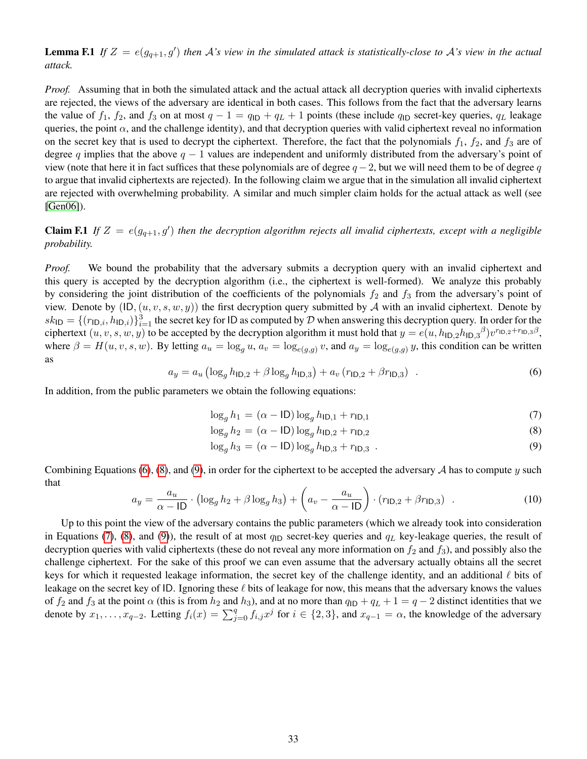**Lemma F.1** *If $Z = e(g_{q+1}, g')$ then $\mathcal{A}$'s view in the simulated attack is statistically-close to $\mathcal{A}$'s view in the actual attack.*

*Proof.* Assuming that in both the simulated attack and the actual attack all decryption queries with invalid ciphertexts are rejected, the views of the adversary are identical in both cases. This follows from the fact that the adversary learns the value of $f_1$, $f_2$, and $f_3$ on at most $q - 1 = q_{\mathsf{ID}} + q_L + 1$ points (these include $q_{\mathsf{ID}}$ secret-key queries, $q_L$ leakage queries, the point $\alpha$, and the challenge identity), and that decryption queries with valid ciphertext reveal no information on the secret key that is used to decrypt the ciphertext. Therefore, the fact that the polynomials $f_1$, $f_2$, and $f_3$ are of degree $q$ implies that the above $q - 1$ values are independent and uniformly distributed from the adversary's point of view (note that here it in fact suffices that these polynomials are of degree $q - 2$, but we will need them to be of degree $q$ to argue that invalid ciphertexts are rejected). In the following claim we argue that in the simulation all invalid ciphertext are rejected with overwhelming probability. A similar and much simpler claim holds for the actual attack as well (see [Gen06]).

**Claim F.1** *If $Z = e(g_{q+1}, g')$ then the decryption algorithm rejects all invalid ciphertexts, except with a negligible probability.*

*Proof.* We bound the probability that the adversary submits a decryption query with an invalid ciphertext and this query is accepted by the decryption algorithm (i.e., the ciphertext is well-formed). We analyze this probably by considering the joint distribution of the coefficients of the polynomials $f_2$ and $f_3$ from the adversary's point of view. Denote by $(\mathsf{ID}, (u, v, s, w, y))$ the first decryption query submitted by $\mathcal{A}$ with an invalid ciphertext. Denote by $sk_{\mathsf{ID}} = \{(r_{\mathsf{ID},i}, h_{\mathsf{ID},i})\}_{i=1}^{3}$ the secret key for ID as computed by $\mathcal{D}$ when answering this decryption query. In order for the ciphertext $(u, v, s, w, y)$ to be accepted by the decryption algorithm it must hold that $y = e(u, h_{\mathsf{ID},2} {h_{\mathsf{ID},3}}^{\beta}) v^{r_{\mathsf{ID},2} + r_{\mathsf{ID},3}\beta}$, where $\beta = H(u, v, s, w)$. By letting $a_u = \log_g u$, $a_v = \log_{e(g,g)} v$, and $a_y = \log_{e(g,g)} y$, this condition can be written as

$$a_y = a_u \left( \log_g h_{\mathsf{ID},2} + \beta \log_g h_{\mathsf{ID},3} \right) + a_v \left( r_{\mathsf{ID},2} + \beta r_{\mathsf{ID},3} \right) \quad . \tag{6}$$

In addition, from the public parameters we obtain the following equations:

$$\log_g h_1 = (\alpha - \mathsf{ID}) \log_g h_{\mathsf{ID},1} + r_{\mathsf{ID},1} \tag{7}$$

$$\log_g h_2 = (\alpha - \mathsf{ID}) \log_g h_{\mathsf{ID},2} + r_{\mathsf{ID},2} \tag{8}$$

$$\log_g h_3 = (\alpha - \mathsf{ID}) \log_g h_{\mathsf{ID},3} + r_{\mathsf{ID},3} \quad . \tag{9}$$

Combining Equations (6), (8), and (9), in order for the ciphertext to be accepted the adversary $\mathcal{A}$ has to compute $y$ such that

$$a_y = \frac{a_u}{\alpha - \mathsf{ID}} \cdot \left( \log_g h_2 + \beta \log_g h_3 \right) + \left( a_v - \frac{a_u}{\alpha - \mathsf{ID}} \right) \cdot \left( r_{\mathsf{ID},2} + \beta r_{\mathsf{ID},3} \right) \quad . \tag{10}$$

Up to this point the view of the adversary contains the public parameters (which we already took into consideration in Equations (7), (8), and (9)), the result of at most $q_{\mathsf{ID}}$ secret-key queries and $q_L$ key-leakage queries, the result of decryption queries with valid ciphertexts (these do not reveal any more information on $f_2$ and $f_3$), and possibly also the challenge ciphertext. For the sake of this proof we can even assume that the adversary actually obtains all the secret keys for which it requested leakage information, the secret key of the challenge identity, and an additional $\ell$ bits of leakage on the secret key of ID. Ignoring these $\ell$ bits of leakage for now, this means that the adversary knows the values of $f_2$ and $f_3$ at the point $\alpha$ (this is from $h_2$ and $h_3$), and at no more than $q_{\mathsf{ID}} + q_L + 1 = q - 2$ distinct identities that we denote by $x_1, \ldots, x_{q-2}$. Letting $f_i(x) = \sum_{j=0}^{q} f_{i,j} x^j$ for $i \in \{2, 3\}$, and $x_{q-1} = \alpha$, the knowledge of the adversary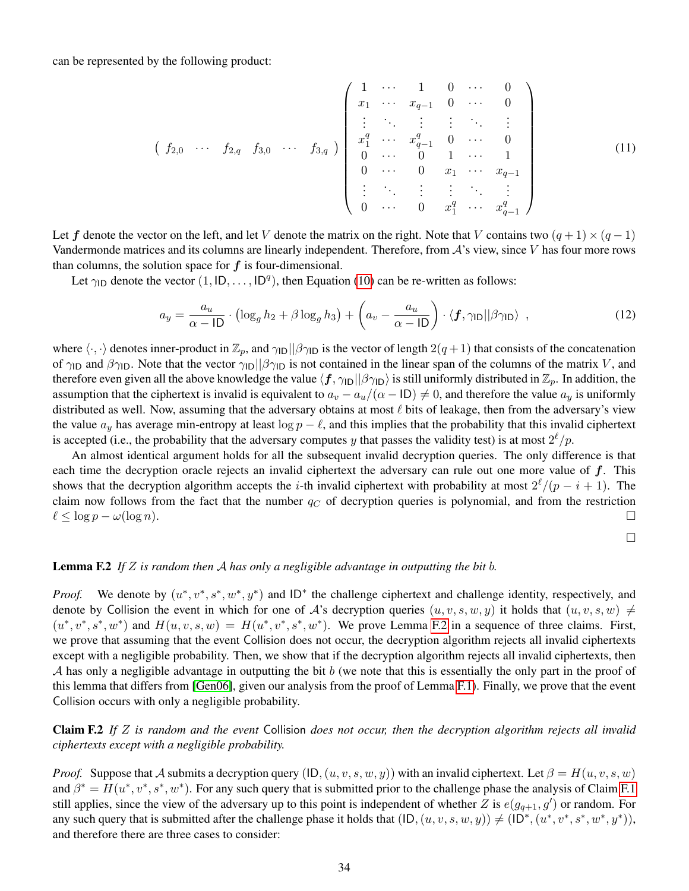can be represented by the following product:

$$
\begin{pmatrix} f_{2,0} & \cdots & f_{2,q} & f_{3,0} & \cdots & f_{3,q} \end{pmatrix}
\begin{pmatrix}
1 & \cdots & 1 & 0 & \cdots & 0 \\
x_1 & \cdots & x_{q-1} & 0 & \cdots & 0 \\
\vdots & \ddots & \vdots & \vdots & \ddots & \vdots \\
x_1^q & \cdots & x_{q-1}^q & 0 & \cdots & 0 \\
0 & \cdots & 0 & 1 & \cdots & 1 \\
0 & \cdots & 0 & x_1 & \cdots & x_{q-1} \\
\vdots & \ddots & \vdots & \vdots & \ddots & \vdots \\
0 & \cdots & 0 & x_1^q & \cdots & x_{q-1}^q
\end{pmatrix}
\tag{11}
$$

Let $\boldsymbol{f}$ denote the vector on the left, and let $V$ denote the matrix on the right. Note that $V$ contains two $(q+1) \times (q-1)$ Vandermonde matrices and its columns are linearly independent. Therefore, from $\mathcal{A}$'s view, since $V$ has four more rows than columns, the solution space for $\boldsymbol{f}$ is four-dimensional.

Let $\gamma_{\mathsf{ID}}$ denote the vector $(1, \mathsf{ID}, \ldots, \mathsf{ID}^q)$, then Equation (10) can be re-written as follows:

$$
a_y = \frac{a_u}{\alpha - \mathsf{ID}} \cdot \left(\log_g h_2 + \beta \log_g h_3\right) + \left(a_v - \frac{a_u}{\alpha - \mathsf{ID}}\right) \cdot \langle \boldsymbol{f}, \gamma_{\mathsf{ID}} || \beta \gamma_{\mathsf{ID}} \rangle \enspace , \tag{12}
$$

where $\langle \cdot, \cdot \rangle$ denotes inner-product in $\mathbb{Z}_p$, and $\gamma_{\mathsf{ID}} || \beta \gamma_{\mathsf{ID}}$ is the vector of length $2(q+1)$ that consists of the concatenation of $\gamma_{\mathsf{ID}}$ and $\beta \gamma_{\mathsf{ID}}$. Note that the vector $\gamma_{\mathsf{ID}} || \beta \gamma_{\mathsf{ID}}$ is not contained in the linear span of the columns of the matrix $V$, and therefore even given all the above knowledge the value $\langle \boldsymbol{f}, \gamma_{\mathsf{ID}} || \beta \gamma_{\mathsf{ID}} \rangle$ is still uniformly distributed in $\mathbb{Z}_p$. In addition, the assumption that the ciphertext is invalid is equivalent to $a_v - a_u/(\alpha - \mathsf{ID}) \neq 0$, and therefore the value $a_y$ is uniformly distributed as well. Now, assuming that the adversary obtains at most $\ell$ bits of leakage, then from the adversary's view the value $a_y$ has average min-entropy at least $\log p - \ell$, and this implies that the probability that this invalid ciphertext is accepted (i.e., the probability that the adversary computes $y$ that passes the validity test) is at most $2^\ell / p$.

An almost identical argument holds for all the subsequent invalid decryption queries. The only difference is that each time the decryption oracle rejects an invalid ciphertext the adversary can rule out one more value of $\boldsymbol{f}$. This shows that the decryption algorithm accepts the $i$-th invalid ciphertext with probability at most $2^\ell/(p - i + 1)$. The claim now follows from the fact that the number $q_C$ of decryption queries is polynomial, and from the restriction $\ell \leq \log p - \omega(\log n)$. □

□

**Lemma F.2** *If $Z$ is random then $\mathcal{A}$ has only a negligible advantage in outputting the bit $b$.*

*Proof.* We denote by $(u^*, v^*, s^*, w^*, y^*)$ and $\mathsf{ID}^*$ the challenge ciphertext and challenge identity, respectively, and denote by $\mathsf{Collision}$ the event in which for one of $\mathcal{A}$'s decryption queries $(u, v, s, w, y)$ it holds that $(u, v, s, w) \neq (u^*, v^*, s^*, w^*)$ and $H(u, v, s, w) = H(u^*, v^*, s^*, w^*)$. We prove Lemma F.2 in a sequence of three claims. First, we prove that assuming that the event $\mathsf{Collision}$ does not occur, the decryption algorithm rejects all invalid ciphertexts except with a negligible probability. Then, we show that if the decryption algorithm rejects all invalid ciphertexts, then $\mathcal{A}$ has only a negligible advantage in outputting the bit $b$ (we note that this is essentially the only part in the proof of this lemma that differs from [Gen06], given our analysis from the proof of Lemma F.1). Finally, we prove that the event $\mathsf{Collision}$ occurs with only a negligible probability.

**Claim F.2** *If $Z$ is random and the event* $\mathsf{Collision}$ *does not occur, then the decryption algorithm rejects all invalid ciphertexts except with a negligible probability.*

*Proof.* Suppose that $\mathcal{A}$ submits a decryption query $(\mathsf{ID}, (u, v, s, w, y))$ with an invalid ciphertext. Let $\beta = H(u, v, s, w)$ and $\beta^* = H(u^*, v^*, s^*, w^*)$. For any such query that is submitted prior to the challenge phase the analysis of Claim F.1 still applies, since the view of the adversary up to this point is independent of whether $Z$ is $e(g_{q+1}, g')$ or random. For any such query that is submitted after the challenge phase it holds that $(\mathsf{ID}, (u, v, s, w, y)) \neq (\mathsf{ID}^*, (u^*, v^*, s^*, w^*, y^*))$, and therefore there are three cases to consider: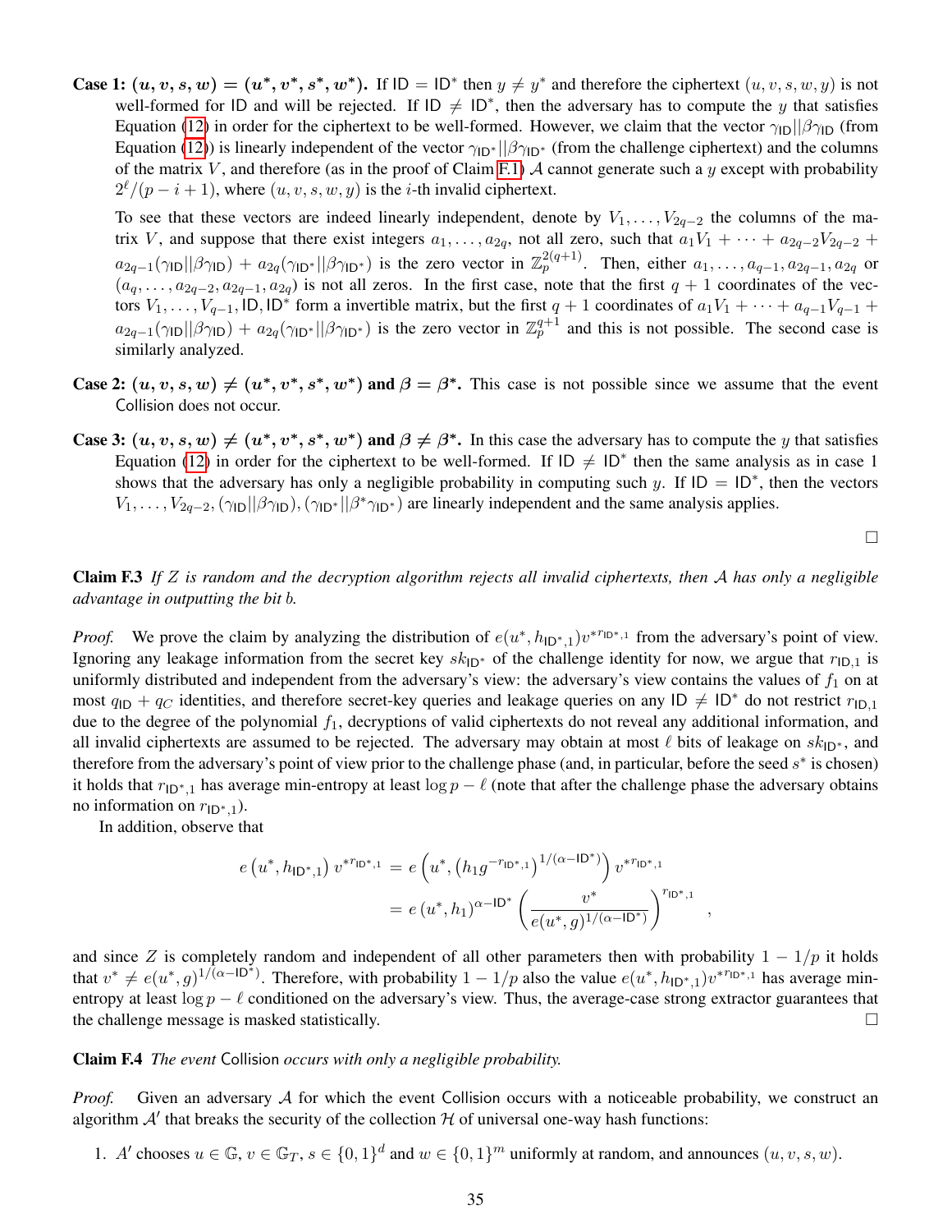**Case 1: $(u, v, s, w) = (u^*, v^*, s^*, w^*)$.** If $\mathsf{ID} = \mathsf{ID}^*$ then $y \neq y^*$ and therefore the ciphertext $(u, v, s, w, y)$ is not well-formed for ID and will be rejected. If $\mathsf{ID} \neq \mathsf{ID}^*$, then the adversary has to compute the $y$ that satisfies Equation (12) in order for the ciphertext to be well-formed. However, we claim that the vector $\gamma_{\mathsf{ID}}||\beta\gamma_{\mathsf{ID}}$ (from Equation (12)) is linearly independent of the vector $\gamma_{\mathsf{ID}^*}||\beta\gamma_{\mathsf{ID}^*}$ (from the challenge ciphertext) and the columns of the matrix $V$, and therefore (as in the proof of Claim F.1) $\mathcal{A}$ cannot generate such a $y$ except with probability $2^\ell/(p - i + 1)$, where $(u, v, s, w, y)$ is the $i$-th invalid ciphertext.

To see that these vectors are indeed linearly independent, denote by $V_1, \ldots, V_{2q-2}$ the columns of the matrix $V$, and suppose that there exist integers $a_1, \ldots, a_{2q}$, not all zero, such that $a_1 V_1 + \cdots + a_{2q-2}V_{2q-2} + a_{2q-1}(\gamma_{\mathsf{ID}}||\beta\gamma_{\mathsf{ID}}) + a_{2q}(\gamma_{\mathsf{ID}^*}||\beta\gamma_{\mathsf{ID}^*})$ is the zero vector in $\mathbb{Z}_p^{2(q+1)}$. Then, either $a_1, \ldots, a_{q-1}, a_{2q-1}, a_{2q}$ or $(a_q, \ldots, a_{2q-2}, a_{2q-1}, a_{2q})$ is not all zeros. In the first case, note that the first $q+1$ coordinates of the vectors $V_1, \ldots, V_{q-1}, \mathsf{ID}, \mathsf{ID}^*$ form a invertible matrix, but the first $q+1$ coordinates of $a_1 V_1 + \cdots + a_{q-1}V_{q-1} + a_{2q-1}(\gamma_{\mathsf{ID}}||\beta\gamma_{\mathsf{ID}}) + a_{2q}(\gamma_{\mathsf{ID}^*}||\beta\gamma_{\mathsf{ID}^*})$ is the zero vector in $\mathbb{Z}_p^{q+1}$ and this is not possible. The second case is similarly analyzed.

**Case 2: $(u, v, s, w) \neq (u^*, v^*, s^*, w^*)$ and $\beta = \beta^*$.** This case is not possible since we assume that the event Collision does not occur.

**Case 3: $(u, v, s, w) \neq (u^*, v^*, s^*, w^*)$ and $\beta \neq \beta^*$.** In this case the adversary has to compute the $y$ that satisfies Equation (12) in order for the ciphertext to be well-formed. If $\mathsf{ID} \neq \mathsf{ID}^*$ then the same analysis as in case 1 shows that the adversary has only a negligible probability in computing such $y$. If $\mathsf{ID} = \mathsf{ID}^*$, then the vectors $V_1, \ldots, V_{2q-2}, (\gamma_{\mathsf{ID}}||\beta\gamma_{\mathsf{ID}}), (\gamma_{\mathsf{ID}^*}||\beta^*\gamma_{\mathsf{ID}^*})$ are linearly independent and the same analysis applies.

□

**Claim F.3** *If $Z$ is random and the decryption algorithm rejects all invalid ciphertexts, then $\mathcal{A}$ has only a negligible advantage in outputting the bit $b$.*

*Proof.* We prove the claim by analyzing the distribution of $e(u^*, h_{\mathsf{ID}^*,1})v^{*r_{\mathsf{ID}^*,1}}$ from the adversary's point of view. Ignoring any leakage information from the secret key $sk_{\mathsf{ID}^*}$ of the challenge identity for now, we argue that $r_{\mathsf{ID},1}$ is uniformly distributed and independent from the adversary's view: the adversary's view contains the values of $f_1$ on at most $q_{\mathsf{ID}} + q_C$ identities, and therefore secret-key queries and leakage queries on any $\mathsf{ID} \neq \mathsf{ID}^*$ do not restrict $r_{\mathsf{ID},1}$ due to the degree of the polynomial $f_1$, decryptions of valid ciphertexts do not reveal any additional information, and all invalid ciphertexts are assumed to be rejected. The adversary may obtain at most $\ell$ bits of leakage on $sk_{\mathsf{ID}^*}$, and therefore from the adversary's point of view prior to the challenge phase (and, in particular, before the seed $s^*$ is chosen) it holds that $r_{\mathsf{ID}^*,1}$ has average min-entropy at least $\log p - \ell$ (note that after the challenge phase the adversary obtains no information on $r_{\mathsf{ID}^*,1}$).

In addition, observe that

$$
\begin{aligned}
e\left(u^*, h_{\mathsf{ID}^*,1}\right) v^{*r_{\mathsf{ID}^*,1}} &= e\left(u^*, \left(h_1 g^{-r_{\mathsf{ID}^*,1}}\right)^{1/(\alpha - \mathsf{ID}^*)}\right) v^{*r_{\mathsf{ID}^*,1}} \\
&= e\left(u^*, h_1\right)^{\alpha - \mathsf{ID}^*} \left(\frac{v^*}{e(u^*, g)^{1/(\alpha - \mathsf{ID}^*)}}\right)^{r_{\mathsf{ID}^*,1}} ,
\end{aligned}
$$

and since $Z$ is completely random and independent of all other parameters then with probability $1 - 1/p$ it holds that $v^* \neq e(u^*, g)^{1/(\alpha - \mathsf{ID}^*)}$. Therefore, with probability $1 - 1/p$ also the value $e(u^*, h_{\mathsf{ID}^*,1})v^{*r_{\mathsf{ID}^*,1}}$ has average min-entropy at least $\log p - \ell$ conditioned on the adversary's view. Thus, the average-case strong extractor guarantees that the challenge message is masked statistically. □

**Claim F.4** *The event* Collision *occurs with only a negligible probability.*

*Proof.* Given an adversary $\mathcal{A}$ for which the event Collision occurs with a noticeable probability, we construct an algorithm $\mathcal{A}'$ that breaks the security of the collection $\mathcal{H}$ of universal one-way hash functions:

1. $A'$ chooses $u \in \mathbb{G}$, $v \in \mathbb{G}_T$, $s \in \{0,1\}^d$ and $w \in \{0,1\}^m$ uniformly at random, and announces $(u, v, s, w)$.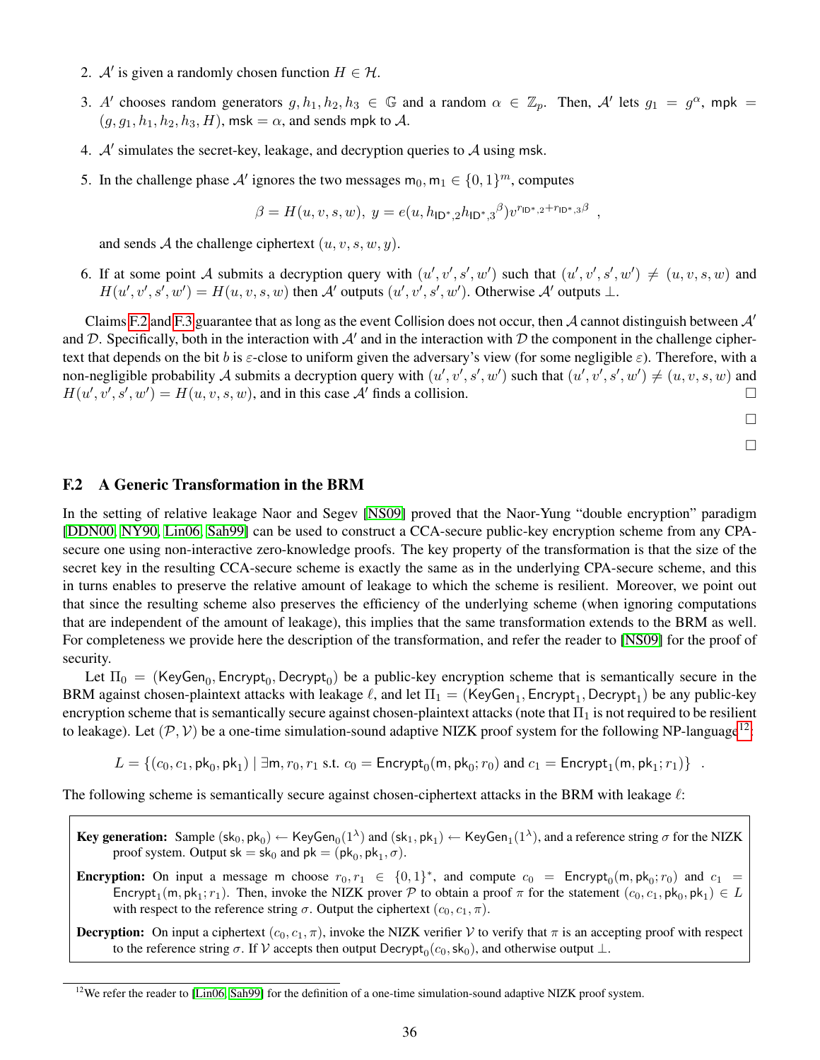2. $\mathcal{A}'$ is given a randomly chosen function $H \in \mathcal{H}$.

3. $\mathcal{A}'$ chooses random generators $g, h_1, h_2, h_3 \in \mathbb{G}$ and a random $\alpha \in \mathbb{Z}_p$. Then, $\mathcal{A}'$ lets $g_1 = g^\alpha$, $\mathsf{mpk} = (g, g_1, h_1, h_2, h_3, H)$, $\mathsf{msk} = \alpha$, and sends $\mathsf{mpk}$ to $\mathcal{A}$.

4. $\mathcal{A}'$ simulates the secret-key, leakage, and decryption queries to $\mathcal{A}$ using $\mathsf{msk}$.

5. In the challenge phase $\mathcal{A}'$ ignores the two messages $\mathsf{m}_0, \mathsf{m}_1 \in \{0,1\}^m$, computes

$$\beta = H(u, v, s, w),\ y = e(u, h_{\mathsf{ID}^*,2} h_{\mathsf{ID}^*,3}{}^{\beta}) v^{r_{\mathsf{ID}^*,2} + r_{\mathsf{ID}^*,3}\beta} \ ,$$

and sends $\mathcal{A}$ the challenge ciphertext $(u, v, s, w, y)$.

6. If at some point $\mathcal{A}$ submits a decryption query with $(u', v', s', w')$ such that $(u', v', s', w') \neq (u, v, s, w)$ and $H(u', v', s', w') = H(u, v, s, w)$ then $\mathcal{A}'$ outputs $(u', v', s', w')$. Otherwise $\mathcal{A}'$ outputs $\perp$.

Claims F.2 and F.3 guarantee that as long as the event Collision does not occur, then $\mathcal{A}$ cannot distinguish between $\mathcal{A}'$ and $\mathcal{D}$. Specifically, both in the interaction with $\mathcal{A}'$ and in the interaction with $\mathcal{D}$ the component in the challenge ciphertext that depends on the bit $b$ is $\varepsilon$-close to uniform given the adversary's view (for some negligible $\varepsilon$). Therefore, with a non-negligible probability $\mathcal{A}$ submits a decryption query with $(u', v', s', w')$ such that $(u', v', s', w') \neq (u, v, s, w)$ and $H(u', v', s', w') = H(u, v, s, w)$, and in this case $\mathcal{A}'$ finds a collision. □

□

□

## F.2 A Generic Transformation in the BRM

In the setting of relative leakage Naor and Segev [NS09] proved that the Naor-Yung "double encryption" paradigm [DDN00, NY90, Lin06, Sah99] can be used to construct a CCA-secure public-key encryption scheme from any CPA-secure one using non-interactive zero-knowledge proofs. The key property of the transformation is that the size of the secret key in the resulting CCA-secure scheme is exactly the same as in the underlying CPA-secure scheme, and this in turns enables to preserve the relative amount of leakage to which the scheme is resilient. Moreover, we point out that since the resulting scheme also preserves the efficiency of the underlying scheme (when ignoring computations that are independent of the amount of leakage), this implies that the same transformation extends to the BRM as well. For completeness we provide here the description of the transformation, and refer the reader to [NS09] for the proof of security.

Let $\Pi_0 = (\mathsf{KeyGen}_0, \mathsf{Encrypt}_0, \mathsf{Decrypt}_0)$ be a public-key encryption scheme that is semantically secure in the BRM against chosen-plaintext attacks with leakage $\ell$, and let $\Pi_1 = (\mathsf{KeyGen}_1, \mathsf{Encrypt}_1, \mathsf{Decrypt}_1)$ be any public-key encryption scheme that is semantically secure against chosen-plaintext attacks (note that $\Pi_1$ is not required to be resilient to leakage). Let $(\mathcal{P}, \mathcal{V})$ be a one-time simulation-sound adaptive NIZK proof system for the following NP-language[12]:

$$L = \{(c_0, c_1, \mathsf{pk}_0, \mathsf{pk}_1) \mid \exists \mathsf{m}, r_0, r_1 \text{ s.t. } c_0 = \mathsf{Encrypt}_0(\mathsf{m}, \mathsf{pk}_0; r_0) \text{ and } c_1 = \mathsf{Encrypt}_1(\mathsf{m}, \mathsf{pk}_1; r_1)\} \ .$$

The following scheme is semantically secure against chosen-ciphertext attacks in the BRM with leakage $\ell$:

**Key generation:** Sample $(\mathsf{sk}_0, \mathsf{pk}_0) \leftarrow \mathsf{KeyGen}_0(1^\lambda)$ and $(\mathsf{sk}_1, \mathsf{pk}_1) \leftarrow \mathsf{KeyGen}_1(1^\lambda)$, and a reference string $\sigma$ for the NIZK proof system. Output $\mathsf{sk} = \mathsf{sk}_0$ and $\mathsf{pk} = (\mathsf{pk}_0, \mathsf{pk}_1, \sigma)$.

**Encryption:** On input a message $\mathsf{m}$ choose $r_0, r_1 \in \{0,1\}^*$, and compute $c_0 = \mathsf{Encrypt}_0(\mathsf{m}, \mathsf{pk}_0; r_0)$ and $c_1 = \mathsf{Encrypt}_1(\mathsf{m}, \mathsf{pk}_1; r_1)$. Then, invoke the NIZK prover $\mathcal{P}$ to obtain a proof $\pi$ for the statement $(c_0, c_1, \mathsf{pk}_0, \mathsf{pk}_1) \in L$ with respect to the reference string $\sigma$. Output the ciphertext $(c_0, c_1, \pi)$.

**Decryption:** On input a ciphertext $(c_0, c_1, \pi)$, invoke the NIZK verifier $\mathcal{V}$ to verify that $\pi$ is an accepting proof with respect to the reference string $\sigma$. If $\mathcal{V}$ accepts then output $\mathsf{Decrypt}_0(c_0, \mathsf{sk}_0)$, and otherwise output $\perp$.

[12] We refer the reader to [Lin06, Sah99] for the definition of a one-time simulation-sound adaptive NIZK proof system.